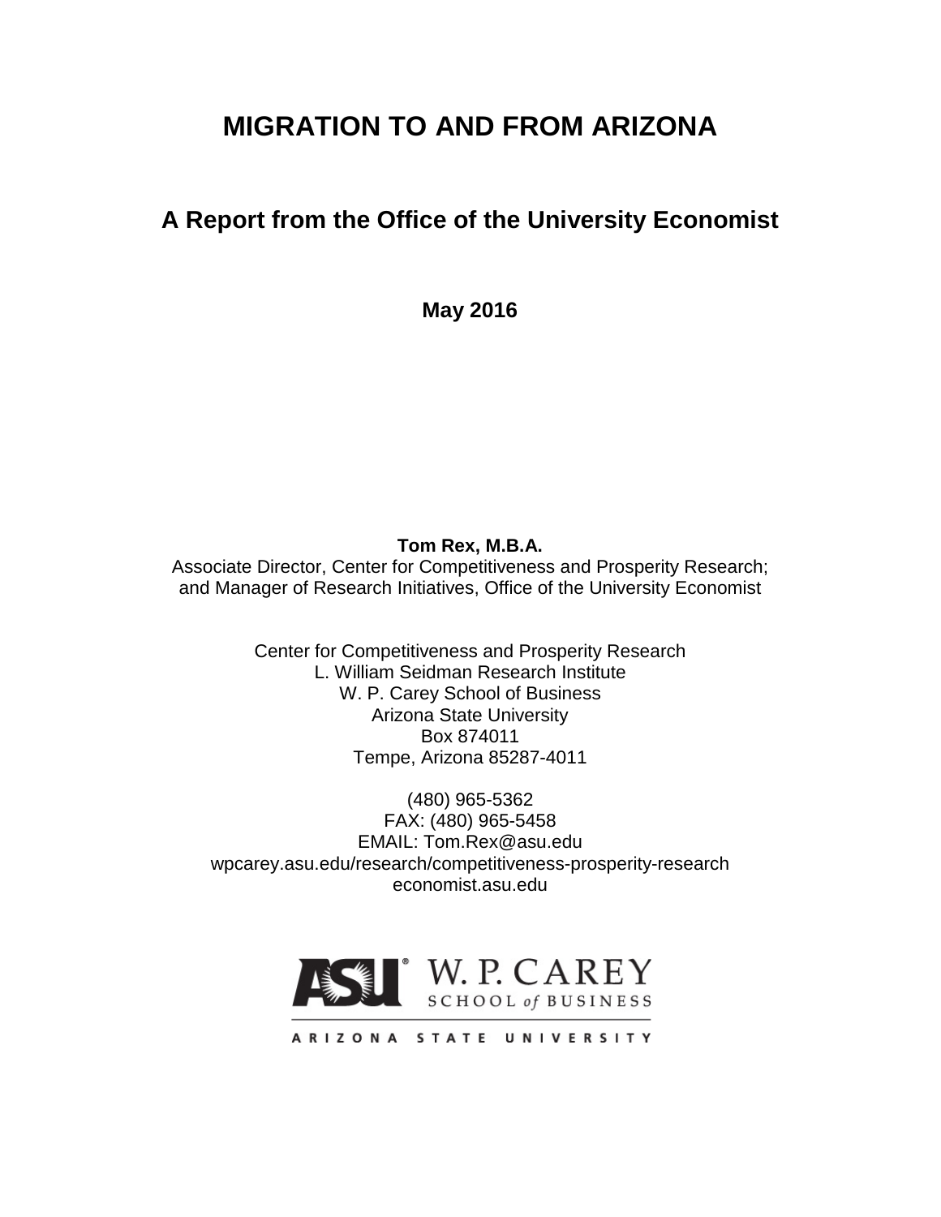# MIGRATION TO AND FROM ARIZONA

## A Report from the Office of the University Economist

**May 2016**

**Tom Rex, M.B.A.**
Associate Director, Center for Competitiveness and Prosperity Research;
and Manager of Research Initiatives, Office of the University Economist

Center for Competitiveness and Prosperity Research
L. William Seidman Research Institute
W. P. Carey School of Business
Arizona State University
Box 874011
Tempe, Arizona 85287-4011

(480) 965-5362
FAX: (480) 965-5458
EMAIL: Tom.Rex@asu.edu
wpcarey.asu.edu/research/competitiveness-prosperity-research
economist.asu.edu

ASU W. P. CAREY SCHOOL of BUSINESS
ARIZONA STATE UNIVERSITY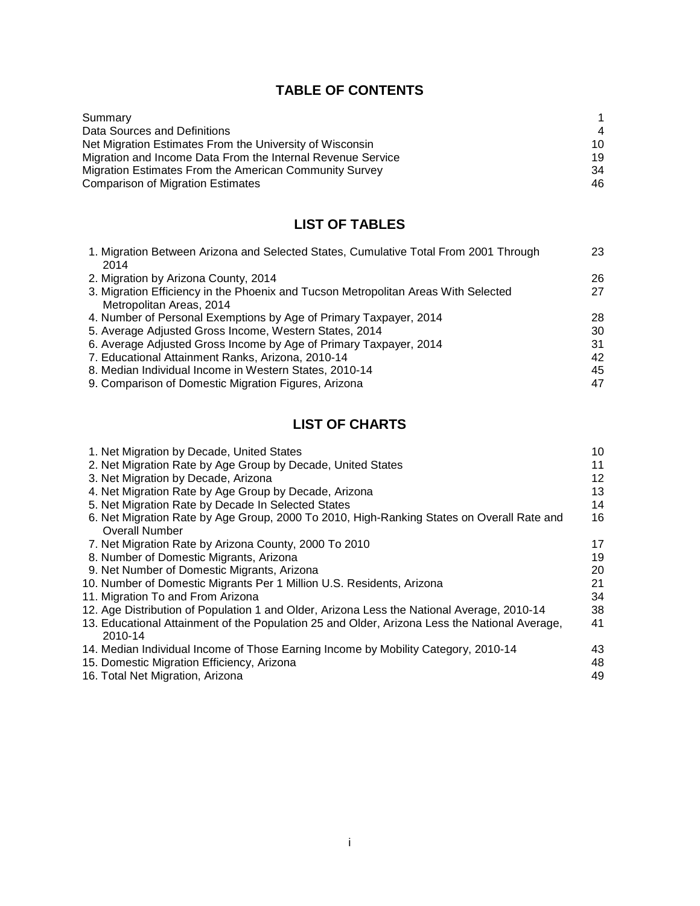## TABLE OF CONTENTS

| | |
|---|---|
| Summary | 1 |
| Data Sources and Definitions | 4 |
| Net Migration Estimates From the University of Wisconsin | 10 |
| Migration and Income Data From the Internal Revenue Service | 19 |
| Migration Estimates From the American Community Survey | 34 |
| Comparison of Migration Estimates | 46 |

## LIST OF TABLES

| | |
|---|---|
| 1. Migration Between Arizona and Selected States, Cumulative Total From 2001 Through 2014 | 23 |
| 2. Migration by Arizona County, 2014 | 26 |
| 3. Migration Efficiency in the Phoenix and Tucson Metropolitan Areas With Selected Metropolitan Areas, 2014 | 27 |
| 4. Number of Personal Exemptions by Age of Primary Taxpayer, 2014 | 28 |
| 5. Average Adjusted Gross Income, Western States, 2014 | 30 |
| 6. Average Adjusted Gross Income by Age of Primary Taxpayer, 2014 | 31 |
| 7. Educational Attainment Ranks, Arizona, 2010-14 | 42 |
| 8. Median Individual Income in Western States, 2010-14 | 45 |
| 9. Comparison of Domestic Migration Figures, Arizona | 47 |

## LIST OF CHARTS

| | |
|---|---|
| 1. Net Migration by Decade, United States | 10 |
| 2. Net Migration Rate by Age Group by Decade, United States | 11 |
| 3. Net Migration by Decade, Arizona | 12 |
| 4. Net Migration Rate by Age Group by Decade, Arizona | 13 |
| 5. Net Migration Rate by Decade In Selected States | 14 |
| 6. Net Migration Rate by Age Group, 2000 To 2010, High-Ranking States on Overall Rate and Overall Number | 16 |
| 7. Net Migration Rate by Arizona County, 2000 To 2010 | 17 |
| 8. Number of Domestic Migrants, Arizona | 19 |
| 9. Net Number of Domestic Migrants, Arizona | 20 |
| 10. Number of Domestic Migrants Per 1 Million U.S. Residents, Arizona | 21 |
| 11. Migration To and From Arizona | 34 |
| 12. Age Distribution of Population 1 and Older, Arizona Less the National Average, 2010-14 | 38 |
| 13. Educational Attainment of the Population 25 and Older, Arizona Less the National Average, 2010-14 | 41 |
| 14. Median Individual Income of Those Earning Income by Mobility Category, 2010-14 | 43 |
| 15. Domestic Migration Efficiency, Arizona | 48 |
| 16. Total Net Migration, Arizona | 49 |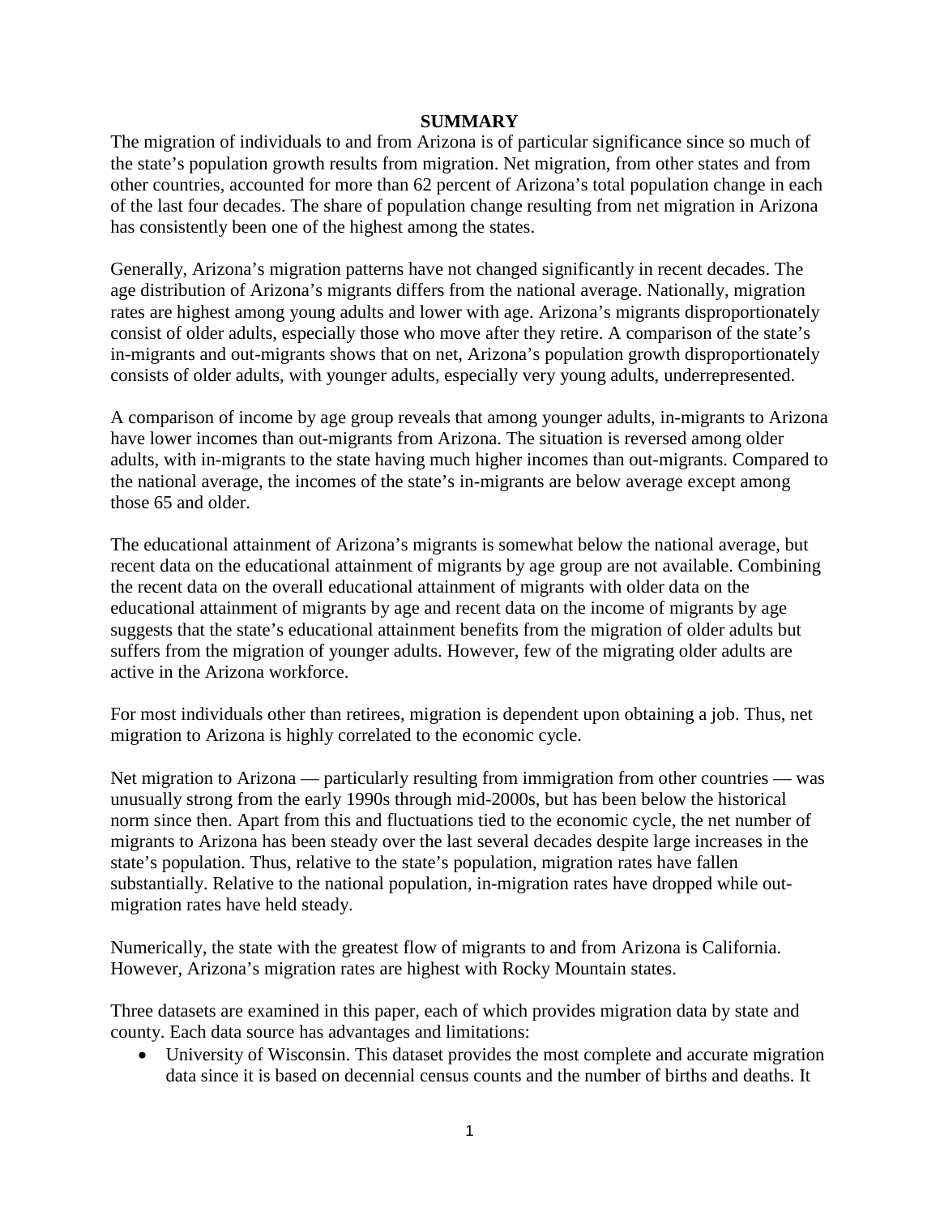## SUMMARY

The migration of individuals to and from Arizona is of particular significance since so much of the state's population growth results from migration. Net migration, from other states and from other countries, accounted for more than 62 percent of Arizona's total population change in each of the last four decades. The share of population change resulting from net migration in Arizona has consistently been one of the highest among the states.

Generally, Arizona's migration patterns have not changed significantly in recent decades. The age distribution of Arizona's migrants differs from the national average. Nationally, migration rates are highest among young adults and lower with age. Arizona's migrants disproportionately consist of older adults, especially those who move after they retire. A comparison of the state's in-migrants and out-migrants shows that on net, Arizona's population growth disproportionately consists of older adults, with younger adults, especially very young adults, underrepresented.

A comparison of income by age group reveals that among younger adults, in-migrants to Arizona have lower incomes than out-migrants from Arizona. The situation is reversed among older adults, with in-migrants to the state having much higher incomes than out-migrants. Compared to the national average, the incomes of the state's in-migrants are below average except among those 65 and older.

The educational attainment of Arizona's migrants is somewhat below the national average, but recent data on the educational attainment of migrants by age group are not available. Combining the recent data on the overall educational attainment of migrants with older data on the educational attainment of migrants by age and recent data on the income of migrants by age suggests that the state's educational attainment benefits from the migration of older adults but suffers from the migration of younger adults. However, few of the migrating older adults are active in the Arizona workforce.

For most individuals other than retirees, migration is dependent upon obtaining a job. Thus, net migration to Arizona is highly correlated to the economic cycle.

Net migration to Arizona — particularly resulting from immigration from other countries — was unusually strong from the early 1990s through mid-2000s, but has been below the historical norm since then. Apart from this and fluctuations tied to the economic cycle, the net number of migrants to Arizona has been steady over the last several decades despite large increases in the state's population. Thus, relative to the state's population, migration rates have fallen substantially. Relative to the national population, in-migration rates have dropped while out-migration rates have held steady.

Numerically, the state with the greatest flow of migrants to and from Arizona is California. However, Arizona's migration rates are highest with Rocky Mountain states.

Three datasets are examined in this paper, each of which provides migration data by state and county. Each data source has advantages and limitations:

- University of Wisconsin. This dataset provides the most complete and accurate migration data since it is based on decennial census counts and the number of births and deaths. It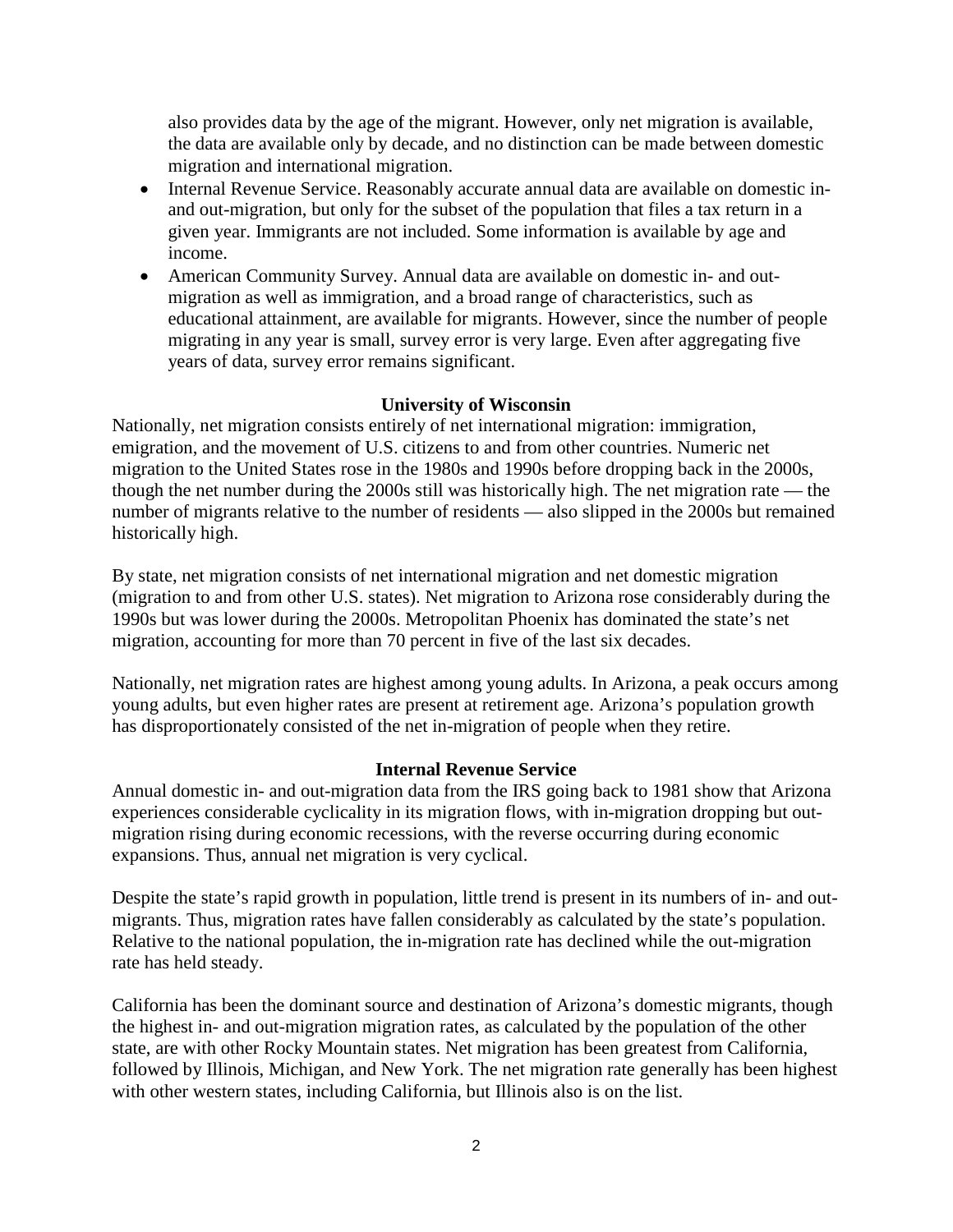also provides data by the age of the migrant. However, only net migration is available, the data are available only by decade, and no distinction can be made between domestic migration and international migration.

- Internal Revenue Service. Reasonably accurate annual data are available on domestic in- and out-migration, but only for the subset of the population that files a tax return in a given year. Immigrants are not included. Some information is available by age and income.
- American Community Survey. Annual data are available on domestic in- and out-migration as well as immigration, and a broad range of characteristics, such as educational attainment, are available for migrants. However, since the number of people migrating in any year is small, survey error is very large. Even after aggregating five years of data, survey error remains significant.

### University of Wisconsin

Nationally, net migration consists entirely of net international migration: immigration, emigration, and the movement of U.S. citizens to and from other countries. Numeric net migration to the United States rose in the 1980s and 1990s before dropping back in the 2000s, though the net number during the 2000s still was historically high. The net migration rate — the number of migrants relative to the number of residents — also slipped in the 2000s but remained historically high.

By state, net migration consists of net international migration and net domestic migration (migration to and from other U.S. states). Net migration to Arizona rose considerably during the 1990s but was lower during the 2000s. Metropolitan Phoenix has dominated the state's net migration, accounting for more than 70 percent in five of the last six decades.

Nationally, net migration rates are highest among young adults. In Arizona, a peak occurs among young adults, but even higher rates are present at retirement age. Arizona's population growth has disproportionately consisted of the net in-migration of people when they retire.

### Internal Revenue Service

Annual domestic in- and out-migration data from the IRS going back to 1981 show that Arizona experiences considerable cyclicality in its migration flows, with in-migration dropping but out-migration rising during economic recessions, with the reverse occurring during economic expansions. Thus, annual net migration is very cyclical.

Despite the state's rapid growth in population, little trend is present in its numbers of in- and out-migrants. Thus, migration rates have fallen considerably as calculated by the state's population. Relative to the national population, the in-migration rate has declined while the out-migration rate has held steady.

California has been the dominant source and destination of Arizona's domestic migrants, though the highest in- and out-migration migration rates, as calculated by the population of the other state, are with other Rocky Mountain states. Net migration has been greatest from California, followed by Illinois, Michigan, and New York. The net migration rate generally has been highest with other western states, including California, but Illinois also is on the list.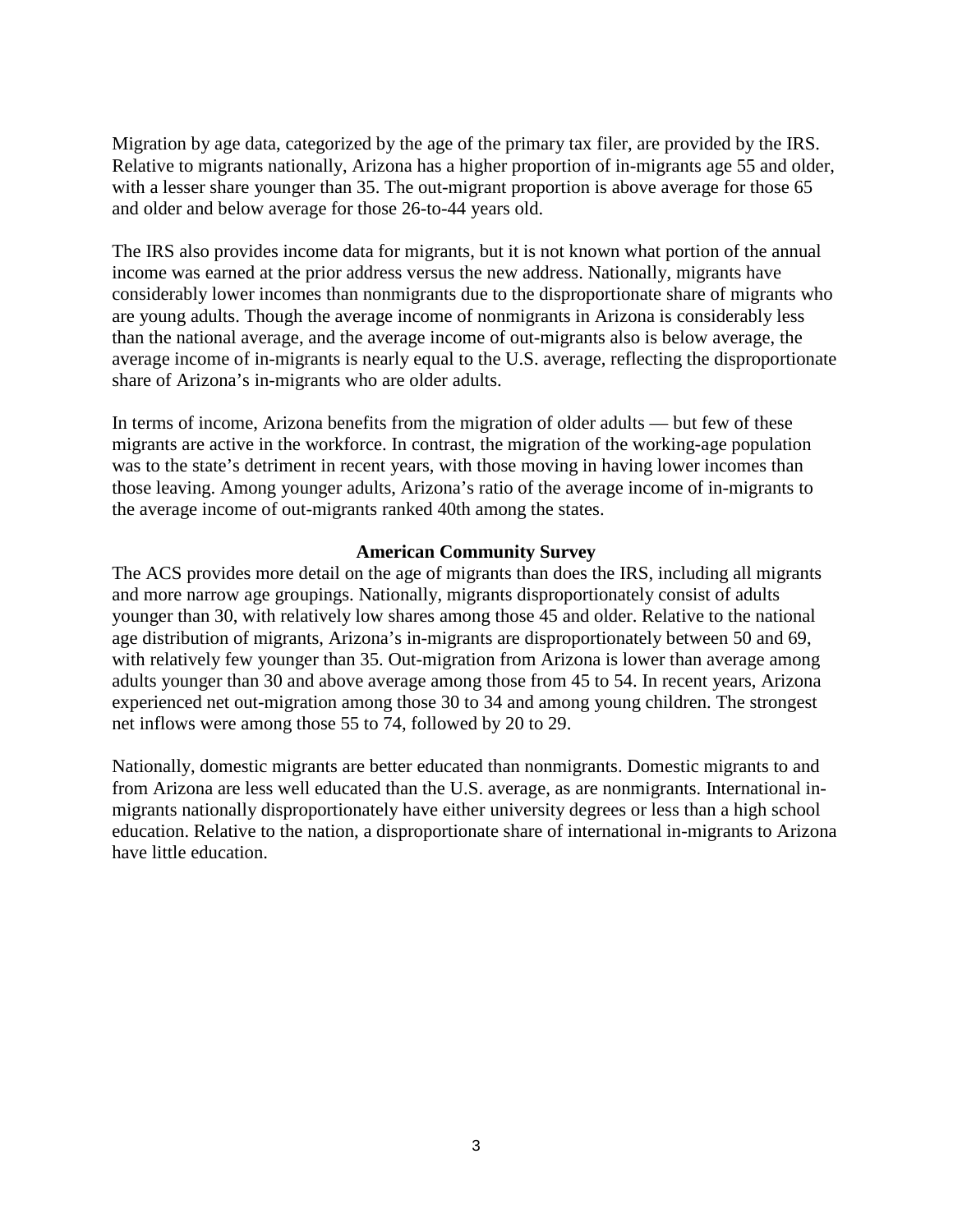Migration by age data, categorized by the age of the primary tax filer, are provided by the IRS. Relative to migrants nationally, Arizona has a higher proportion of in-migrants age 55 and older, with a lesser share younger than 35. The out-migrant proportion is above average for those 65 and older and below average for those 26-to-44 years old.

The IRS also provides income data for migrants, but it is not known what portion of the annual income was earned at the prior address versus the new address. Nationally, migrants have considerably lower incomes than nonmigrants due to the disproportionate share of migrants who are young adults. Though the average income of nonmigrants in Arizona is considerably less than the national average, and the average income of out-migrants also is below average, the average income of in-migrants is nearly equal to the U.S. average, reflecting the disproportionate share of Arizona's in-migrants who are older adults.

In terms of income, Arizona benefits from the migration of older adults — but few of these migrants are active in the workforce. In contrast, the migration of the working-age population was to the state's detriment in recent years, with those moving in having lower incomes than those leaving. Among younger adults, Arizona's ratio of the average income of in-migrants to the average income of out-migrants ranked 40th among the states.

### American Community Survey

The ACS provides more detail on the age of migrants than does the IRS, including all migrants and more narrow age groupings. Nationally, migrants disproportionately consist of adults younger than 30, with relatively low shares among those 45 and older. Relative to the national age distribution of migrants, Arizona's in-migrants are disproportionately between 50 and 69, with relatively few younger than 35. Out-migration from Arizona is lower than average among adults younger than 30 and above average among those from 45 to 54. In recent years, Arizona experienced net out-migration among those 30 to 34 and among young children. The strongest net inflows were among those 55 to 74, followed by 20 to 29.

Nationally, domestic migrants are better educated than nonmigrants. Domestic migrants to and from Arizona are less well educated than the U.S. average, as are nonmigrants. International in-migrants nationally disproportionately have either university degrees or less than a high school education. Relative to the nation, a disproportionate share of international in-migrants to Arizona have little education.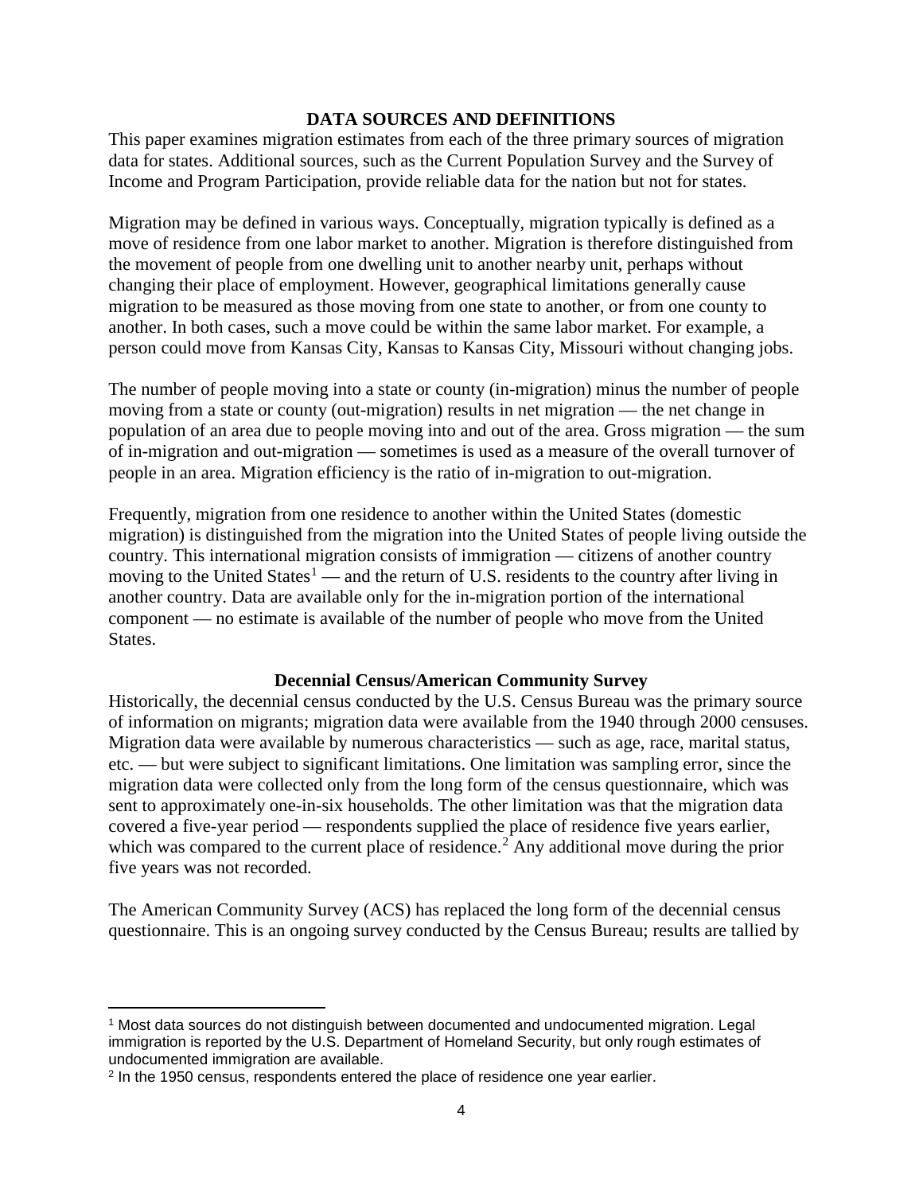## DATA SOURCES AND DEFINITIONS

This paper examines migration estimates from each of the three primary sources of migration data for states. Additional sources, such as the Current Population Survey and the Survey of Income and Program Participation, provide reliable data for the nation but not for states.

Migration may be defined in various ways. Conceptually, migration typically is defined as a move of residence from one labor market to another. Migration is therefore distinguished from the movement of people from one dwelling unit to another nearby unit, perhaps without changing their place of employment. However, geographical limitations generally cause migration to be measured as those moving from one state to another, or from one county to another. In both cases, such a move could be within the same labor market. For example, a person could move from Kansas City, Kansas to Kansas City, Missouri without changing jobs.

The number of people moving into a state or county (in-migration) minus the number of people moving from a state or county (out-migration) results in net migration — the net change in population of an area due to people moving into and out of the area. Gross migration — the sum of in-migration and out-migration — sometimes is used as a measure of the overall turnover of people in an area. Migration efficiency is the ratio of in-migration to out-migration.

Frequently, migration from one residence to another within the United States (domestic migration) is distinguished from the migration into the United States of people living outside the country. This international migration consists of immigration — citizens of another country moving to the United States[1] — and the return of U.S. residents to the country after living in another country. Data are available only for the in-migration portion of the international component — no estimate is available of the number of people who move from the United States.

### Decennial Census/American Community Survey

Historically, the decennial census conducted by the U.S. Census Bureau was the primary source of information on migrants; migration data were available from the 1940 through 2000 censuses. Migration data were available by numerous characteristics — such as age, race, marital status, etc. — but were subject to significant limitations. One limitation was sampling error, since the migration data were collected only from the long form of the census questionnaire, which was sent to approximately one-in-six households. The other limitation was that the migration data covered a five-year period — respondents supplied the place of residence five years earlier, which was compared to the current place of residence.[2] Any additional move during the prior five years was not recorded.

The American Community Survey (ACS) has replaced the long form of the decennial census questionnaire. This is an ongoing survey conducted by the Census Bureau; results are tallied by

---

[1] Most data sources do not distinguish between documented and undocumented migration. Legal immigration is reported by the U.S. Department of Homeland Security, but only rough estimates of undocumented immigration are available.

[2] In the 1950 census, respondents entered the place of residence one year earlier.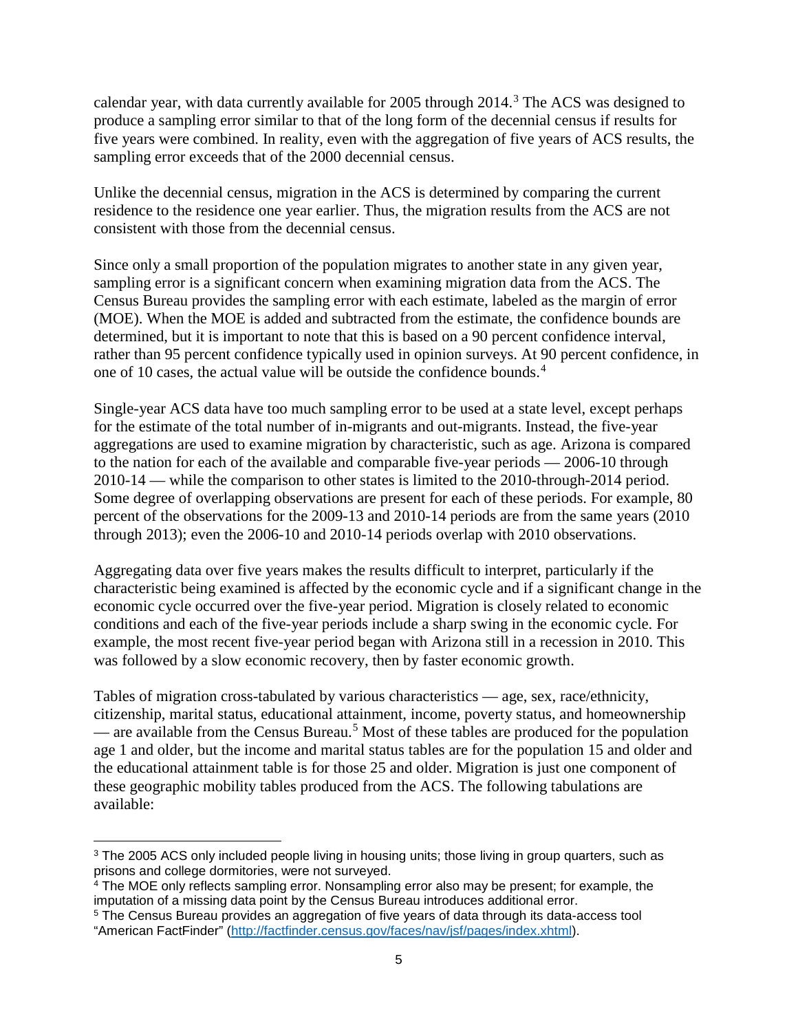calendar year, with data currently available for 2005 through 2014.[3] The ACS was designed to produce a sampling error similar to that of the long form of the decennial census if results for five years were combined. In reality, even with the aggregation of five years of ACS results, the sampling error exceeds that of the 2000 decennial census.

Unlike the decennial census, migration in the ACS is determined by comparing the current residence to the residence one year earlier. Thus, the migration results from the ACS are not consistent with those from the decennial census.

Since only a small proportion of the population migrates to another state in any given year, sampling error is a significant concern when examining migration data from the ACS. The Census Bureau provides the sampling error with each estimate, labeled as the margin of error (MOE). When the MOE is added and subtracted from the estimate, the confidence bounds are determined, but it is important to note that this is based on a 90 percent confidence interval, rather than 95 percent confidence typically used in opinion surveys. At 90 percent confidence, in one of 10 cases, the actual value will be outside the confidence bounds.[4]

Single-year ACS data have too much sampling error to be used at a state level, except perhaps for the estimate of the total number of in-migrants and out-migrants. Instead, the five-year aggregations are used to examine migration by characteristic, such as age. Arizona is compared to the nation for each of the available and comparable five-year periods — 2006-10 through 2010-14 — while the comparison to other states is limited to the 2010-through-2014 period. Some degree of overlapping observations are present for each of these periods. For example, 80 percent of the observations for the 2009-13 and 2010-14 periods are from the same years (2010 through 2013); even the 2006-10 and 2010-14 periods overlap with 2010 observations.

Aggregating data over five years makes the results difficult to interpret, particularly if the characteristic being examined is affected by the economic cycle and if a significant change in the economic cycle occurred over the five-year period. Migration is closely related to economic conditions and each of the five-year periods include a sharp swing in the economic cycle. For example, the most recent five-year period began with Arizona still in a recession in 2010. This was followed by a slow economic recovery, then by faster economic growth.

Tables of migration cross-tabulated by various characteristics — age, sex, race/ethnicity, citizenship, marital status, educational attainment, income, poverty status, and homeownership — are available from the Census Bureau.[5] Most of these tables are produced for the population age 1 and older, but the income and marital status tables are for the population 15 and older and the educational attainment table is for those 25 and older. Migration is just one component of these geographic mobility tables produced from the ACS. The following tabulations are available:

---

[3] The 2005 ACS only included people living in housing units; those living in group quarters, such as prisons and college dormitories, were not surveyed.

[4] The MOE only reflects sampling error. Nonsampling error also may be present; for example, the imputation of a missing data point by the Census Bureau introduces additional error.

[5] The Census Bureau provides an aggregation of five years of data through its data-access tool "American FactFinder" (http://factfinder.census.gov/faces/nav/jsf/pages/index.xhtml).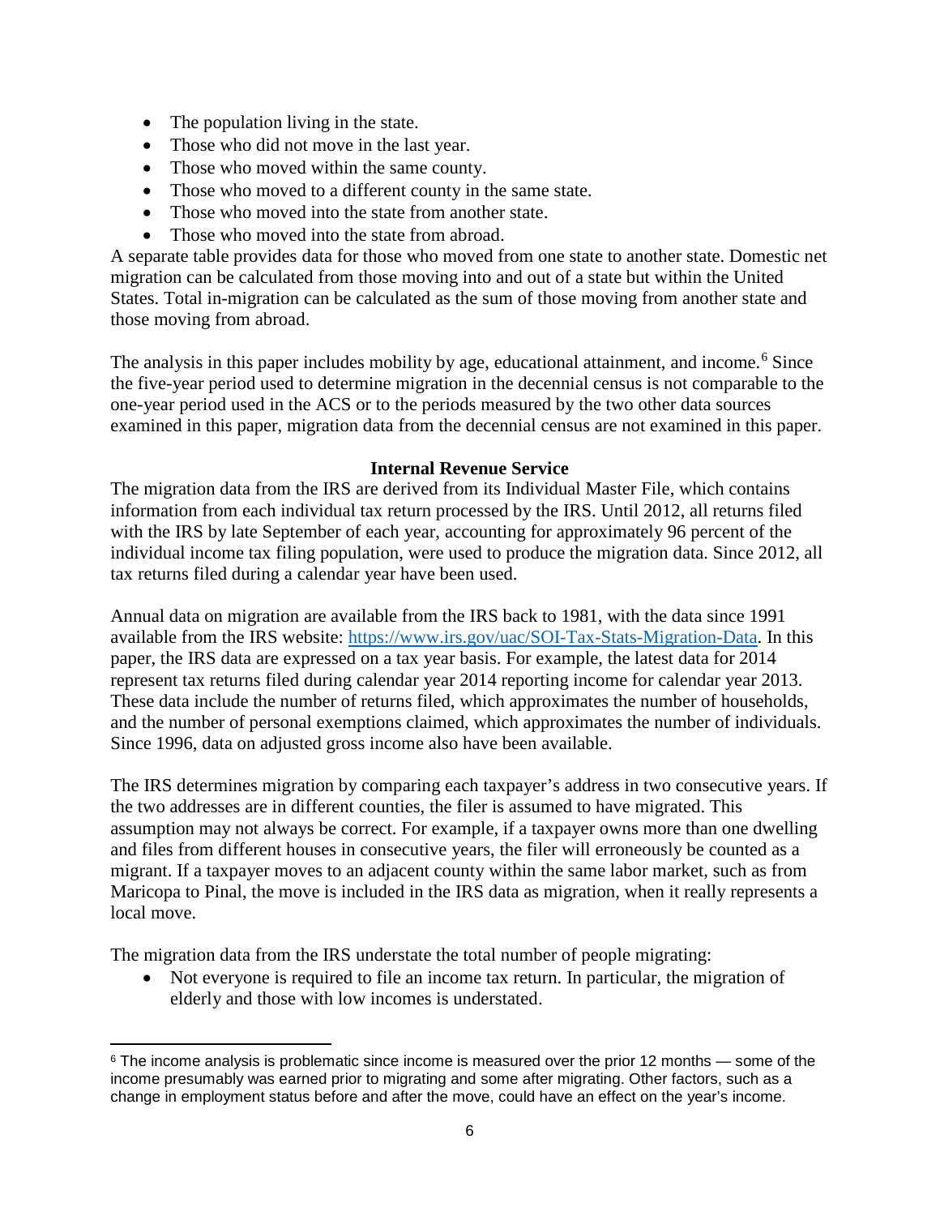- The population living in the state.
- Those who did not move in the last year.
- Those who moved within the same county.
- Those who moved to a different county in the same state.
- Those who moved into the state from another state.
- Those who moved into the state from abroad.

A separate table provides data for those who moved from one state to another state. Domestic net migration can be calculated from those moving into and out of a state but within the United States. Total in-migration can be calculated as the sum of those moving from another state and those moving from abroad.

The analysis in this paper includes mobility by age, educational attainment, and income.[6] Since the five-year period used to determine migration in the decennial census is not comparable to the one-year period used in the ACS or to the periods measured by the two other data sources examined in this paper, migration data from the decennial census are not examined in this paper.

### Internal Revenue Service

The migration data from the IRS are derived from its Individual Master File, which contains information from each individual tax return processed by the IRS. Until 2012, all returns filed with the IRS by late September of each year, accounting for approximately 96 percent of the individual income tax filing population, were used to produce the migration data. Since 2012, all tax returns filed during a calendar year have been used.

Annual data on migration are available from the IRS back to 1981, with the data since 1991 available from the IRS website: https://www.irs.gov/uac/SOI-Tax-Stats-Migration-Data. In this paper, the IRS data are expressed on a tax year basis. For example, the latest data for 2014 represent tax returns filed during calendar year 2014 reporting income for calendar year 2013. These data include the number of returns filed, which approximates the number of households, and the number of personal exemptions claimed, which approximates the number of individuals. Since 1996, data on adjusted gross income also have been available.

The IRS determines migration by comparing each taxpayer's address in two consecutive years. If the two addresses are in different counties, the filer is assumed to have migrated. This assumption may not always be correct. For example, if a taxpayer owns more than one dwelling and files from different houses in consecutive years, the filer will erroneously be counted as a migrant. If a taxpayer moves to an adjacent county within the same labor market, such as from Maricopa to Pinal, the move is included in the IRS data as migration, when it really represents a local move.

The migration data from the IRS understate the total number of people migrating:

- Not everyone is required to file an income tax return. In particular, the migration of elderly and those with low incomes is understated.

---

[6] The income analysis is problematic since income is measured over the prior 12 months — some of the income presumably was earned prior to migrating and some after migrating. Other factors, such as a change in employment status before and after the move, could have an effect on the year's income.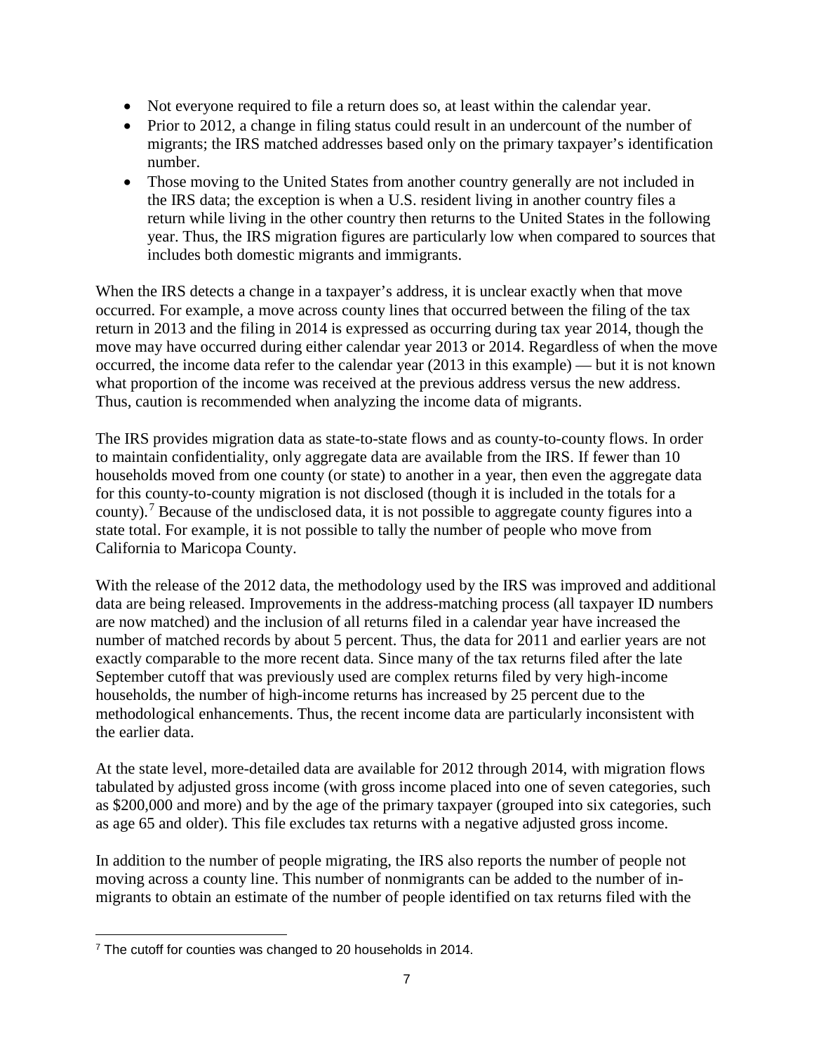- Not everyone required to file a return does so, at least within the calendar year.
- Prior to 2012, a change in filing status could result in an undercount of the number of migrants; the IRS matched addresses based only on the primary taxpayer's identification number.
- Those moving to the United States from another country generally are not included in the IRS data; the exception is when a U.S. resident living in another country files a return while living in the other country then returns to the United States in the following year. Thus, the IRS migration figures are particularly low when compared to sources that includes both domestic migrants and immigrants.

When the IRS detects a change in a taxpayer's address, it is unclear exactly when that move occurred. For example, a move across county lines that occurred between the filing of the tax return in 2013 and the filing in 2014 is expressed as occurring during tax year 2014, though the move may have occurred during either calendar year 2013 or 2014. Regardless of when the move occurred, the income data refer to the calendar year (2013 in this example) — but it is not known what proportion of the income was received at the previous address versus the new address. Thus, caution is recommended when analyzing the income data of migrants.

The IRS provides migration data as state-to-state flows and as county-to-county flows. In order to maintain confidentiality, only aggregate data are available from the IRS. If fewer than 10 households moved from one county (or state) to another in a year, then even the aggregate data for this county-to-county migration is not disclosed (though it is included in the totals for a county).[7] Because of the undisclosed data, it is not possible to aggregate county figures into a state total. For example, it is not possible to tally the number of people who move from California to Maricopa County.

With the release of the 2012 data, the methodology used by the IRS was improved and additional data are being released. Improvements in the address-matching process (all taxpayer ID numbers are now matched) and the inclusion of all returns filed in a calendar year have increased the number of matched records by about 5 percent. Thus, the data for 2011 and earlier years are not exactly comparable to the more recent data. Since many of the tax returns filed after the late September cutoff that was previously used are complex returns filed by very high-income households, the number of high-income returns has increased by 25 percent due to the methodological enhancements. Thus, the recent income data are particularly inconsistent with the earlier data.

At the state level, more-detailed data are available for 2012 through 2014, with migration flows tabulated by adjusted gross income (with gross income placed into one of seven categories, such as $200,000 and more) and by the age of the primary taxpayer (grouped into six categories, such as age 65 and older). This file excludes tax returns with a negative adjusted gross income.

In addition to the number of people migrating, the IRS also reports the number of people not moving across a county line. This number of nonmigrants can be added to the number of in-migrants to obtain an estimate of the number of people identified on tax returns filed with the

[7] The cutoff for counties was changed to 20 households in 2014.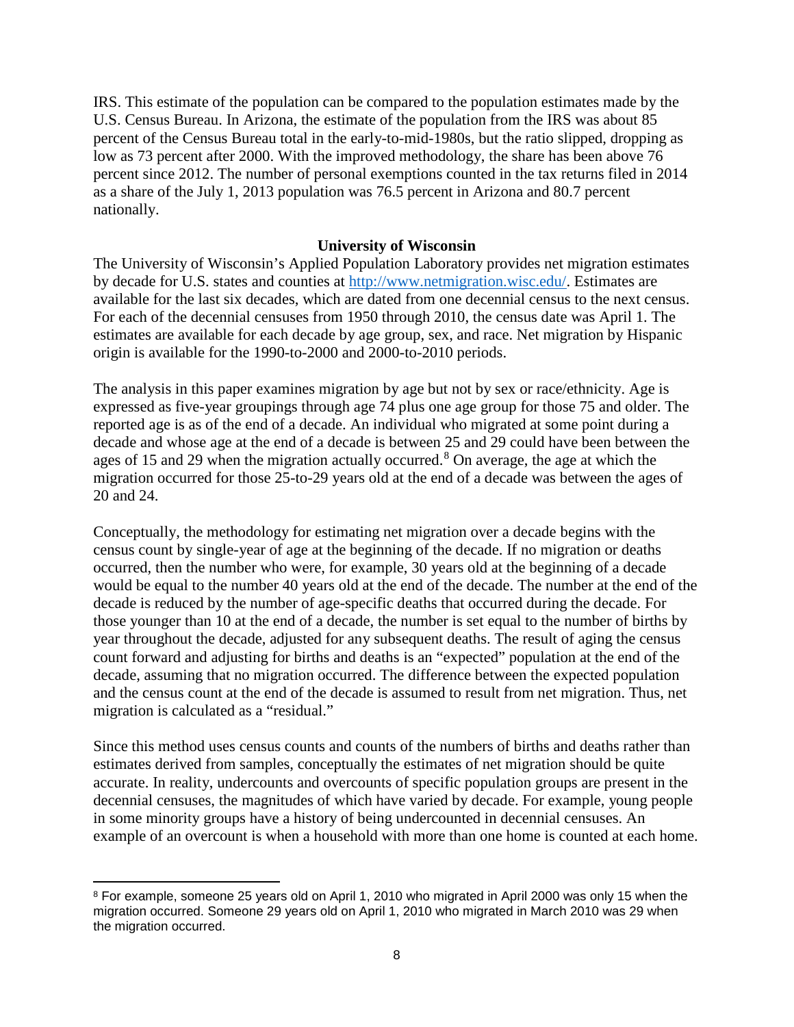IRS. This estimate of the population can be compared to the population estimates made by the U.S. Census Bureau. In Arizona, the estimate of the population from the IRS was about 85 percent of the Census Bureau total in the early-to-mid-1980s, but the ratio slipped, dropping as low as 73 percent after 2000. With the improved methodology, the share has been above 76 percent since 2012. The number of personal exemptions counted in the tax returns filed in 2014 as a share of the July 1, 2013 population was 76.5 percent in Arizona and 80.7 percent nationally.

### University of Wisconsin

The University of Wisconsin's Applied Population Laboratory provides net migration estimates by decade for U.S. states and counties at http://www.netmigration.wisc.edu/. Estimates are available for the last six decades, which are dated from one decennial census to the next census. For each of the decennial censuses from 1950 through 2010, the census date was April 1. The estimates are available for each decade by age group, sex, and race. Net migration by Hispanic origin is available for the 1990-to-2000 and 2000-to-2010 periods.

The analysis in this paper examines migration by age but not by sex or race/ethnicity. Age is expressed as five-year groupings through age 74 plus one age group for those 75 and older. The reported age is as of the end of a decade. An individual who migrated at some point during a decade and whose age at the end of a decade is between 25 and 29 could have been between the ages of 15 and 29 when the migration actually occurred.[8] On average, the age at which the migration occurred for those 25-to-29 years old at the end of a decade was between the ages of 20 and 24.

Conceptually, the methodology for estimating net migration over a decade begins with the census count by single-year of age at the beginning of the decade. If no migration or deaths occurred, then the number who were, for example, 30 years old at the beginning of a decade would be equal to the number 40 years old at the end of the decade. The number at the end of the decade is reduced by the number of age-specific deaths that occurred during the decade. For those younger than 10 at the end of a decade, the number is set equal to the number of births by year throughout the decade, adjusted for any subsequent deaths. The result of aging the census count forward and adjusting for births and deaths is an "expected" population at the end of the decade, assuming that no migration occurred. The difference between the expected population and the census count at the end of the decade is assumed to result from net migration. Thus, net migration is calculated as a "residual."

Since this method uses census counts and counts of the numbers of births and deaths rather than estimates derived from samples, conceptually the estimates of net migration should be quite accurate. In reality, undercounts and overcounts of specific population groups are present in the decennial censuses, the magnitudes of which have varied by decade. For example, young people in some minority groups have a history of being undercounted in decennial censuses. An example of an overcount is when a household with more than one home is counted at each home.

---

[8] For example, someone 25 years old on April 1, 2010 who migrated in April 2000 was only 15 when the migration occurred. Someone 29 years old on April 1, 2010 who migrated in March 2010 was 29 when the migration occurred.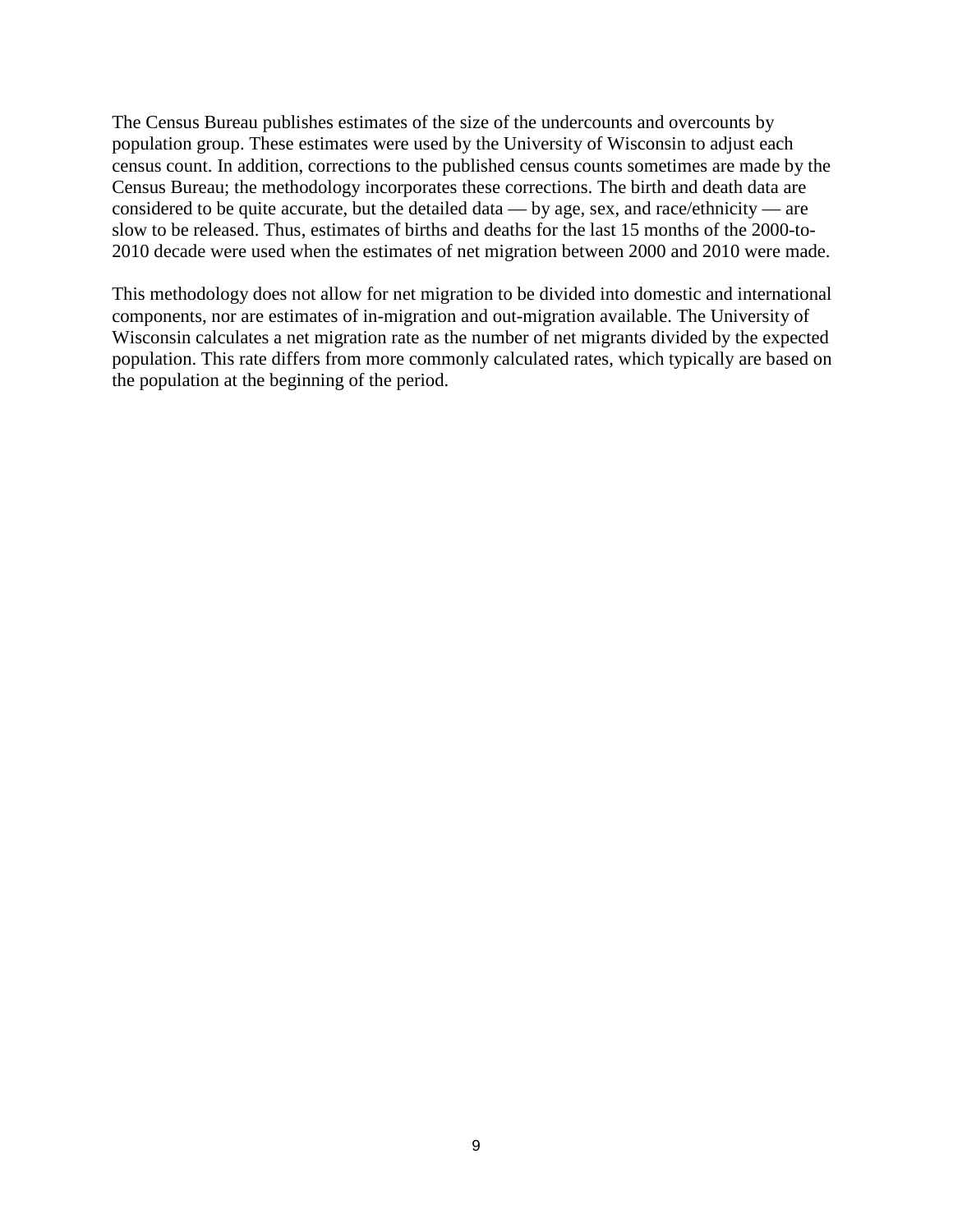The Census Bureau publishes estimates of the size of the undercounts and overcounts by population group. These estimates were used by the University of Wisconsin to adjust each census count. In addition, corrections to the published census counts sometimes are made by the Census Bureau; the methodology incorporates these corrections. The birth and death data are considered to be quite accurate, but the detailed data — by age, sex, and race/ethnicity — are slow to be released. Thus, estimates of births and deaths for the last 15 months of the 2000-to-2010 decade were used when the estimates of net migration between 2000 and 2010 were made.

This methodology does not allow for net migration to be divided into domestic and international components, nor are estimates of in-migration and out-migration available. The University of Wisconsin calculates a net migration rate as the number of net migrants divided by the expected population. This rate differs from more commonly calculated rates, which typically are based on the population at the beginning of the period.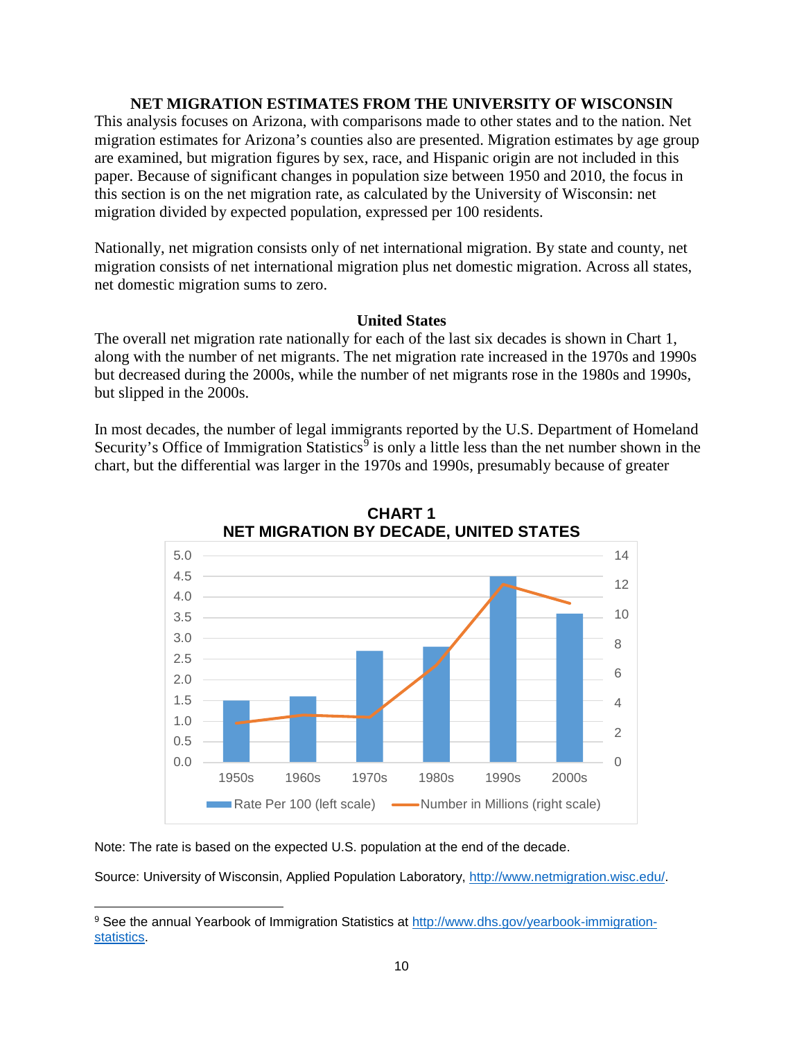## NET MIGRATION ESTIMATES FROM THE UNIVERSITY OF WISCONSIN

This analysis focuses on Arizona, with comparisons made to other states and to the nation. Net migration estimates for Arizona's counties also are presented. Migration estimates by age group are examined, but migration figures by sex, race, and Hispanic origin are not included in this paper. Because of significant changes in population size between 1950 and 2010, the focus in this section is on the net migration rate, as calculated by the University of Wisconsin: net migration divided by expected population, expressed per 100 residents.

Nationally, net migration consists only of net international migration. By state and county, net migration consists of net international migration plus net domestic migration. Across all states, net domestic migration sums to zero.

### United States

The overall net migration rate nationally for each of the last six decades is shown in Chart 1, along with the number of net migrants. The net migration rate increased in the 1970s and 1990s but decreased during the 2000s, while the number of net migrants rose in the 1980s and 1990s, but slipped in the 2000s.

In most decades, the number of legal immigrants reported by the U.S. Department of Homeland Security's Office of Immigration Statistics[9] is only a little less than the net number shown in the chart, but the differential was larger in the 1970s and 1990s, presumably because of greater

**CHART 1**
**NET MIGRATION BY DECADE, UNITED STATES**

Note: The rate is based on the expected U.S. population at the end of the decade.

Source: University of Wisconsin, Applied Population Laboratory, http://www.netmigration.wisc.edu/.

---

[9] See the annual Yearbook of Immigration Statistics at http://www.dhs.gov/yearbook-immigration-statistics.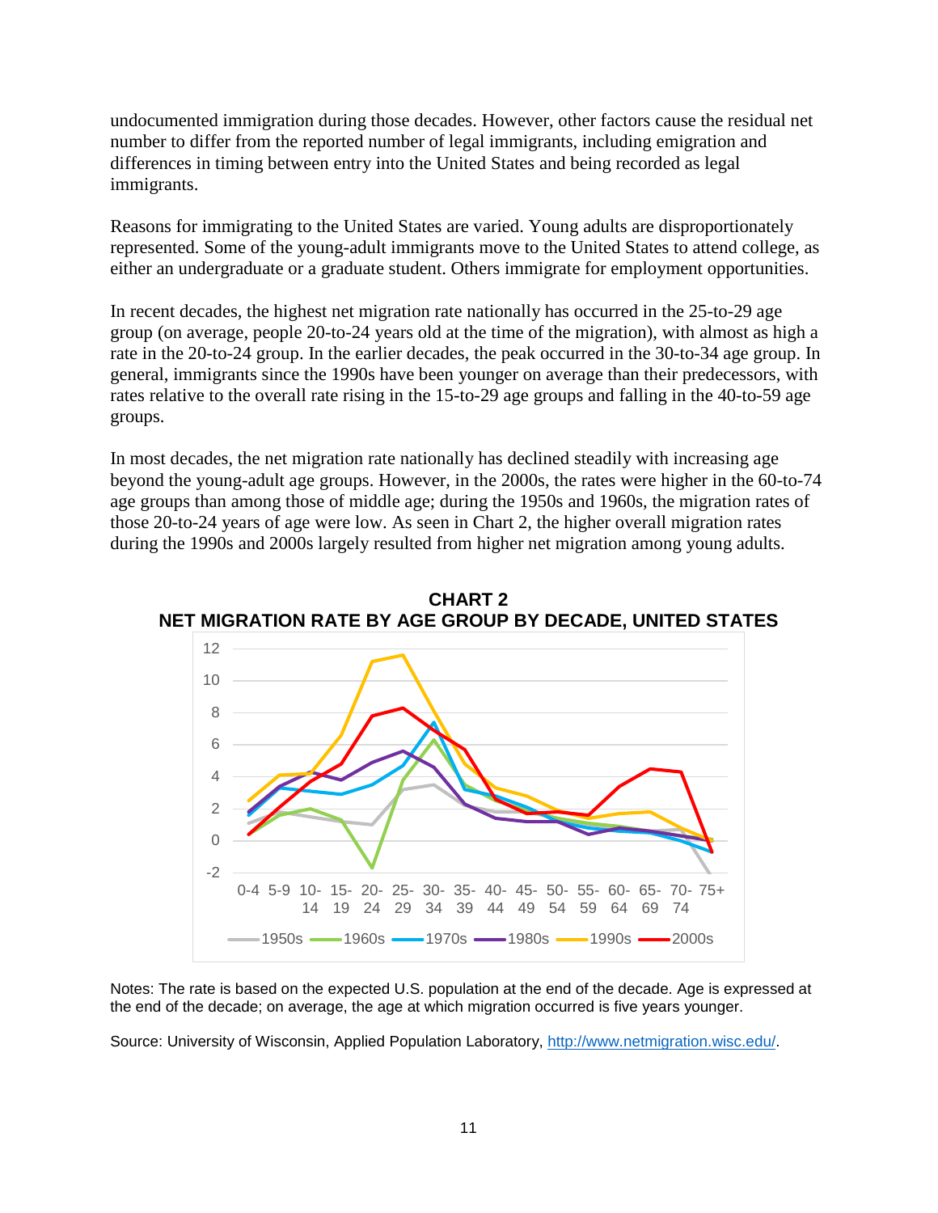undocumented immigration during those decades. However, other factors cause the residual net number to differ from the reported number of legal immigrants, including emigration and differences in timing between entry into the United States and being recorded as legal immigrants.

Reasons for immigrating to the United States are varied. Young adults are disproportionately represented. Some of the young-adult immigrants move to the United States to attend college, as either an undergraduate or a graduate student. Others immigrate for employment opportunities.

In recent decades, the highest net migration rate nationally has occurred in the 25-to-29 age group (on average, people 20-to-24 years old at the time of the migration), with almost as high a rate in the 20-to-24 group. In the earlier decades, the peak occurred in the 30-to-34 age group. In general, immigrants since the 1990s have been younger on average than their predecessors, with rates relative to the overall rate rising in the 15-to-29 age groups and falling in the 40-to-59 age groups.

In most decades, the net migration rate nationally has declined steadily with increasing age beyond the young-adult age groups. However, in the 2000s, the rates were higher in the 60-to-74 age groups than among those of middle age; during the 1950s and 1960s, the migration rates of those 20-to-24 years of age were low. As seen in Chart 2, the higher overall migration rates during the 1990s and 2000s largely resulted from higher net migration among young adults.

**CHART 2**
**NET MIGRATION RATE BY AGE GROUP BY DECADE, UNITED STATES**

Notes: The rate is based on the expected U.S. population at the end of the decade. Age is expressed at the end of the decade; on average, the age at which migration occurred is five years younger.

Source: University of Wisconsin, Applied Population Laboratory, http://www.netmigration.wisc.edu/.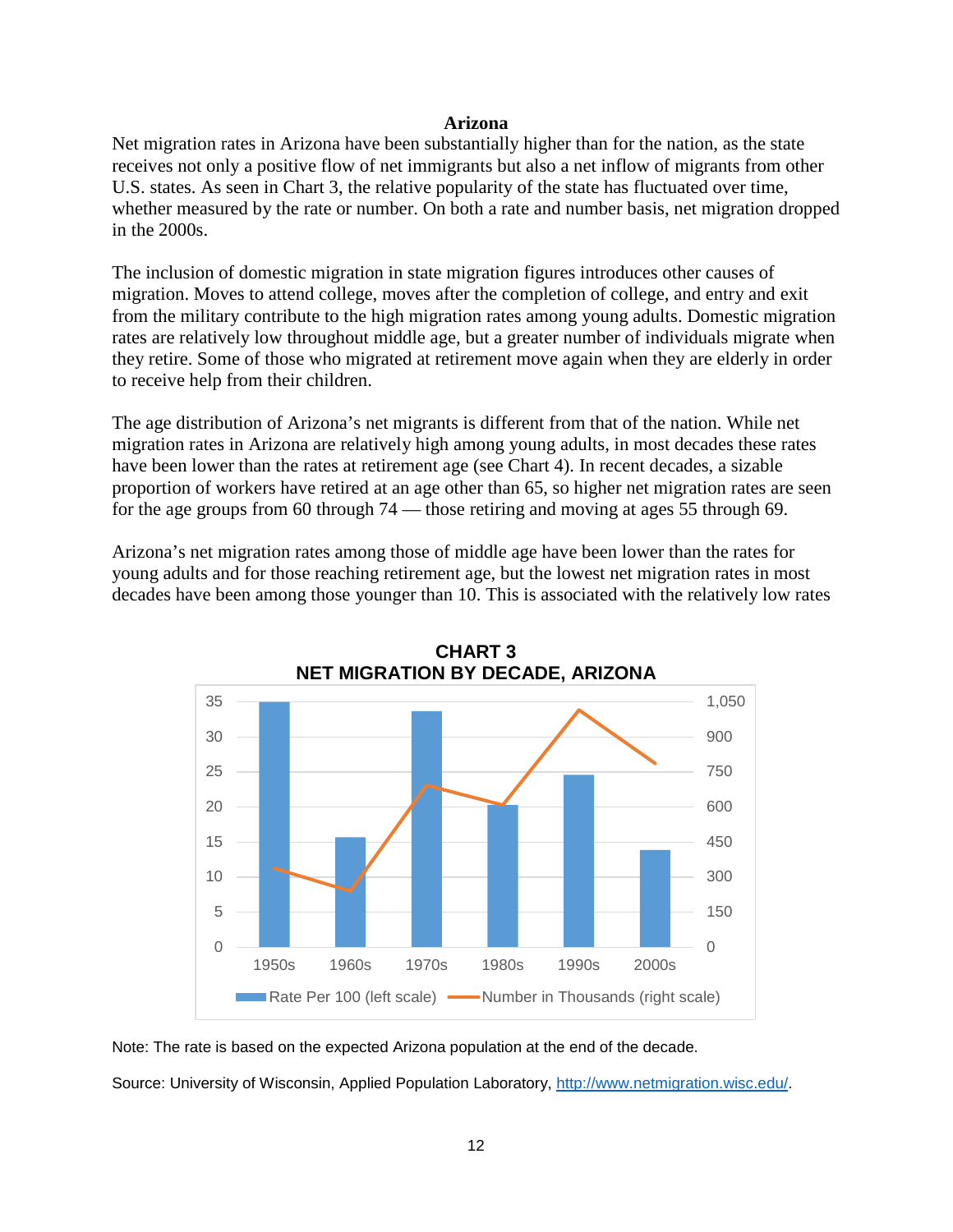## Arizona

Net migration rates in Arizona have been substantially higher than for the nation, as the state receives not only a positive flow of net immigrants but also a net inflow of migrants from other U.S. states. As seen in Chart 3, the relative popularity of the state has fluctuated over time, whether measured by the rate or number. On both a rate and number basis, net migration dropped in the 2000s.

The inclusion of domestic migration in state migration figures introduces other causes of migration. Moves to attend college, moves after the completion of college, and entry and exit from the military contribute to the high migration rates among young adults. Domestic migration rates are relatively low throughout middle age, but a greater number of individuals migrate when they retire. Some of those who migrated at retirement move again when they are elderly in order to receive help from their children.

The age distribution of Arizona's net migrants is different from that of the nation. While net migration rates in Arizona are relatively high among young adults, in most decades these rates have been lower than the rates at retirement age (see Chart 4). In recent decades, a sizable proportion of workers have retired at an age other than 65, so higher net migration rates are seen for the age groups from 60 through 74 — those retiring and moving at ages 55 through 69.

Arizona's net migration rates among those of middle age have been lower than the rates for young adults and for those reaching retirement age, but the lowest net migration rates in most decades have been among those younger than 10. This is associated with the relatively low rates

**CHART 3**
**NET MIGRATION BY DECADE, ARIZONA**

Note: The rate is based on the expected Arizona population at the end of the decade.

Source: University of Wisconsin, Applied Population Laboratory, http://www.netmigration.wisc.edu/.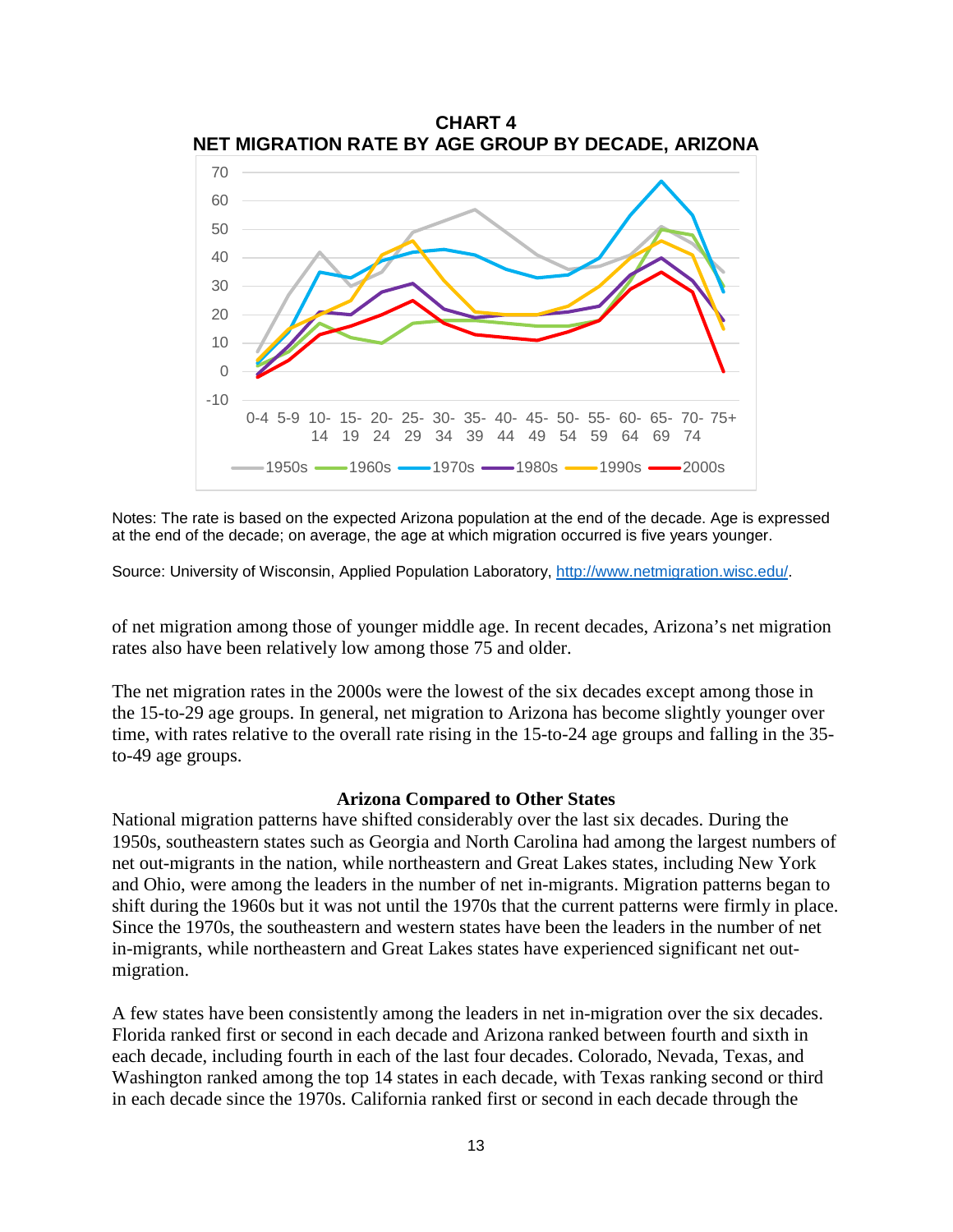**CHART 4**
**NET MIGRATION RATE BY AGE GROUP BY DECADE, ARIZONA**

Notes: The rate is based on the expected Arizona population at the end of the decade. Age is expressed at the end of the decade; on average, the age at which migration occurred is five years younger.

Source: University of Wisconsin, Applied Population Laboratory, http://www.netmigration.wisc.edu/.

of net migration among those of younger middle age. In recent decades, Arizona's net migration rates also have been relatively low among those 75 and older.

The net migration rates in the 2000s were the lowest of the six decades except among those in the 15-to-29 age groups. In general, net migration to Arizona has become slightly younger over time, with rates relative to the overall rate rising in the 15-to-24 age groups and falling in the 35-to-49 age groups.

### Arizona Compared to Other States

National migration patterns have shifted considerably over the last six decades. During the 1950s, southeastern states such as Georgia and North Carolina had among the largest numbers of net out-migrants in the nation, while northeastern and Great Lakes states, including New York and Ohio, were among the leaders in the number of net in-migrants. Migration patterns began to shift during the 1960s but it was not until the 1970s that the current patterns were firmly in place. Since the 1970s, the southeastern and western states have been the leaders in the number of net in-migrants, while northeastern and Great Lakes states have experienced significant net out-migration.

A few states have been consistently among the leaders in net in-migration over the six decades. Florida ranked first or second in each decade and Arizona ranked between fourth and sixth in each decade, including fourth in each of the last four decades. Colorado, Nevada, Texas, and Washington ranked among the top 14 states in each decade, with Texas ranking second or third in each decade since the 1970s. California ranked first or second in each decade through the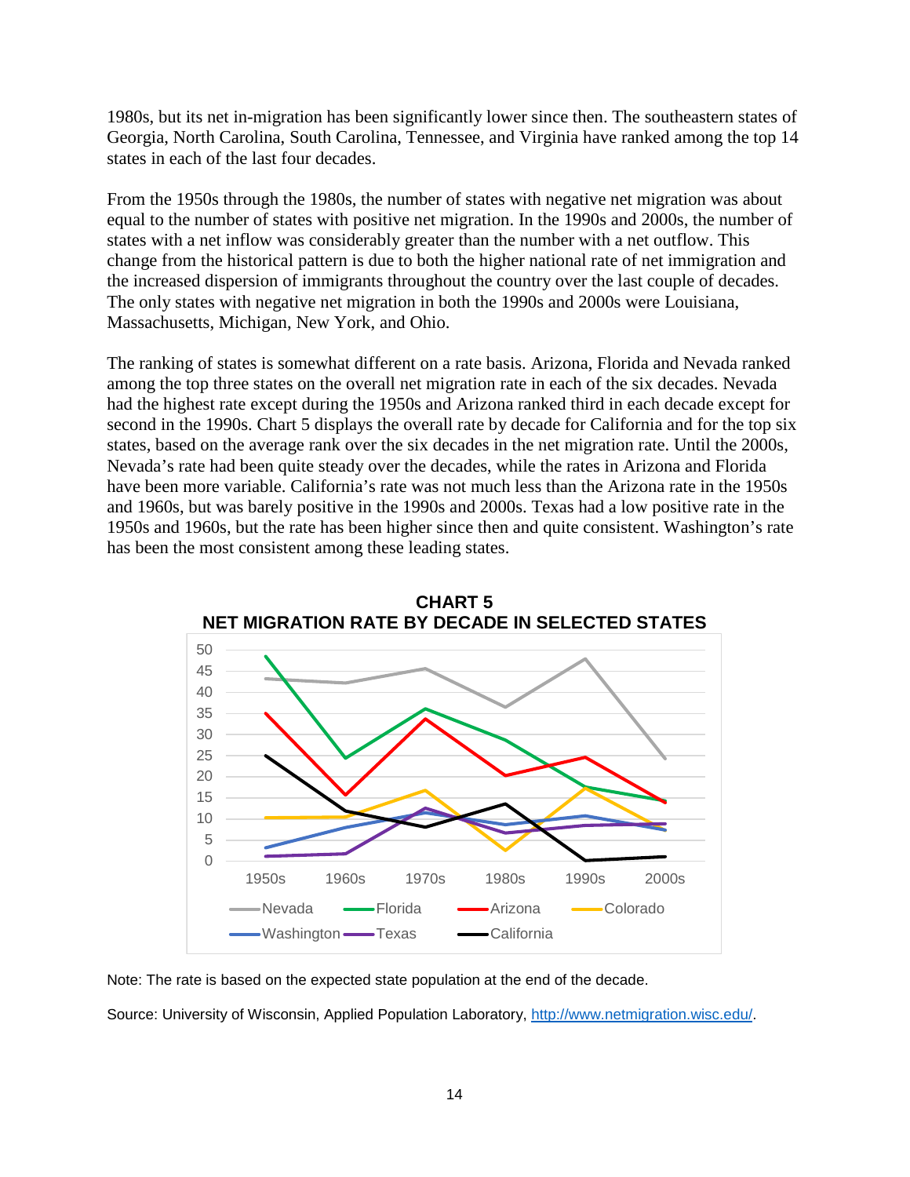1980s, but its net in-migration has been significantly lower since then. The southeastern states of Georgia, North Carolina, South Carolina, Tennessee, and Virginia have ranked among the top 14 states in each of the last four decades.

From the 1950s through the 1980s, the number of states with negative net migration was about equal to the number of states with positive net migration. In the 1990s and 2000s, the number of states with a net inflow was considerably greater than the number with a net outflow. This change from the historical pattern is due to both the higher national rate of net immigration and the increased dispersion of immigrants throughout the country over the last couple of decades. The only states with negative net migration in both the 1990s and 2000s were Louisiana, Massachusetts, Michigan, New York, and Ohio.

The ranking of states is somewhat different on a rate basis. Arizona, Florida and Nevada ranked among the top three states on the overall net migration rate in each of the six decades. Nevada had the highest rate except during the 1950s and Arizona ranked third in each decade except for second in the 1990s. Chart 5 displays the overall rate by decade for California and for the top six states, based on the average rank over the six decades in the net migration rate. Until the 2000s, Nevada's rate had been quite steady over the decades, while the rates in Arizona and Florida have been more variable. California's rate was not much less than the Arizona rate in the 1950s and 1960s, but was barely positive in the 1990s and 2000s. Texas had a low positive rate in the 1950s and 1960s, but the rate has been higher since then and quite consistent. Washington's rate has been the most consistent among these leading states.

**CHART 5**
**NET MIGRATION RATE BY DECADE IN SELECTED STATES**

Note: The rate is based on the expected state population at the end of the decade.

Source: University of Wisconsin, Applied Population Laboratory, http://www.netmigration.wisc.edu/.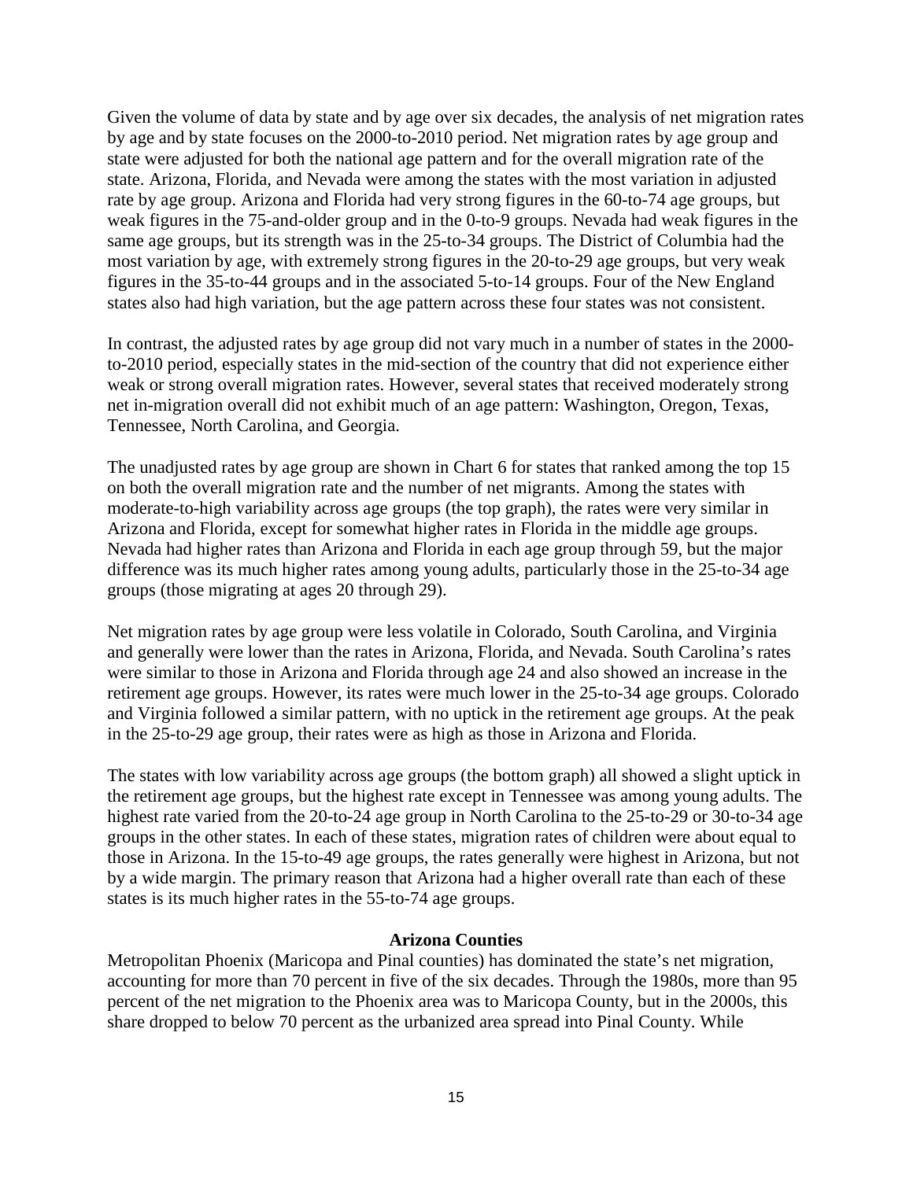Given the volume of data by state and by age over six decades, the analysis of net migration rates by age and by state focuses on the 2000-to-2010 period. Net migration rates by age group and state were adjusted for both the national age pattern and for the overall migration rate of the state. Arizona, Florida, and Nevada were among the states with the most variation in adjusted rate by age group. Arizona and Florida had very strong figures in the 60-to-74 age groups, but weak figures in the 75-and-older group and in the 0-to-9 groups. Nevada had weak figures in the same age groups, but its strength was in the 25-to-34 groups. The District of Columbia had the most variation by age, with extremely strong figures in the 20-to-29 age groups, but very weak figures in the 35-to-44 groups and in the associated 5-to-14 groups. Four of the New England states also had high variation, but the age pattern across these four states was not consistent.

In contrast, the adjusted rates by age group did not vary much in a number of states in the 2000-to-2010 period, especially states in the mid-section of the country that did not experience either weak or strong overall migration rates. However, several states that received moderately strong net in-migration overall did not exhibit much of an age pattern: Washington, Oregon, Texas, Tennessee, North Carolina, and Georgia.

The unadjusted rates by age group are shown in Chart 6 for states that ranked among the top 15 on both the overall migration rate and the number of net migrants. Among the states with moderate-to-high variability across age groups (the top graph), the rates were very similar in Arizona and Florida, except for somewhat higher rates in Florida in the middle age groups. Nevada had higher rates than Arizona and Florida in each age group through 59, but the major difference was its much higher rates among young adults, particularly those in the 25-to-34 age groups (those migrating at ages 20 through 29).

Net migration rates by age group were less volatile in Colorado, South Carolina, and Virginia and generally were lower than the rates in Arizona, Florida, and Nevada. South Carolina's rates were similar to those in Arizona and Florida through age 24 and also showed an increase in the retirement age groups. However, its rates were much lower in the 25-to-34 age groups. Colorado and Virginia followed a similar pattern, with no uptick in the retirement age groups. At the peak in the 25-to-29 age group, their rates were as high as those in Arizona and Florida.

The states with low variability across age groups (the bottom graph) all showed a slight uptick in the retirement age groups, but the highest rate except in Tennessee was among young adults. The highest rate varied from the 20-to-24 age group in North Carolina to the 25-to-29 or 30-to-34 age groups in the other states. In each of these states, migration rates of children were about equal to those in Arizona. In the 15-to-49 age groups, the rates generally were highest in Arizona, but not by a wide margin. The primary reason that Arizona had a higher overall rate than each of these states is its much higher rates in the 55-to-74 age groups.

## Arizona Counties

Metropolitan Phoenix (Maricopa and Pinal counties) has dominated the state's net migration, accounting for more than 70 percent in five of the six decades. Through the 1980s, more than 95 percent of the net migration to the Phoenix area was to Maricopa County, but in the 2000s, this share dropped to below 70 percent as the urbanized area spread into Pinal County. While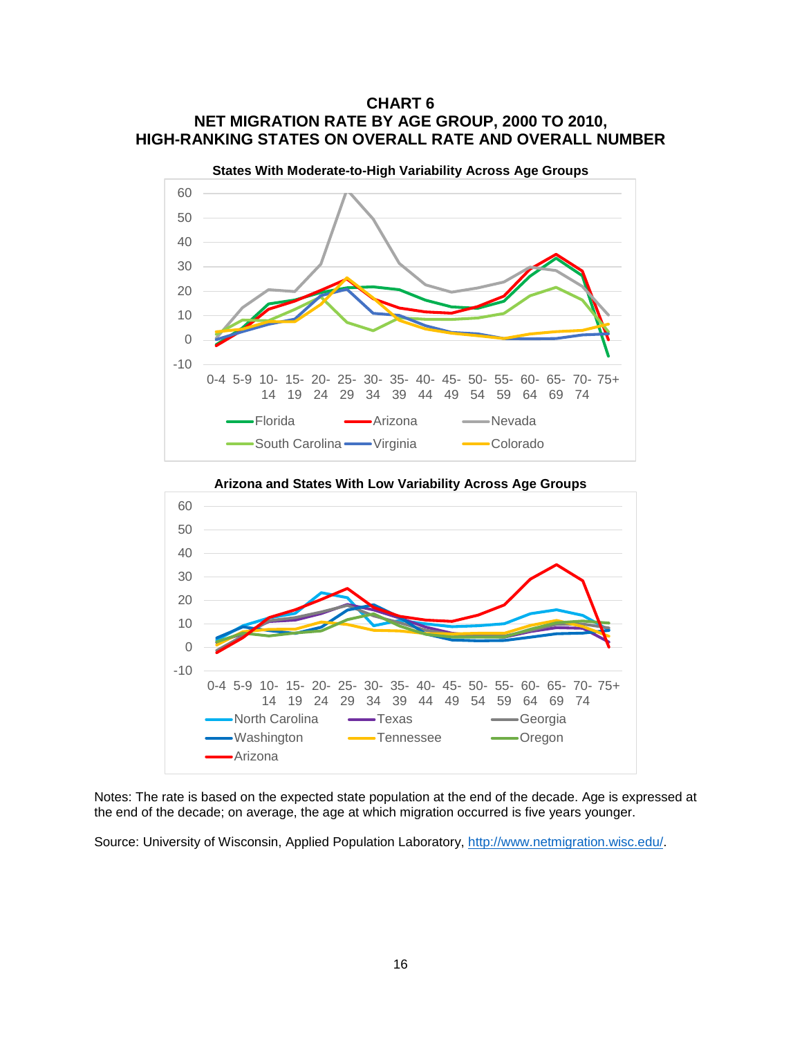**CHART 6**
**NET MIGRATION RATE BY AGE GROUP, 2000 TO 2010,**
**HIGH-RANKING STATES ON OVERALL RATE AND OVERALL NUMBER**

**States With Moderate-to-High Variability Across Age Groups**

**Arizona and States With Low Variability Across Age Groups**

Notes: The rate is based on the expected state population at the end of the decade. Age is expressed at the end of the decade; on average, the age at which migration occurred is five years younger.

Source: University of Wisconsin, Applied Population Laboratory, http://www.netmigration.wisc.edu/.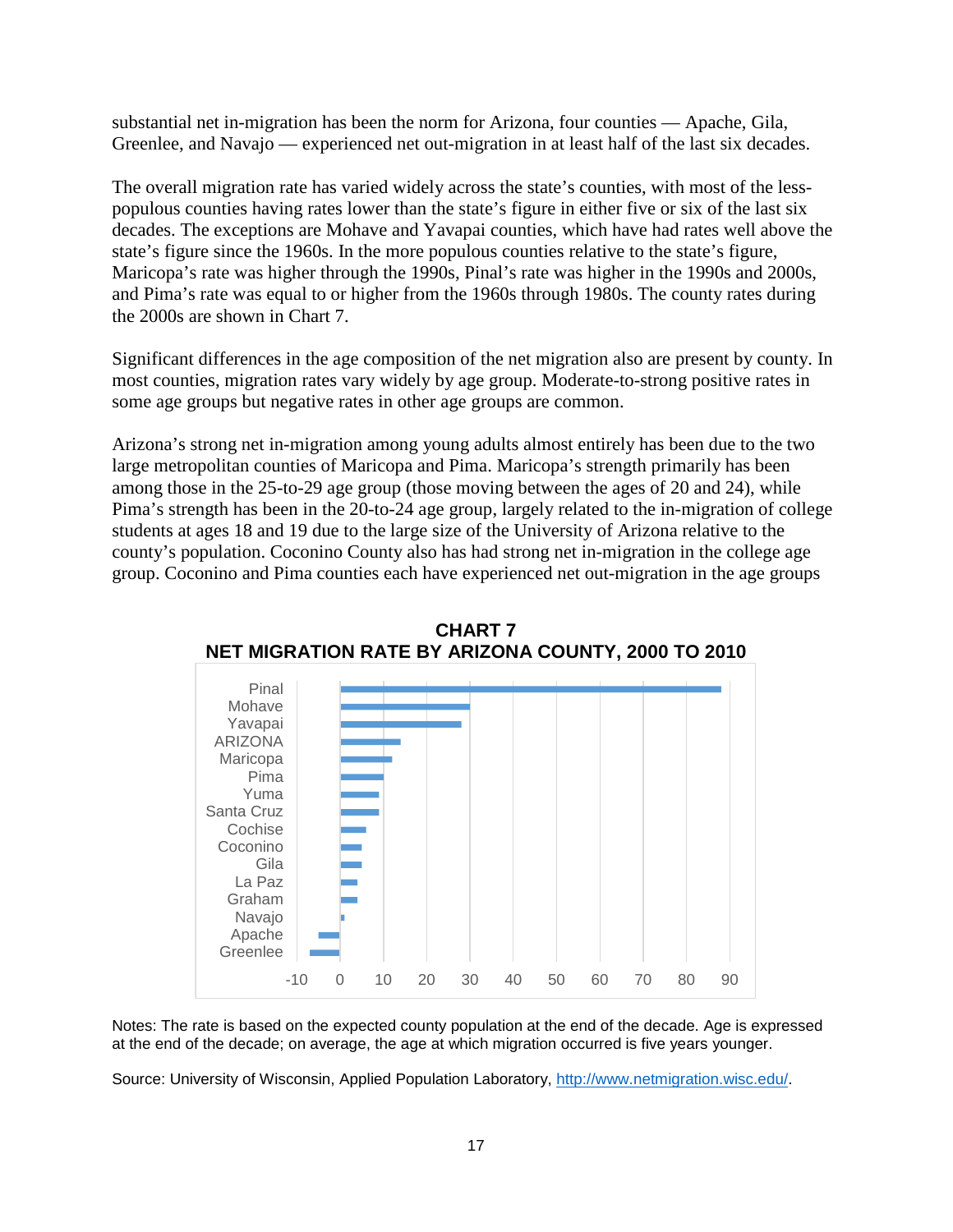substantial net in-migration has been the norm for Arizona, four counties — Apache, Gila, Greenlee, and Navajo — experienced net out-migration in at least half of the last six decades.

The overall migration rate has varied widely across the state's counties, with most of the less-populous counties having rates lower than the state's figure in either five or six of the last six decades. The exceptions are Mohave and Yavapai counties, which have had rates well above the state's figure since the 1960s. In the more populous counties relative to the state's figure, Maricopa's rate was higher through the 1990s, Pinal's rate was higher in the 1990s and 2000s, and Pima's rate was equal to or higher from the 1960s through 1980s. The county rates during the 2000s are shown in Chart 7.

Significant differences in the age composition of the net migration also are present by county. In most counties, migration rates vary widely by age group. Moderate-to-strong positive rates in some age groups but negative rates in other age groups are common.

Arizona's strong net in-migration among young adults almost entirely has been due to the two large metropolitan counties of Maricopa and Pima. Maricopa's strength primarily has been among those in the 25-to-29 age group (those moving between the ages of 20 and 24), while Pima's strength has been in the 20-to-24 age group, largely related to the in-migration of college students at ages 18 and 19 due to the large size of the University of Arizona relative to the county's population. Coconino County also has had strong net in-migration in the college age group. Coconino and Pima counties each have experienced net out-migration in the age groups

**CHART 7**
**NET MIGRATION RATE BY ARIZONA COUNTY, 2000 TO 2010**

| County | Approximate Rate |
|---|---|
| Pinal | 88 |
| Mohave | 30 |
| Yavapai | 28 |
| ARIZONA | 14 |
| Maricopa | 12 |
| Pima | 10 |
| Yuma | 9 |
| Santa Cruz | 9 |
| Cochise | 6 |
| Coconino | 5 |
| Gila | 5 |
| La Paz | 4 |
| Graham | 4 |
| Navajo | 1 |
| Apache | -5 |
| Greenlee | -7 |

Notes: The rate is based on the expected county population at the end of the decade. Age is expressed at the end of the decade; on average, the age at which migration occurred is five years younger.

Source: University of Wisconsin, Applied Population Laboratory, http://www.netmigration.wisc.edu/.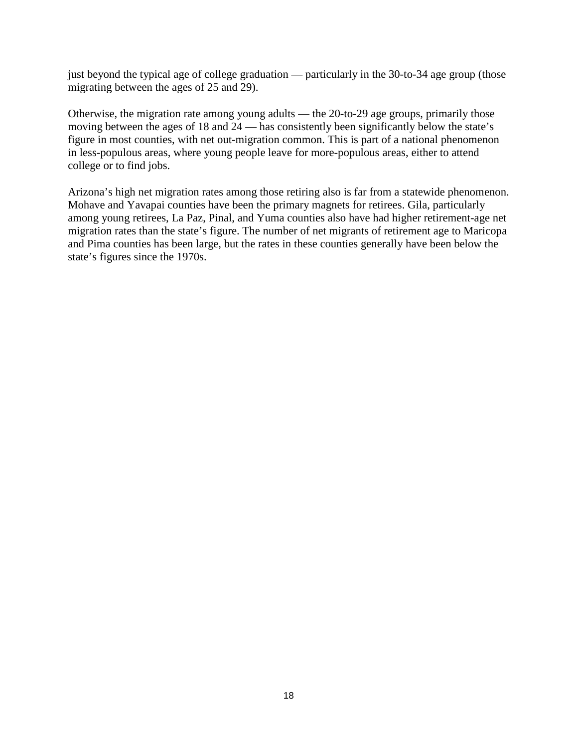just beyond the typical age of college graduation — particularly in the 30-to-34 age group (those migrating between the ages of 25 and 29).

Otherwise, the migration rate among young adults — the 20-to-29 age groups, primarily those moving between the ages of 18 and 24 — has consistently been significantly below the state's figure in most counties, with net out-migration common. This is part of a national phenomenon in less-populous areas, where young people leave for more-populous areas, either to attend college or to find jobs.

Arizona's high net migration rates among those retiring also is far from a statewide phenomenon. Mohave and Yavapai counties have been the primary magnets for retirees. Gila, particularly among young retirees, La Paz, Pinal, and Yuma counties also have had higher retirement-age net migration rates than the state's figure. The number of net migrants of retirement age to Maricopa and Pima counties has been large, but the rates in these counties generally have been below the state's figures since the 1970s.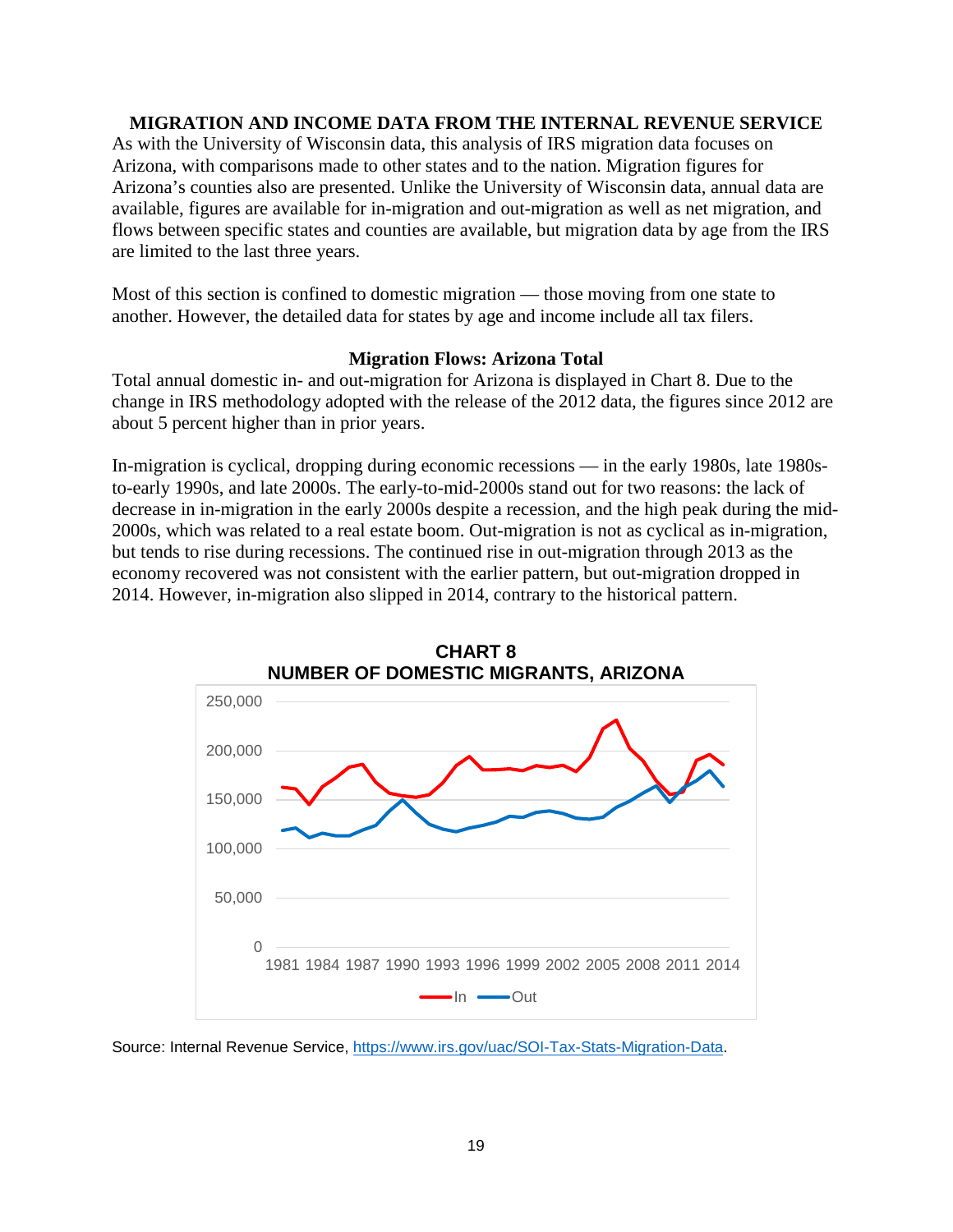## MIGRATION AND INCOME DATA FROM THE INTERNAL REVENUE SERVICE

As with the University of Wisconsin data, this analysis of IRS migration data focuses on Arizona, with comparisons made to other states and to the nation. Migration figures for Arizona's counties also are presented. Unlike the University of Wisconsin data, annual data are available, figures are available for in-migration and out-migration as well as net migration, and flows between specific states and counties are available, but migration data by age from the IRS are limited to the last three years.

Most of this section is confined to domestic migration — those moving from one state to another. However, the detailed data for states by age and income include all tax filers.

### Migration Flows: Arizona Total

Total annual domestic in- and out-migration for Arizona is displayed in Chart 8. Due to the change in IRS methodology adopted with the release of the 2012 data, the figures since 2012 are about 5 percent higher than in prior years.

In-migration is cyclical, dropping during economic recessions — in the early 1980s, late 1980s-to-early 1990s, and late 2000s. The early-to-mid-2000s stand out for two reasons: the lack of decrease in in-migration in the early 2000s despite a recession, and the high peak during the mid-2000s, which was related to a real estate boom. Out-migration is not as cyclical as in-migration, but tends to rise during recessions. The continued rise in out-migration through 2013 as the economy recovered was not consistent with the earlier pattern, but out-migration dropped in 2014. However, in-migration also slipped in 2014, contrary to the historical pattern.

**CHART 8**
**NUMBER OF DOMESTIC MIGRANTS, ARIZONA**

Source: Internal Revenue Service, https://www.irs.gov/uac/SOI-Tax-Stats-Migration-Data.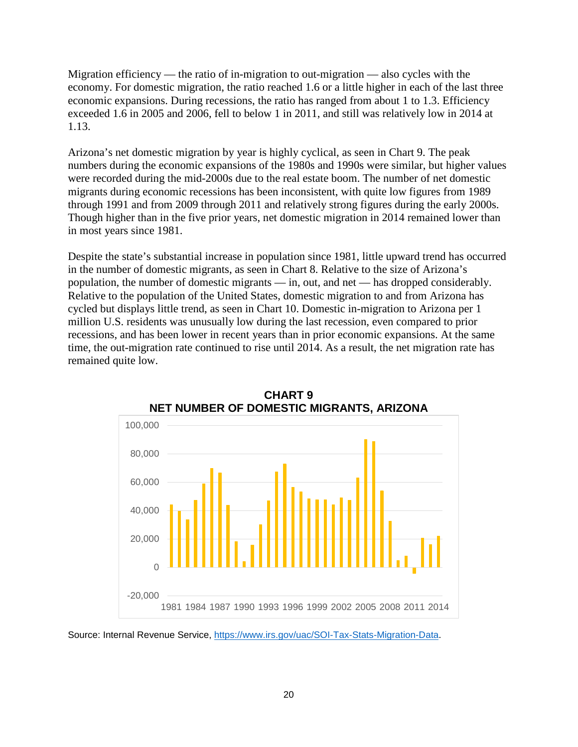Migration efficiency — the ratio of in-migration to out-migration — also cycles with the economy. For domestic migration, the ratio reached 1.6 or a little higher in each of the last three economic expansions. During recessions, the ratio has ranged from about 1 to 1.3. Efficiency exceeded 1.6 in 2005 and 2006, fell to below 1 in 2011, and still was relatively low in 2014 at 1.13.

Arizona's net domestic migration by year is highly cyclical, as seen in Chart 9. The peak numbers during the economic expansions of the 1980s and 1990s were similar, but higher values were recorded during the mid-2000s due to the real estate boom. The number of net domestic migrants during economic recessions has been inconsistent, with quite low figures from 1989 through 1991 and from 2009 through 2011 and relatively strong figures during the early 2000s. Though higher than in the five prior years, net domestic migration in 2014 remained lower than in most years since 1981.

Despite the state's substantial increase in population since 1981, little upward trend has occurred in the number of domestic migrants, as seen in Chart 8. Relative to the size of Arizona's population, the number of domestic migrants — in, out, and net — has dropped considerably. Relative to the population of the United States, domestic migration to and from Arizona has cycled but displays little trend, as seen in Chart 10. Domestic in-migration to Arizona per 1 million U.S. residents was unusually low during the last recession, even compared to prior recessions, and has been lower in recent years than in prior economic expansions. At the same time, the out-migration rate continued to rise until 2014. As a result, the net migration rate has remained quite low.

**CHART 9**
**NET NUMBER OF DOMESTIC MIGRANTS, ARIZONA**

Source: Internal Revenue Service, https://www.irs.gov/uac/SOI-Tax-Stats-Migration-Data.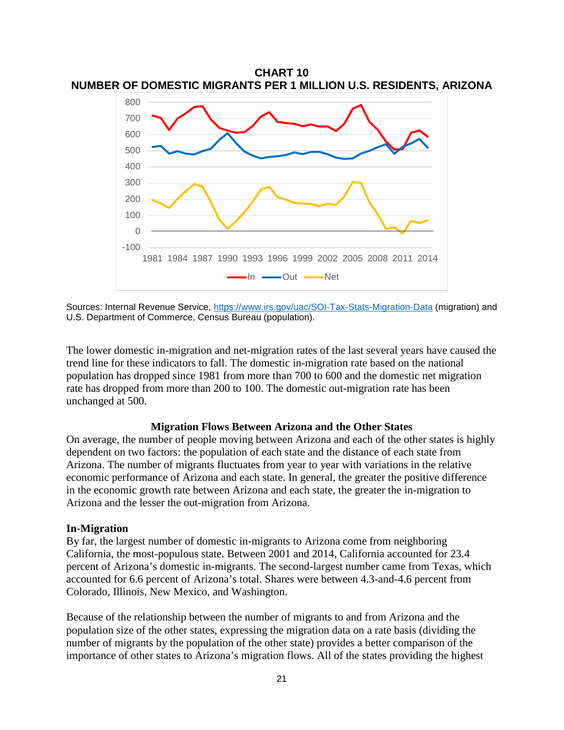**CHART 10**
**NUMBER OF DOMESTIC MIGRANTS PER 1 MILLION U.S. RESIDENTS, ARIZONA**

Sources: Internal Revenue Service, https://www.irs.gov/uac/SOI-Tax-Stats-Migration-Data (migration) and U.S. Department of Commerce, Census Bureau (population).

The lower domestic in-migration and net-migration rates of the last several years have caused the trend line for these indicators to fall. The domestic in-migration rate based on the national population has dropped since 1981 from more than 700 to 600 and the domestic net migration rate has dropped from more than 200 to 100. The domestic out-migration rate has been unchanged at 500.

### Migration Flows Between Arizona and the Other States

On average, the number of people moving between Arizona and each of the other states is highly dependent on two factors: the population of each state and the distance of each state from Arizona. The number of migrants fluctuates from year to year with variations in the relative economic performance of Arizona and each state. In general, the greater the positive difference in the economic growth rate between Arizona and each state, the greater the in-migration to Arizona and the lesser the out-migration from Arizona.

#### In-Migration

By far, the largest number of domestic in-migrants to Arizona come from neighboring California, the most-populous state. Between 2001 and 2014, California accounted for 23.4 percent of Arizona's domestic in-migrants. The second-largest number came from Texas, which accounted for 6.6 percent of Arizona's total. Shares were between 4.3-and-4.6 percent from Colorado, Illinois, New Mexico, and Washington.

Because of the relationship between the number of migrants to and from Arizona and the population size of the other states, expressing the migration data on a rate basis (dividing the number of migrants by the population of the other state) provides a better comparison of the importance of other states to Arizona's migration flows. All of the states providing the highest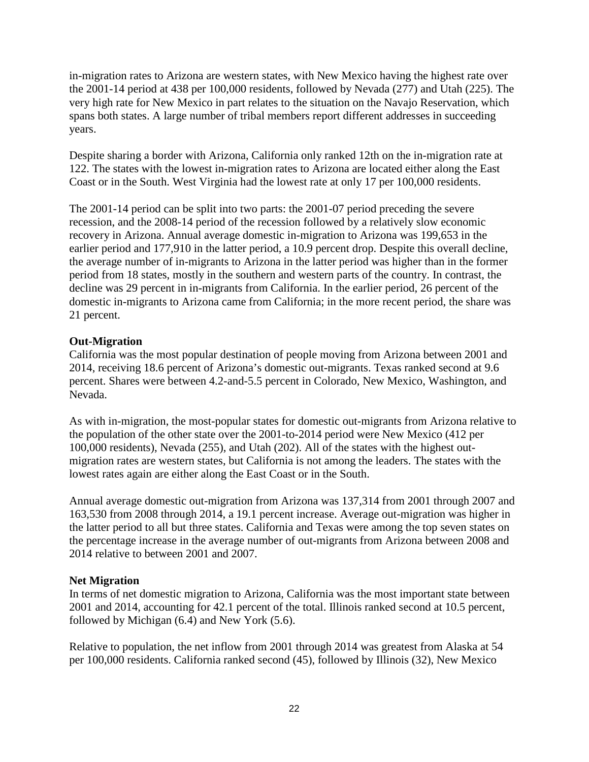in-migration rates to Arizona are western states, with New Mexico having the highest rate over the 2001-14 period at 438 per 100,000 residents, followed by Nevada (277) and Utah (225). The very high rate for New Mexico in part relates to the situation on the Navajo Reservation, which spans both states. A large number of tribal members report different addresses in succeeding years.

Despite sharing a border with Arizona, California only ranked 12th on the in-migration rate at 122. The states with the lowest in-migration rates to Arizona are located either along the East Coast or in the South. West Virginia had the lowest rate at only 17 per 100,000 residents.

The 2001-14 period can be split into two parts: the 2001-07 period preceding the severe recession, and the 2008-14 period of the recession followed by a relatively slow economic recovery in Arizona. Annual average domestic in-migration to Arizona was 199,653 in the earlier period and 177,910 in the latter period, a 10.9 percent drop. Despite this overall decline, the average number of in-migrants to Arizona in the latter period was higher than in the former period from 18 states, mostly in the southern and western parts of the country. In contrast, the decline was 29 percent in in-migrants from California. In the earlier period, 26 percent of the domestic in-migrants to Arizona came from California; in the more recent period, the share was 21 percent.

**Out-Migration**

California was the most popular destination of people moving from Arizona between 2001 and 2014, receiving 18.6 percent of Arizona's domestic out-migrants. Texas ranked second at 9.6 percent. Shares were between 4.2-and-5.5 percent in Colorado, New Mexico, Washington, and Nevada.

As with in-migration, the most-popular states for domestic out-migrants from Arizona relative to the population of the other state over the 2001-to-2014 period were New Mexico (412 per 100,000 residents), Nevada (255), and Utah (202). All of the states with the highest out-migration rates are western states, but California is not among the leaders. The states with the lowest rates again are either along the East Coast or in the South.

Annual average domestic out-migration from Arizona was 137,314 from 2001 through 2007 and 163,530 from 2008 through 2014, a 19.1 percent increase. Average out-migration was higher in the latter period to all but three states. California and Texas were among the top seven states on the percentage increase in the average number of out-migrants from Arizona between 2008 and 2014 relative to between 2001 and 2007.

**Net Migration**

In terms of net domestic migration to Arizona, California was the most important state between 2001 and 2014, accounting for 42.1 percent of the total. Illinois ranked second at 10.5 percent, followed by Michigan (6.4) and New York (5.6).

Relative to population, the net inflow from 2001 through 2014 was greatest from Alaska at 54 per 100,000 residents. California ranked second (45), followed by Illinois (32), New Mexico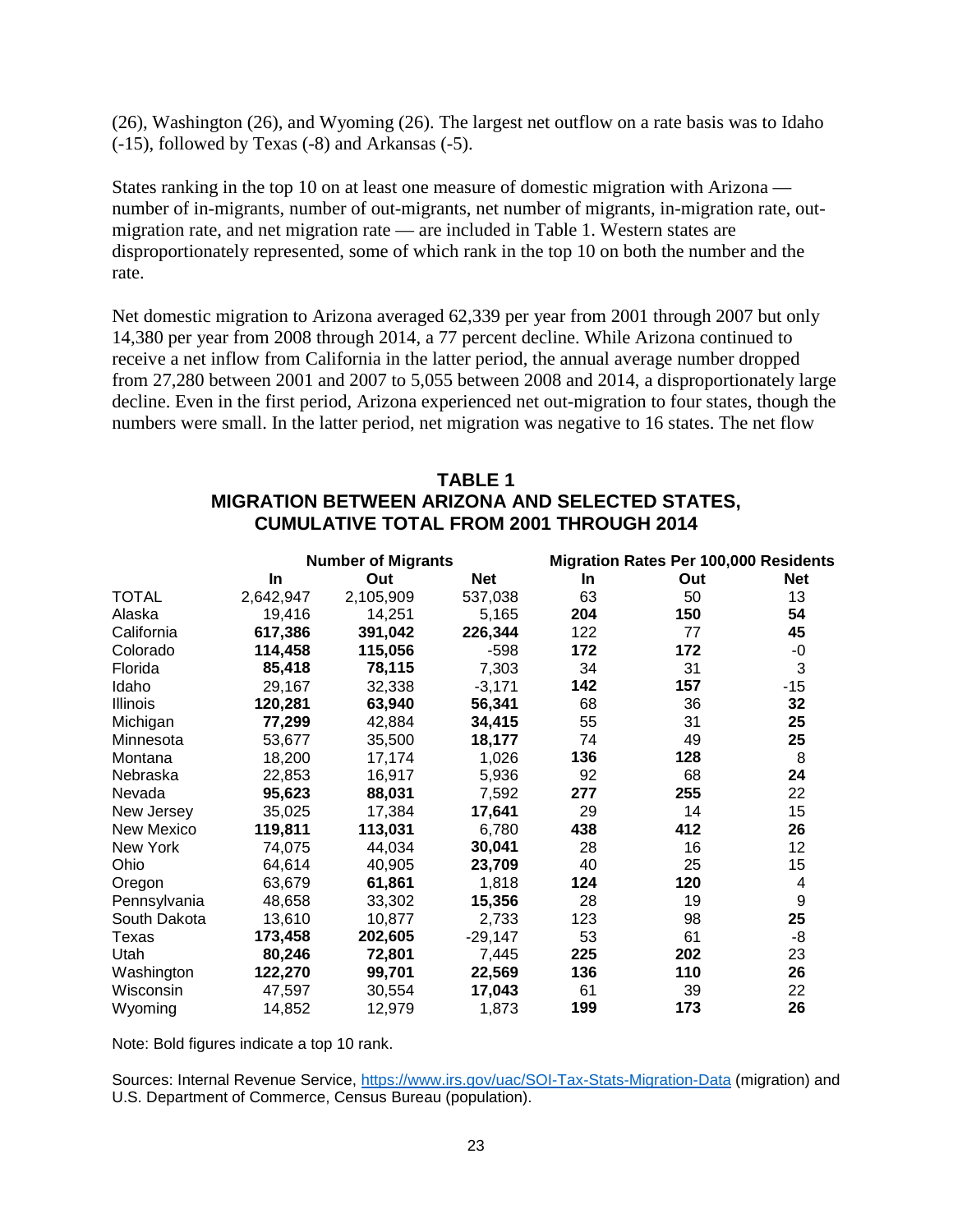(26), Washington (26), and Wyoming (26). The largest net outflow on a rate basis was to Idaho (-15), followed by Texas (-8) and Arkansas (-5).

States ranking in the top 10 on at least one measure of domestic migration with Arizona — number of in-migrants, number of out-migrants, net number of migrants, in-migration rate, out-migration rate, and net migration rate — are included in Table 1. Western states are disproportionately represented, some of which rank in the top 10 on both the number and the rate.

Net domestic migration to Arizona averaged 62,339 per year from 2001 through 2007 but only 14,380 per year from 2008 through 2014, a 77 percent decline. While Arizona continued to receive a net inflow from California in the latter period, the annual average number dropped from 27,280 between 2001 and 2007 to 5,055 between 2008 and 2014, a disproportionately large decline. Even in the first period, Arizona experienced net out-migration to four states, though the numbers were small. In the latter period, net migration was negative to 16 states. The net flow

**TABLE 1**
**MIGRATION BETWEEN ARIZONA AND SELECTED STATES, CUMULATIVE TOTAL FROM 2001 THROUGH 2014**

| | Number of Migrants | | | Migration Rates Per 100,000 Residents | | |
|---|---|---|---|---|---|---|
| | In | Out | Net | In | Out | Net |
| TOTAL | 2,642,947 | 2,105,909 | 537,038 | 63 | 50 | 13 |
| Alaska | 19,416 | 14,251 | 5,165 | **204** | **150** | **54** |
| California | **617,386** | **391,042** | **226,344** | 122 | 77 | **45** |
| Colorado | **114,458** | **115,056** | -598 | **172** | **172** | -0 |
| Florida | **85,418** | **78,115** | 7,303 | 34 | 31 | 3 |
| Idaho | 29,167 | 32,338 | -3,171 | **142** | **157** | -15 |
| Illinois | **120,281** | **63,940** | **56,341** | 68 | 36 | **32** |
| Michigan | **77,299** | 42,884 | **34,415** | 55 | 31 | **25** |
| Minnesota | 53,677 | 35,500 | **18,177** | 74 | 49 | **25** |
| Montana | 18,200 | 17,174 | 1,026 | **136** | **128** | 8 |
| Nebraska | 22,853 | 16,917 | 5,936 | 92 | 68 | **24** |
| Nevada | **95,623** | **88,031** | 7,592 | **277** | **255** | 22 |
| New Jersey | 35,025 | 17,384 | **17,641** | 29 | 14 | 15 |
| New Mexico | **119,811** | **113,031** | 6,780 | **438** | **412** | **26** |
| New York | 74,075 | 44,034 | **30,041** | 28 | 16 | 12 |
| Ohio | 64,614 | 40,905 | **23,709** | 40 | 25 | 15 |
| Oregon | 63,679 | **61,861** | 1,818 | **124** | **120** | 4 |
| Pennsylvania | 48,658 | 33,302 | **15,356** | 28 | 19 | 9 |
| South Dakota | 13,610 | 10,877 | 2,733 | 123 | 98 | **25** |
| Texas | **173,458** | **202,605** | -29,147 | 53 | 61 | -8 |
| Utah | **80,246** | **72,801** | 7,445 | **225** | **202** | 23 |
| Washington | **122,270** | **99,701** | **22,569** | **136** | **110** | **26** |
| Wisconsin | 47,597 | 30,554 | **17,043** | 61 | 39 | 22 |
| Wyoming | 14,852 | 12,979 | 1,873 | **199** | **173** | **26** |

Note: Bold figures indicate a top 10 rank.

Sources: Internal Revenue Service, https://www.irs.gov/uac/SOI-Tax-Stats-Migration-Data (migration) and U.S. Department of Commerce, Census Bureau (population).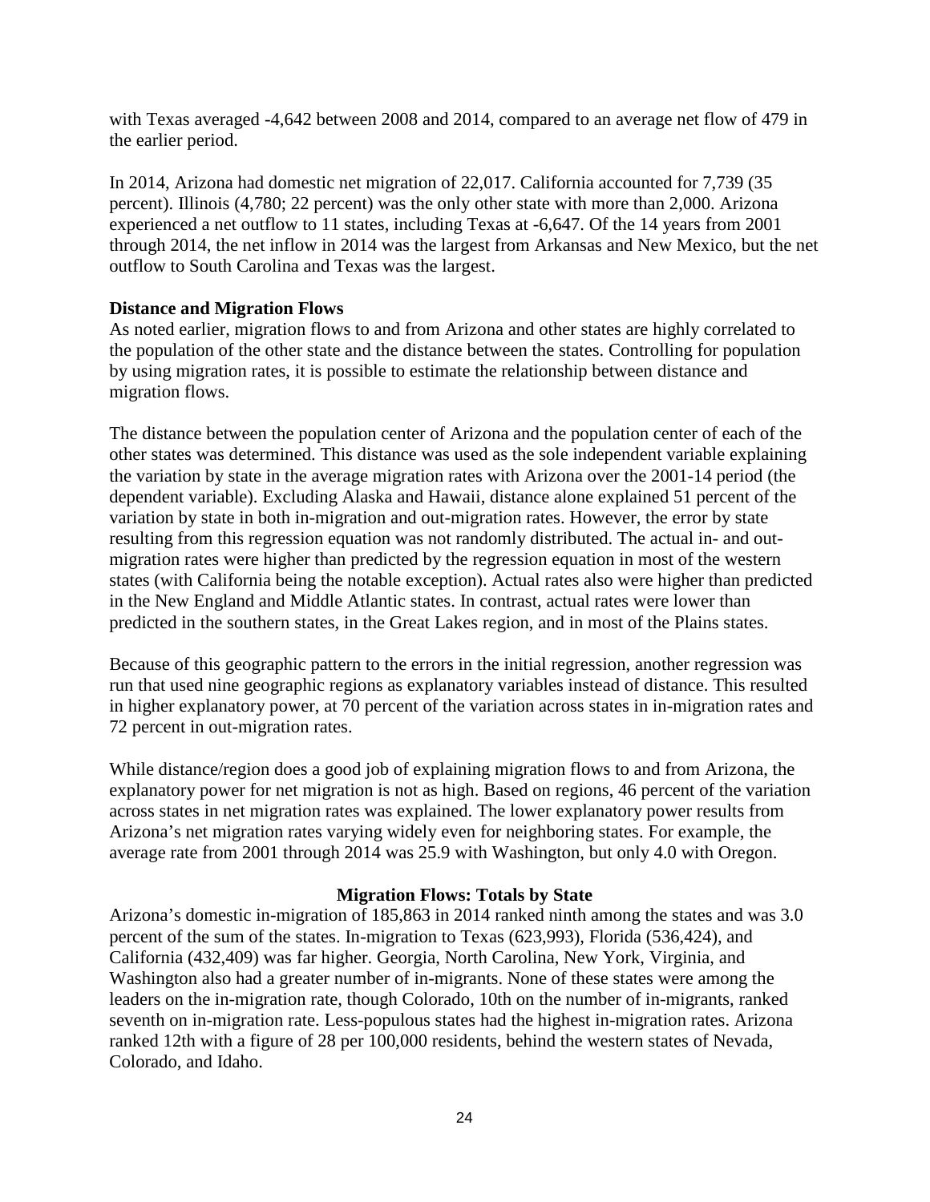with Texas averaged -4,642 between 2008 and 2014, compared to an average net flow of 479 in the earlier period.

In 2014, Arizona had domestic net migration of 22,017. California accounted for 7,739 (35 percent). Illinois (4,780; 22 percent) was the only other state with more than 2,000. Arizona experienced a net outflow to 11 states, including Texas at -6,647. Of the 14 years from 2001 through 2014, the net inflow in 2014 was the largest from Arkansas and New Mexico, but the net outflow to South Carolina and Texas was the largest.

**Distance and Migration Flows**

As noted earlier, migration flows to and from Arizona and other states are highly correlated to the population of the other state and the distance between the states. Controlling for population by using migration rates, it is possible to estimate the relationship between distance and migration flows.

The distance between the population center of Arizona and the population center of each of the other states was determined. This distance was used as the sole independent variable explaining the variation by state in the average migration rates with Arizona over the 2001-14 period (the dependent variable). Excluding Alaska and Hawaii, distance alone explained 51 percent of the variation by state in both in-migration and out-migration rates. However, the error by state resulting from this regression equation was not randomly distributed. The actual in- and out-migration rates were higher than predicted by the regression equation in most of the western states (with California being the notable exception). Actual rates also were higher than predicted in the New England and Middle Atlantic states. In contrast, actual rates were lower than predicted in the southern states, in the Great Lakes region, and in most of the Plains states.

Because of this geographic pattern to the errors in the initial regression, another regression was run that used nine geographic regions as explanatory variables instead of distance. This resulted in higher explanatory power, at 70 percent of the variation across states in in-migration rates and 72 percent in out-migration rates.

While distance/region does a good job of explaining migration flows to and from Arizona, the explanatory power for net migration is not as high. Based on regions, 46 percent of the variation across states in net migration rates was explained. The lower explanatory power results from Arizona's net migration rates varying widely even for neighboring states. For example, the average rate from 2001 through 2014 was 25.9 with Washington, but only 4.0 with Oregon.

## Migration Flows: Totals by State

Arizona's domestic in-migration of 185,863 in 2014 ranked ninth among the states and was 3.0 percent of the sum of the states. In-migration to Texas (623,993), Florida (536,424), and California (432,409) was far higher. Georgia, North Carolina, New York, Virginia, and Washington also had a greater number of in-migrants. None of these states were among the leaders on the in-migration rate, though Colorado, 10th on the number of in-migrants, ranked seventh on in-migration rate. Less-populous states had the highest in-migration rates. Arizona ranked 12th with a figure of 28 per 100,000 residents, behind the western states of Nevada, Colorado, and Idaho.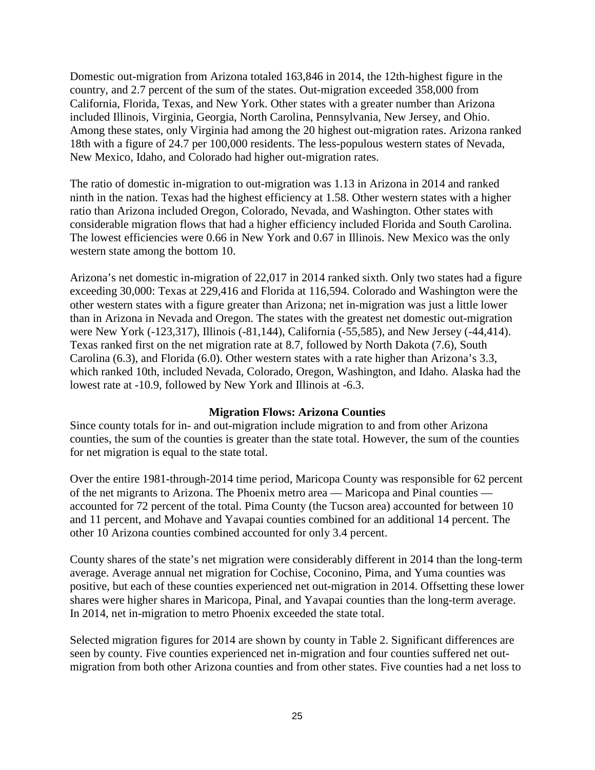Domestic out-migration from Arizona totaled 163,846 in 2014, the 12th-highest figure in the country, and 2.7 percent of the sum of the states. Out-migration exceeded 358,000 from California, Florida, Texas, and New York. Other states with a greater number than Arizona included Illinois, Virginia, Georgia, North Carolina, Pennsylvania, New Jersey, and Ohio. Among these states, only Virginia had among the 20 highest out-migration rates. Arizona ranked 18th with a figure of 24.7 per 100,000 residents. The less-populous western states of Nevada, New Mexico, Idaho, and Colorado had higher out-migration rates.

The ratio of domestic in-migration to out-migration was 1.13 in Arizona in 2014 and ranked ninth in the nation. Texas had the highest efficiency at 1.58. Other western states with a higher ratio than Arizona included Oregon, Colorado, Nevada, and Washington. Other states with considerable migration flows that had a higher efficiency included Florida and South Carolina. The lowest efficiencies were 0.66 in New York and 0.67 in Illinois. New Mexico was the only western state among the bottom 10.

Arizona's net domestic in-migration of 22,017 in 2014 ranked sixth. Only two states had a figure exceeding 30,000: Texas at 229,416 and Florida at 116,594. Colorado and Washington were the other western states with a figure greater than Arizona; net in-migration was just a little lower than in Arizona in Nevada and Oregon. The states with the greatest net domestic out-migration were New York (-123,317), Illinois (-81,144), California (-55,585), and New Jersey (-44,414). Texas ranked first on the net migration rate at 8.7, followed by North Dakota (7.6), South Carolina (6.3), and Florida (6.0). Other western states with a rate higher than Arizona's 3.3, which ranked 10th, included Nevada, Colorado, Oregon, Washington, and Idaho. Alaska had the lowest rate at -10.9, followed by New York and Illinois at -6.3.

## Migration Flows: Arizona Counties

Since county totals for in- and out-migration include migration to and from other Arizona counties, the sum of the counties is greater than the state total. However, the sum of the counties for net migration is equal to the state total.

Over the entire 1981-through-2014 time period, Maricopa County was responsible for 62 percent of the net migrants to Arizona. The Phoenix metro area — Maricopa and Pinal counties — accounted for 72 percent of the total. Pima County (the Tucson area) accounted for between 10 and 11 percent, and Mohave and Yavapai counties combined for an additional 14 percent. The other 10 Arizona counties combined accounted for only 3.4 percent.

County shares of the state's net migration were considerably different in 2014 than the long-term average. Average annual net migration for Cochise, Coconino, Pima, and Yuma counties was positive, but each of these counties experienced net out-migration in 2014. Offsetting these lower shares were higher shares in Maricopa, Pinal, and Yavapai counties than the long-term average. In 2014, net in-migration to metro Phoenix exceeded the state total.

Selected migration figures for 2014 are shown by county in Table 2. Significant differences are seen by county. Five counties experienced net in-migration and four counties suffered net out-migration from both other Arizona counties and from other states. Five counties had a net loss to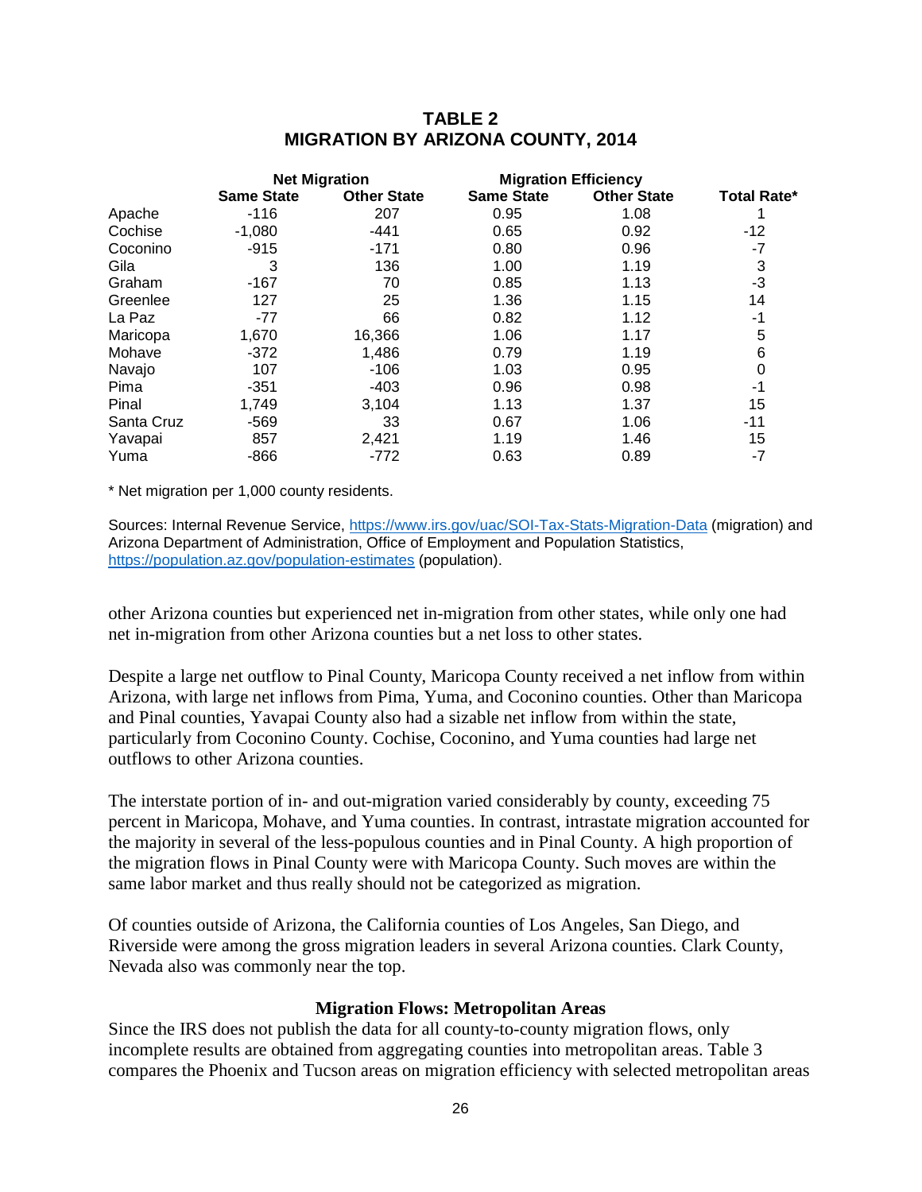**TABLE 2**
**MIGRATION BY ARIZONA COUNTY, 2014**

| | Net Migration | | Migration Efficiency | | |
|---|---|---|---|---|---|
| | **Same State** | **Other State** | **Same State** | **Other State** | **Total Rate*** |
| Apache | -116 | 207 | 0.95 | 1.08 | 1 |
| Cochise | -1,080 | -441 | 0.65 | 0.92 | -12 |
| Coconino | -915 | -171 | 0.80 | 0.96 | -7 |
| Gila | 3 | 136 | 1.00 | 1.19 | 3 |
| Graham | -167 | 70 | 0.85 | 1.13 | -3 |
| Greenlee | 127 | 25 | 1.36 | 1.15 | 14 |
| La Paz | -77 | 66 | 0.82 | 1.12 | -1 |
| Maricopa | 1,670 | 16,366 | 1.06 | 1.17 | 5 |
| Mohave | -372 | 1,486 | 0.79 | 1.19 | 6 |
| Navajo | 107 | -106 | 1.03 | 0.95 | 0 |
| Pima | -351 | -403 | 0.96 | 0.98 | -1 |
| Pinal | 1,749 | 3,104 | 1.13 | 1.37 | 15 |
| Santa Cruz | -569 | 33 | 0.67 | 1.06 | -11 |
| Yavapai | 857 | 2,421 | 1.19 | 1.46 | 15 |
| Yuma | -866 | -772 | 0.63 | 0.89 | -7 |

* Net migration per 1,000 county residents.

Sources: Internal Revenue Service, https://www.irs.gov/uac/SOI-Tax-Stats-Migration-Data (migration) and Arizona Department of Administration, Office of Employment and Population Statistics, https://population.az.gov/population-estimates (population).

other Arizona counties but experienced net in-migration from other states, while only one had net in-migration from other Arizona counties but a net loss to other states.

Despite a large net outflow to Pinal County, Maricopa County received a net inflow from within Arizona, with large net inflows from Pima, Yuma, and Coconino counties. Other than Maricopa and Pinal counties, Yavapai County also had a sizable net inflow from within the state, particularly from Coconino County. Cochise, Coconino, and Yuma counties had large net outflows to other Arizona counties.

The interstate portion of in- and out-migration varied considerably by county, exceeding 75 percent in Maricopa, Mohave, and Yuma counties. In contrast, intrastate migration accounted for the majority in several of the less-populous counties and in Pinal County. A high proportion of the migration flows in Pinal County were with Maricopa County. Such moves are within the same labor market and thus really should not be categorized as migration.

Of counties outside of Arizona, the California counties of Los Angeles, San Diego, and Riverside were among the gross migration leaders in several Arizona counties. Clark County, Nevada also was commonly near the top.

### Migration Flows: Metropolitan Areas

Since the IRS does not publish the data for all county-to-county migration flows, only incomplete results are obtained from aggregating counties into metropolitan areas. Table 3 compares the Phoenix and Tucson areas on migration efficiency with selected metropolitan areas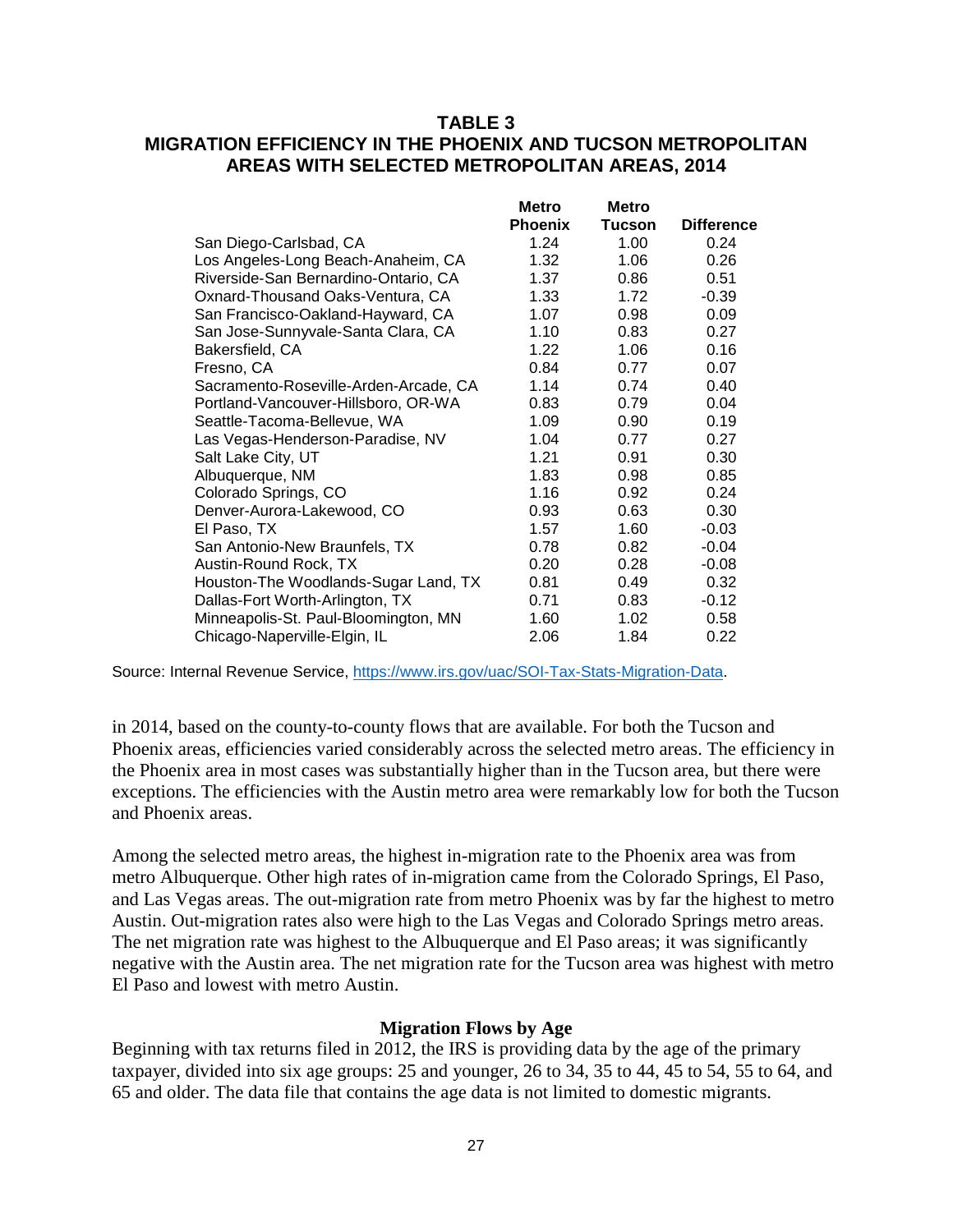**TABLE 3**
**MIGRATION EFFICIENCY IN THE PHOENIX AND TUCSON METROPOLITAN AREAS WITH SELECTED METROPOLITAN AREAS, 2014**

| | Metro Phoenix | Metro Tucson | Difference |
|---|---|---|---|
| San Diego-Carlsbad, CA | 1.24 | 1.00 | 0.24 |
| Los Angeles-Long Beach-Anaheim, CA | 1.32 | 1.06 | 0.26 |
| Riverside-San Bernardino-Ontario, CA | 1.37 | 0.86 | 0.51 |
| Oxnard-Thousand Oaks-Ventura, CA | 1.33 | 1.72 | -0.39 |
| San Francisco-Oakland-Hayward, CA | 1.07 | 0.98 | 0.09 |
| San Jose-Sunnyvale-Santa Clara, CA | 1.10 | 0.83 | 0.27 |
| Bakersfield, CA | 1.22 | 1.06 | 0.16 |
| Fresno, CA | 0.84 | 0.77 | 0.07 |
| Sacramento-Roseville-Arden-Arcade, CA | 1.14 | 0.74 | 0.40 |
| Portland-Vancouver-Hillsboro, OR-WA | 0.83 | 0.79 | 0.04 |
| Seattle-Tacoma-Bellevue, WA | 1.09 | 0.90 | 0.19 |
| Las Vegas-Henderson-Paradise, NV | 1.04 | 0.77 | 0.27 |
| Salt Lake City, UT | 1.21 | 0.91 | 0.30 |
| Albuquerque, NM | 1.83 | 0.98 | 0.85 |
| Colorado Springs, CO | 1.16 | 0.92 | 0.24 |
| Denver-Aurora-Lakewood, CO | 0.93 | 0.63 | 0.30 |
| El Paso, TX | 1.57 | 1.60 | -0.03 |
| San Antonio-New Braunfels, TX | 0.78 | 0.82 | -0.04 |
| Austin-Round Rock, TX | 0.20 | 0.28 | -0.08 |
| Houston-The Woodlands-Sugar Land, TX | 0.81 | 0.49 | 0.32 |
| Dallas-Fort Worth-Arlington, TX | 0.71 | 0.83 | -0.12 |
| Minneapolis-St. Paul-Bloomington, MN | 1.60 | 1.02 | 0.58 |
| Chicago-Naperville-Elgin, IL | 2.06 | 1.84 | 0.22 |

Source: Internal Revenue Service, https://www.irs.gov/uac/SOI-Tax-Stats-Migration-Data.

in 2014, based on the county-to-county flows that are available. For both the Tucson and Phoenix areas, efficiencies varied considerably across the selected metro areas. The efficiency in the Phoenix area in most cases was substantially higher than in the Tucson area, but there were exceptions. The efficiencies with the Austin metro area were remarkably low for both the Tucson and Phoenix areas.

Among the selected metro areas, the highest in-migration rate to the Phoenix area was from metro Albuquerque. Other high rates of in-migration came from the Colorado Springs, El Paso, and Las Vegas areas. The out-migration rate from metro Phoenix was by far the highest to metro Austin. Out-migration rates also were high to the Las Vegas and Colorado Springs metro areas. The net migration rate was highest to the Albuquerque and El Paso areas; it was significantly negative with the Austin area. The net migration rate for the Tucson area was highest with metro El Paso and lowest with metro Austin.

### Migration Flows by Age

Beginning with tax returns filed in 2012, the IRS is providing data by the age of the primary taxpayer, divided into six age groups: 25 and younger, 26 to 34, 35 to 44, 45 to 54, 55 to 64, and 65 and older. The data file that contains the age data is not limited to domestic migrants.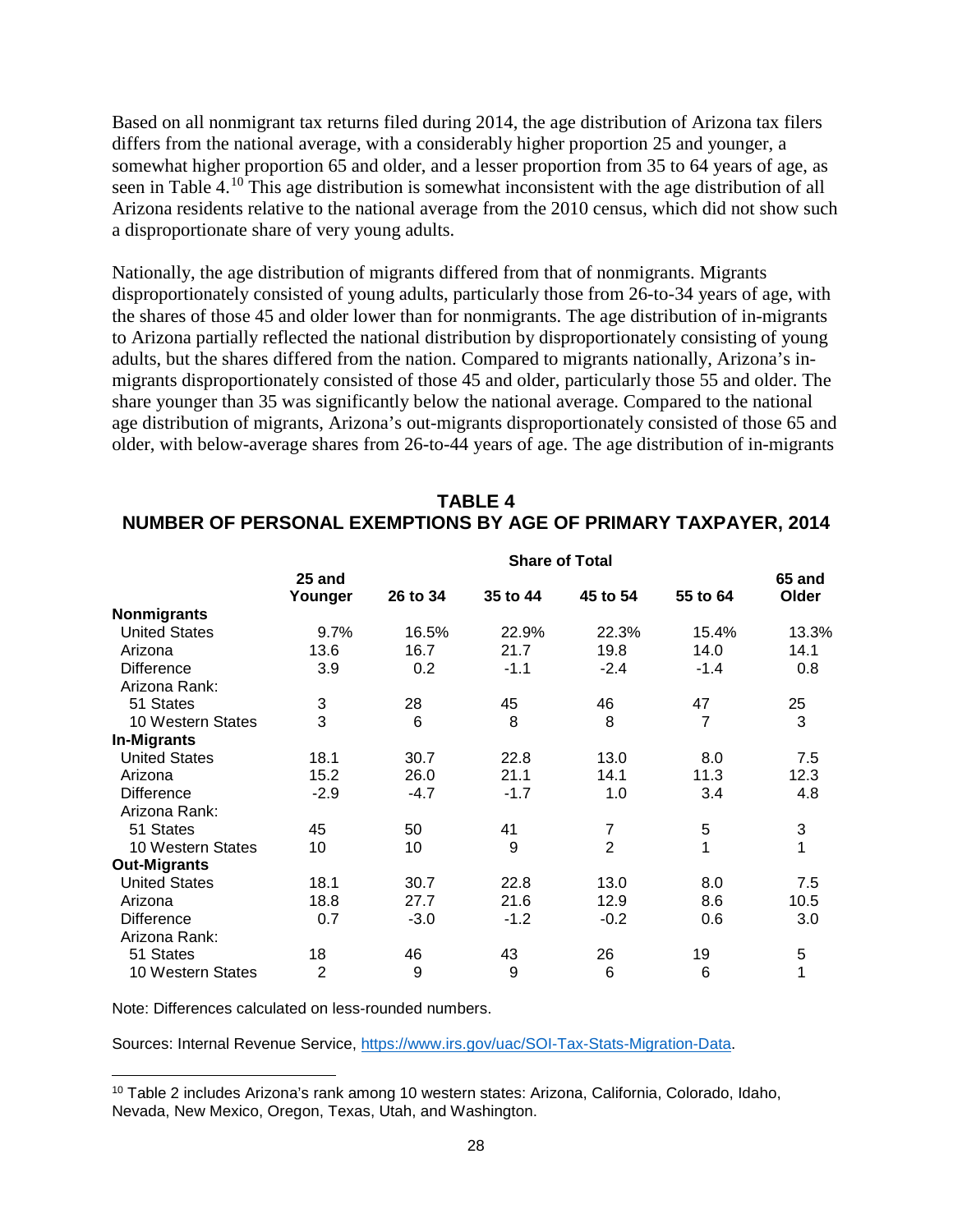Based on all nonmigrant tax returns filed during 2014, the age distribution of Arizona tax filers differs from the national average, with a considerably higher proportion 25 and younger, a somewhat higher proportion 65 and older, and a lesser proportion from 35 to 64 years of age, as seen in Table 4.[10] This age distribution is somewhat inconsistent with the age distribution of all Arizona residents relative to the national average from the 2010 census, which did not show such a disproportionate share of very young adults.

Nationally, the age distribution of migrants differed from that of nonmigrants. Migrants disproportionately consisted of young adults, particularly those from 26-to-34 years of age, with the shares of those 45 and older lower than for nonmigrants. The age distribution of in-migrants to Arizona partially reflected the national distribution by disproportionately consisting of young adults, but the shares differed from the nation. Compared to migrants nationally, Arizona's in-migrants disproportionately consisted of those 45 and older, particularly those 55 and older. The share younger than 35 was significantly below the national average. Compared to the national age distribution of migrants, Arizona's out-migrants disproportionately consisted of those 65 and older, with below-average shares from 26-to-44 years of age. The age distribution of in-migrants

**TABLE 4**
**NUMBER OF PERSONAL EXEMPTIONS BY AGE OF PRIMARY TAXPAYER, 2014**

| | Share of Total | | | | | |
|---|---|---|---|---|---|---|
| | 25 and Younger | 26 to 34 | 35 to 44 | 45 to 54 | 55 to 64 | 65 and Older |
| **Nonmigrants** | | | | | | |
| United States | 9.7% | 16.5% | 22.9% | 22.3% | 15.4% | 13.3% |
| Arizona | 13.6 | 16.7 | 21.7 | 19.8 | 14.0 | 14.1 |
| Difference | 3.9 | 0.2 | -1.1 | -2.4 | -1.4 | 0.8 |
| Arizona Rank: | | | | | | |
| 51 States | 3 | 28 | 45 | 46 | 47 | 25 |
| 10 Western States | 3 | 6 | 8 | 8 | 7 | 3 |
| **In-Migrants** | | | | | | |
| United States | 18.1 | 30.7 | 22.8 | 13.0 | 8.0 | 7.5 |
| Arizona | 15.2 | 26.0 | 21.1 | 14.1 | 11.3 | 12.3 |
| Difference | -2.9 | -4.7 | -1.7 | 1.0 | 3.4 | 4.8 |
| Arizona Rank: | | | | | | |
| 51 States | 45 | 50 | 41 | 7 | 5 | 3 |
| 10 Western States | 10 | 10 | 9 | 2 | 1 | 1 |
| **Out-Migrants** | | | | | | |
| United States | 18.1 | 30.7 | 22.8 | 13.0 | 8.0 | 7.5 |
| Arizona | 18.8 | 27.7 | 21.6 | 12.9 | 8.6 | 10.5 |
| Difference | 0.7 | -3.0 | -1.2 | -0.2 | 0.6 | 3.0 |
| Arizona Rank: | | | | | | |
| 51 States | 18 | 46 | 43 | 26 | 19 | 5 |
| 10 Western States | 2 | 9 | 9 | 6 | 6 | 1 |

Note: Differences calculated on less-rounded numbers.

Sources: Internal Revenue Service, https://www.irs.gov/uac/SOI-Tax-Stats-Migration-Data.

[10] Table 2 includes Arizona's rank among 10 western states: Arizona, California, Colorado, Idaho, Nevada, New Mexico, Oregon, Texas, Utah, and Washington.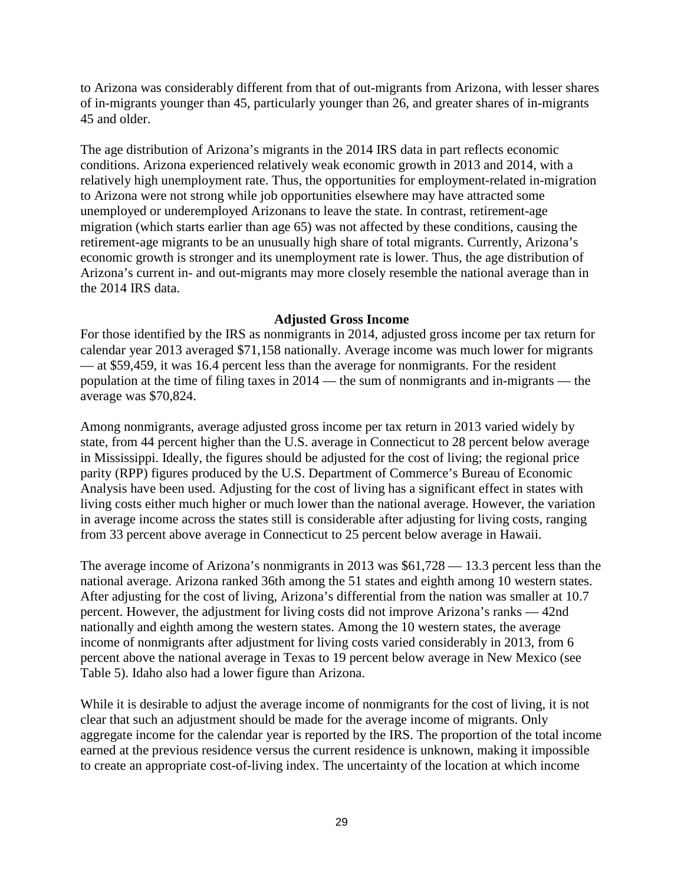to Arizona was considerably different from that of out-migrants from Arizona, with lesser shares of in-migrants younger than 45, particularly younger than 26, and greater shares of in-migrants 45 and older.

The age distribution of Arizona's migrants in the 2014 IRS data in part reflects economic conditions. Arizona experienced relatively weak economic growth in 2013 and 2014, with a relatively high unemployment rate. Thus, the opportunities for employment-related in-migration to Arizona were not strong while job opportunities elsewhere may have attracted some unemployed or underemployed Arizonans to leave the state. In contrast, retirement-age migration (which starts earlier than age 65) was not affected by these conditions, causing the retirement-age migrants to be an unusually high share of total migrants. Currently, Arizona's economic growth is stronger and its unemployment rate is lower. Thus, the age distribution of Arizona's current in- and out-migrants may more closely resemble the national average than in the 2014 IRS data.

## Adjusted Gross Income

For those identified by the IRS as nonmigrants in 2014, adjusted gross income per tax return for calendar year 2013 averaged $71,158 nationally. Average income was much lower for migrants — at $59,459, it was 16.4 percent less than the average for nonmigrants. For the resident population at the time of filing taxes in 2014 — the sum of nonmigrants and in-migrants — the average was $70,824.

Among nonmigrants, average adjusted gross income per tax return in 2013 varied widely by state, from 44 percent higher than the U.S. average in Connecticut to 28 percent below average in Mississippi. Ideally, the figures should be adjusted for the cost of living; the regional price parity (RPP) figures produced by the U.S. Department of Commerce's Bureau of Economic Analysis have been used. Adjusting for the cost of living has a significant effect in states with living costs either much higher or much lower than the national average. However, the variation in average income across the states still is considerable after adjusting for living costs, ranging from 33 percent above average in Connecticut to 25 percent below average in Hawaii.

The average income of Arizona's nonmigrants in 2013 was $61,728 — 13.3 percent less than the national average. Arizona ranked 36th among the 51 states and eighth among 10 western states. After adjusting for the cost of living, Arizona's differential from the nation was smaller at 10.7 percent. However, the adjustment for living costs did not improve Arizona's ranks — 42nd nationally and eighth among the western states. Among the 10 western states, the average income of nonmigrants after adjustment for living costs varied considerably in 2013, from 6 percent above the national average in Texas to 19 percent below average in New Mexico (see Table 5). Idaho also had a lower figure than Arizona.

While it is desirable to adjust the average income of nonmigrants for the cost of living, it is not clear that such an adjustment should be made for the average income of migrants. Only aggregate income for the calendar year is reported by the IRS. The proportion of the total income earned at the previous residence versus the current residence is unknown, making it impossible to create an appropriate cost-of-living index. The uncertainty of the location at which income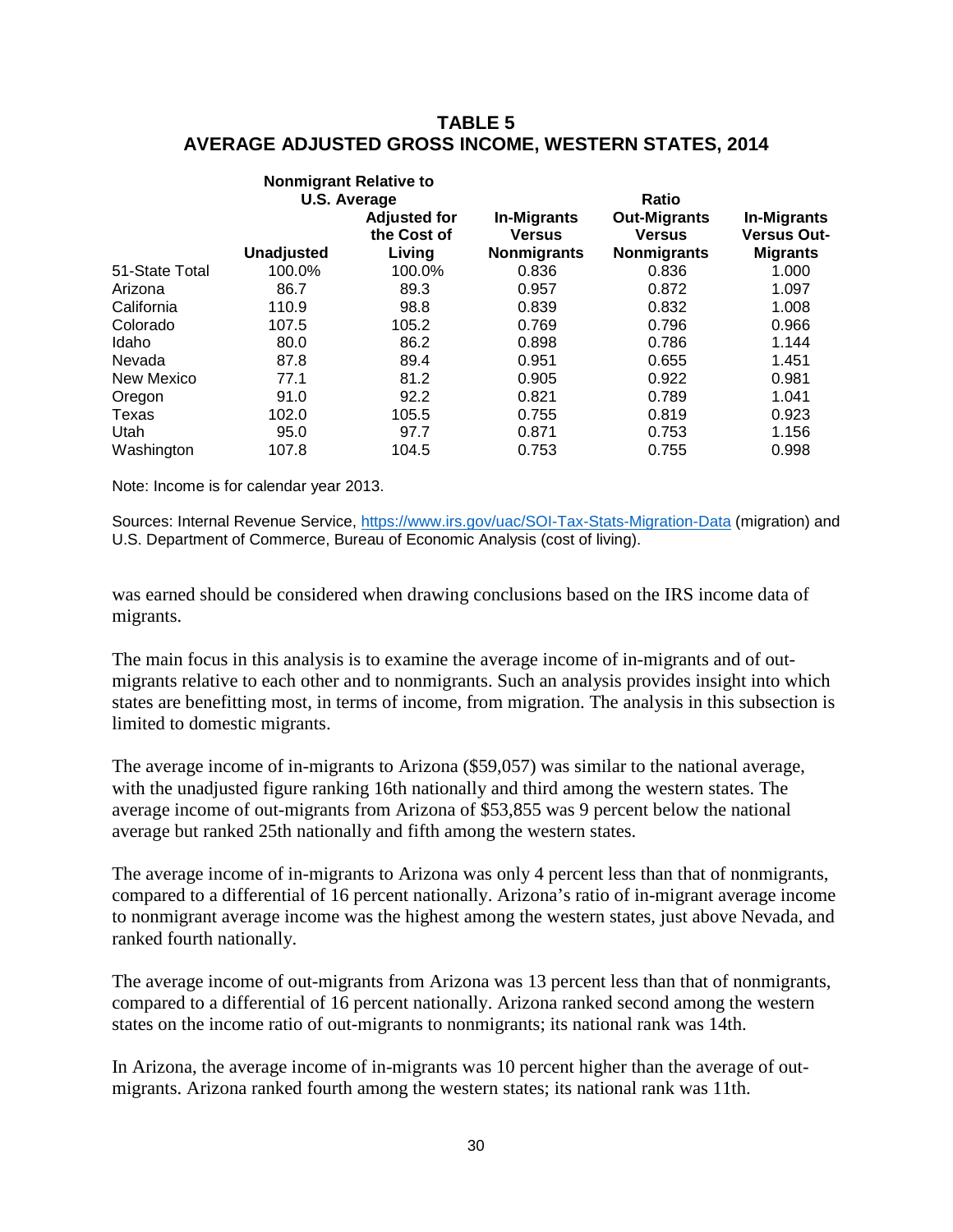**TABLE 5**
**AVERAGE ADJUSTED GROSS INCOME, WESTERN STATES, 2014**

| | Nonmigrant Relative to U.S. Average | | Ratio | | |
|---|---|---|---|---|---|
| | **Unadjusted** | **Adjusted for the Cost of Living** | **In-Migrants Versus Nonmigrants** | **Out-Migrants Versus Nonmigrants** | **In-Migrants Versus Out-Migrants** |
| 51-State Total | 100.0% | 100.0% | 0.836 | 0.836 | 1.000 |
| Arizona | 86.7 | 89.3 | 0.957 | 0.872 | 1.097 |
| California | 110.9 | 98.8 | 0.839 | 0.832 | 1.008 |
| Colorado | 107.5 | 105.2 | 0.769 | 0.796 | 0.966 |
| Idaho | 80.0 | 86.2 | 0.898 | 0.786 | 1.144 |
| Nevada | 87.8 | 89.4 | 0.951 | 0.655 | 1.451 |
| New Mexico | 77.1 | 81.2 | 0.905 | 0.922 | 0.981 |
| Oregon | 91.0 | 92.2 | 0.821 | 0.789 | 1.041 |
| Texas | 102.0 | 105.5 | 0.755 | 0.819 | 0.923 |
| Utah | 95.0 | 97.7 | 0.871 | 0.753 | 1.156 |
| Washington | 107.8 | 104.5 | 0.753 | 0.755 | 0.998 |

Note: Income is for calendar year 2013.

Sources: Internal Revenue Service, https://www.irs.gov/uac/SOI-Tax-Stats-Migration-Data (migration) and U.S. Department of Commerce, Bureau of Economic Analysis (cost of living).

was earned should be considered when drawing conclusions based on the IRS income data of migrants.

The main focus in this analysis is to examine the average income of in-migrants and of out-migrants relative to each other and to nonmigrants. Such an analysis provides insight into which states are benefitting most, in terms of income, from migration. The analysis in this subsection is limited to domestic migrants.

The average income of in-migrants to Arizona ($59,057) was similar to the national average, with the unadjusted figure ranking 16th nationally and third among the western states. The average income of out-migrants from Arizona of $53,855 was 9 percent below the national average but ranked 25th nationally and fifth among the western states.

The average income of in-migrants to Arizona was only 4 percent less than that of nonmigrants, compared to a differential of 16 percent nationally. Arizona's ratio of in-migrant average income to nonmigrant average income was the highest among the western states, just above Nevada, and ranked fourth nationally.

The average income of out-migrants from Arizona was 13 percent less than that of nonmigrants, compared to a differential of 16 percent nationally. Arizona ranked second among the western states on the income ratio of out-migrants to nonmigrants; its national rank was 14th.

In Arizona, the average income of in-migrants was 10 percent higher than the average of out-migrants. Arizona ranked fourth among the western states; its national rank was 11th.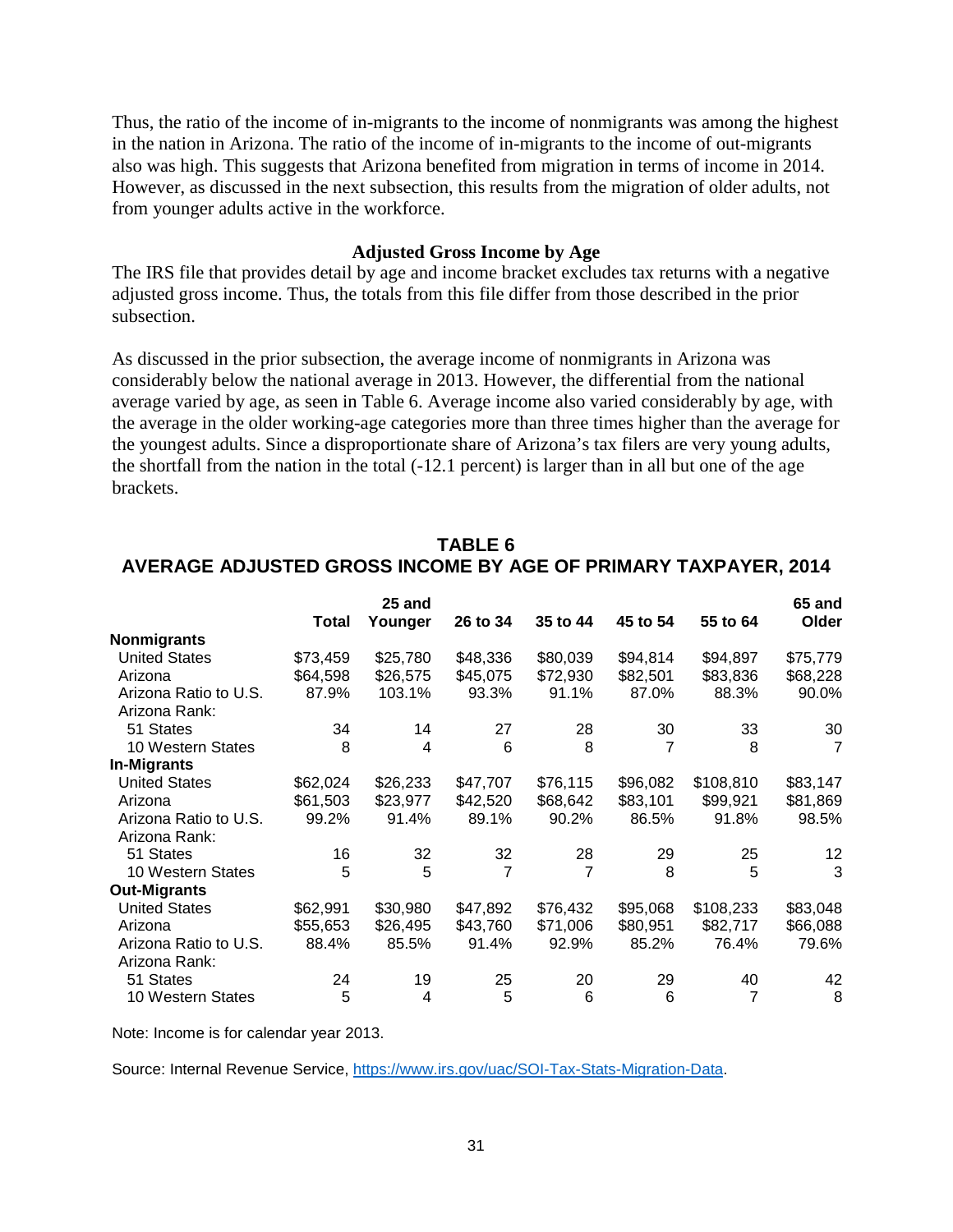Thus, the ratio of the income of in-migrants to the income of nonmigrants was among the highest in the nation in Arizona. The ratio of the income of in-migrants to the income of out-migrants also was high. This suggests that Arizona benefited from migration in terms of income in 2014. However, as discussed in the next subsection, this results from the migration of older adults, not from younger adults active in the workforce.

### Adjusted Gross Income by Age

The IRS file that provides detail by age and income bracket excludes tax returns with a negative adjusted gross income. Thus, the totals from this file differ from those described in the prior subsection.

As discussed in the prior subsection, the average income of nonmigrants in Arizona was considerably below the national average in 2013. However, the differential from the national average varied by age, as seen in Table 6. Average income also varied considerably by age, with the average in the older working-age categories more than three times higher than the average for the youngest adults. Since a disproportionate share of Arizona's tax filers are very young adults, the shortfall from the nation in the total (-12.1 percent) is larger than in all but one of the age brackets.

## TABLE 6
## AVERAGE ADJUSTED GROSS INCOME BY AGE OF PRIMARY TAXPAYER, 2014

| | Total | 25 and Younger | 26 to 34 | 35 to 44 | 45 to 54 | 55 to 64 | 65 and Older |
|---|---|---|---|---|---|---|---|
| **Nonmigrants** | | | | | | | |
| United States | $73,459 | $25,780 | $48,336 | $80,039 | $94,814 | $94,897 | $75,779 |
| Arizona | $64,598 | $26,575 | $45,075 | $72,930 | $82,501 | $83,836 | $68,228 |
| Arizona Ratio to U.S. | 87.9% | 103.1% | 93.3% | 91.1% | 87.0% | 88.3% | 90.0% |
| Arizona Rank: | | | | | | | |
| 51 States | 34 | 14 | 27 | 28 | 30 | 33 | 30 |
| 10 Western States | 8 | 4 | 6 | 8 | 7 | 8 | 7 |
| **In-Migrants** | | | | | | | |
| United States | $62,024 | $26,233 | $47,707 | $76,115 | $96,082 | $108,810 | $83,147 |
| Arizona | $61,503 | $23,977 | $42,520 | $68,642 | $83,101 | $99,921 | $81,869 |
| Arizona Ratio to U.S. | 99.2% | 91.4% | 89.1% | 90.2% | 86.5% | 91.8% | 98.5% |
| Arizona Rank: | | | | | | | |
| 51 States | 16 | 32 | 32 | 28 | 29 | 25 | 12 |
| 10 Western States | 5 | 5 | 7 | 7 | 8 | 5 | 3 |
| **Out-Migrants** | | | | | | | |
| United States | $62,991 | $30,980 | $47,892 | $76,432 | $95,068 | $108,233 | $83,048 |
| Arizona | $55,653 | $26,495 | $43,760 | $71,006 | $80,951 | $82,717 | $66,088 |
| Arizona Ratio to U.S. | 88.4% | 85.5% | 91.4% | 92.9% | 85.2% | 76.4% | 79.6% |
| Arizona Rank: | | | | | | | |
| 51 States | 24 | 19 | 25 | 20 | 29 | 40 | 42 |
| 10 Western States | 5 | 4 | 5 | 6 | 6 | 7 | 8 |

Note: Income is for calendar year 2013.

Source: Internal Revenue Service, https://www.irs.gov/uac/SOI-Tax-Stats-Migration-Data.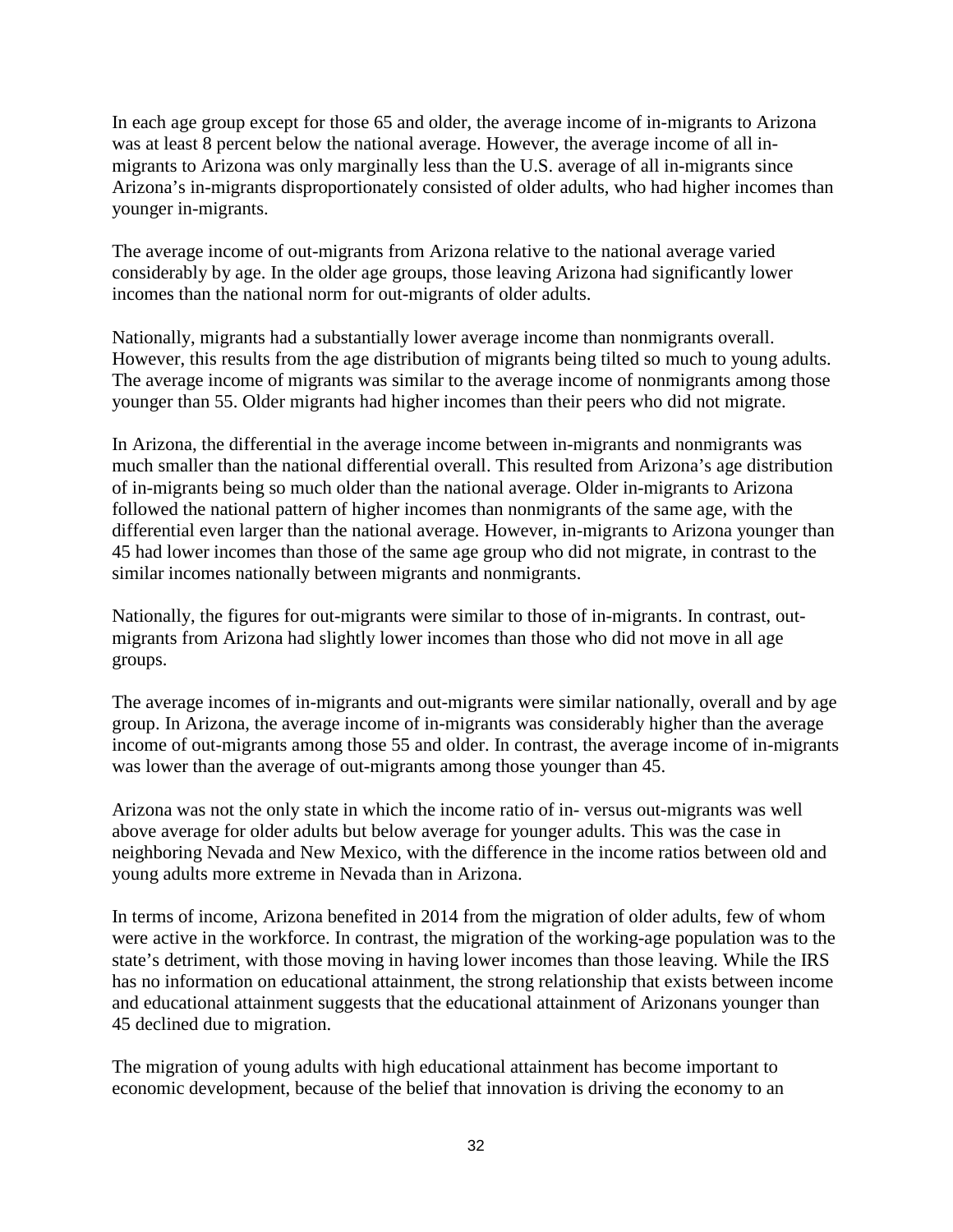In each age group except for those 65 and older, the average income of in-migrants to Arizona was at least 8 percent below the national average. However, the average income of all in-migrants to Arizona was only marginally less than the U.S. average of all in-migrants since Arizona's in-migrants disproportionately consisted of older adults, who had higher incomes than younger in-migrants.

The average income of out-migrants from Arizona relative to the national average varied considerably by age. In the older age groups, those leaving Arizona had significantly lower incomes than the national norm for out-migrants of older adults.

Nationally, migrants had a substantially lower average income than nonmigrants overall. However, this results from the age distribution of migrants being tilted so much to young adults. The average income of migrants was similar to the average income of nonmigrants among those younger than 55. Older migrants had higher incomes than their peers who did not migrate.

In Arizona, the differential in the average income between in-migrants and nonmigrants was much smaller than the national differential overall. This resulted from Arizona's age distribution of in-migrants being so much older than the national average. Older in-migrants to Arizona followed the national pattern of higher incomes than nonmigrants of the same age, with the differential even larger than the national average. However, in-migrants to Arizona younger than 45 had lower incomes than those of the same age group who did not migrate, in contrast to the similar incomes nationally between migrants and nonmigrants.

Nationally, the figures for out-migrants were similar to those of in-migrants. In contrast, out-migrants from Arizona had slightly lower incomes than those who did not move in all age groups.

The average incomes of in-migrants and out-migrants were similar nationally, overall and by age group. In Arizona, the average income of in-migrants was considerably higher than the average income of out-migrants among those 55 and older. In contrast, the average income of in-migrants was lower than the average of out-migrants among those younger than 45.

Arizona was not the only state in which the income ratio of in- versus out-migrants was well above average for older adults but below average for younger adults. This was the case in neighboring Nevada and New Mexico, with the difference in the income ratios between old and young adults more extreme in Nevada than in Arizona.

In terms of income, Arizona benefited in 2014 from the migration of older adults, few of whom were active in the workforce. In contrast, the migration of the working-age population was to the state's detriment, with those moving in having lower incomes than those leaving. While the IRS has no information on educational attainment, the strong relationship that exists between income and educational attainment suggests that the educational attainment of Arizonans younger than 45 declined due to migration.

The migration of young adults with high educational attainment has become important to economic development, because of the belief that innovation is driving the economy to an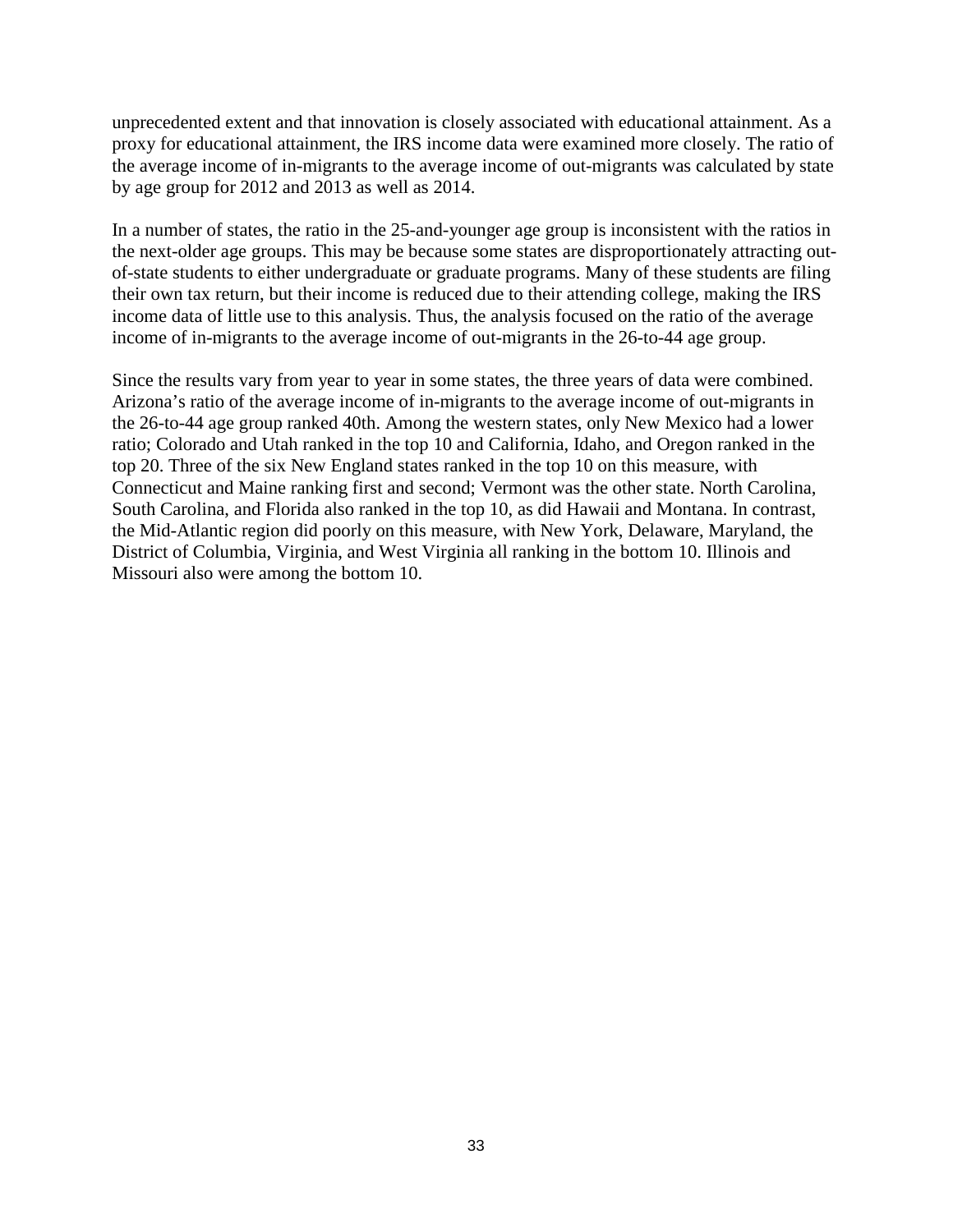unprecedented extent and that innovation is closely associated with educational attainment. As a proxy for educational attainment, the IRS income data were examined more closely. The ratio of the average income of in-migrants to the average income of out-migrants was calculated by state by age group for 2012 and 2013 as well as 2014.

In a number of states, the ratio in the 25-and-younger age group is inconsistent with the ratios in the next-older age groups. This may be because some states are disproportionately attracting out-of-state students to either undergraduate or graduate programs. Many of these students are filing their own tax return, but their income is reduced due to their attending college, making the IRS income data of little use to this analysis. Thus, the analysis focused on the ratio of the average income of in-migrants to the average income of out-migrants in the 26-to-44 age group.

Since the results vary from year to year in some states, the three years of data were combined. Arizona's ratio of the average income of in-migrants to the average income of out-migrants in the 26-to-44 age group ranked 40th. Among the western states, only New Mexico had a lower ratio; Colorado and Utah ranked in the top 10 and California, Idaho, and Oregon ranked in the top 20. Three of the six New England states ranked in the top 10 on this measure, with Connecticut and Maine ranking first and second; Vermont was the other state. North Carolina, South Carolina, and Florida also ranked in the top 10, as did Hawaii and Montana. In contrast, the Mid-Atlantic region did poorly on this measure, with New York, Delaware, Maryland, the District of Columbia, Virginia, and West Virginia all ranking in the bottom 10. Illinois and Missouri also were among the bottom 10.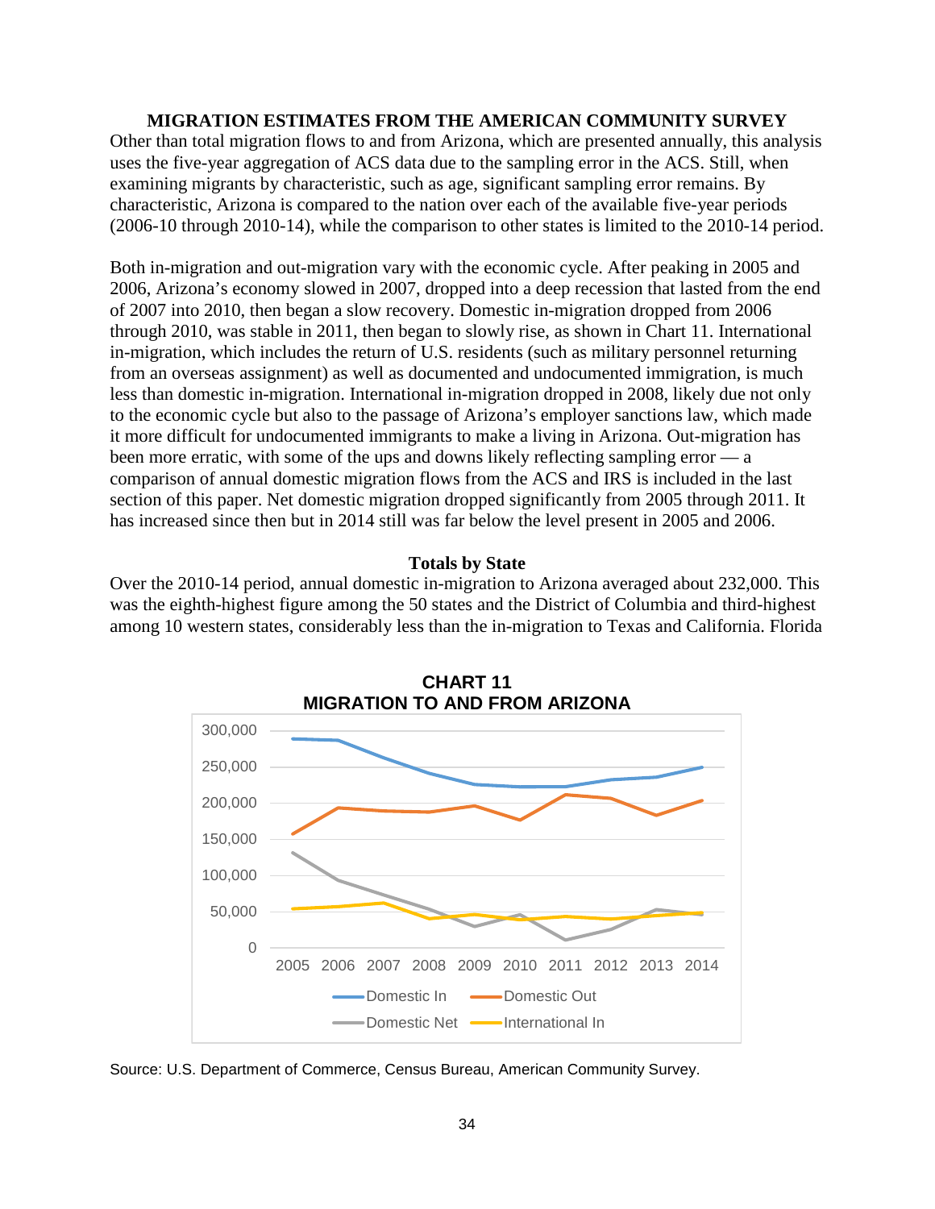### MIGRATION ESTIMATES FROM THE AMERICAN COMMUNITY SURVEY

Other than total migration flows to and from Arizona, which are presented annually, this analysis uses the five-year aggregation of ACS data due to the sampling error in the ACS. Still, when examining migrants by characteristic, such as age, significant sampling error remains. By characteristic, Arizona is compared to the nation over each of the available five-year periods (2006-10 through 2010-14), while the comparison to other states is limited to the 2010-14 period.

Both in-migration and out-migration vary with the economic cycle. After peaking in 2005 and 2006, Arizona's economy slowed in 2007, dropped into a deep recession that lasted from the end of 2007 into 2010, then began a slow recovery. Domestic in-migration dropped from 2006 through 2010, was stable in 2011, then began to slowly rise, as shown in Chart 11. International in-migration, which includes the return of U.S. residents (such as military personnel returning from an overseas assignment) as well as documented and undocumented immigration, is much less than domestic in-migration. International in-migration dropped in 2008, likely due not only to the economic cycle but also to the passage of Arizona's employer sanctions law, which made it more difficult for undocumented immigrants to make a living in Arizona. Out-migration has been more erratic, with some of the ups and downs likely reflecting sampling error — a comparison of annual domestic migration flows from the ACS and IRS is included in the last section of this paper. Net domestic migration dropped significantly from 2005 through 2011. It has increased since then but in 2014 still was far below the level present in 2005 and 2006.

#### Totals by State

Over the 2010-14 period, annual domestic in-migration to Arizona averaged about 232,000. This was the eighth-highest figure among the 50 states and the District of Columbia and third-highest among 10 western states, considerably less than the in-migration to Texas and California. Florida

**CHART 11**
**MIGRATION TO AND FROM ARIZONA**

Source: U.S. Department of Commerce, Census Bureau, American Community Survey.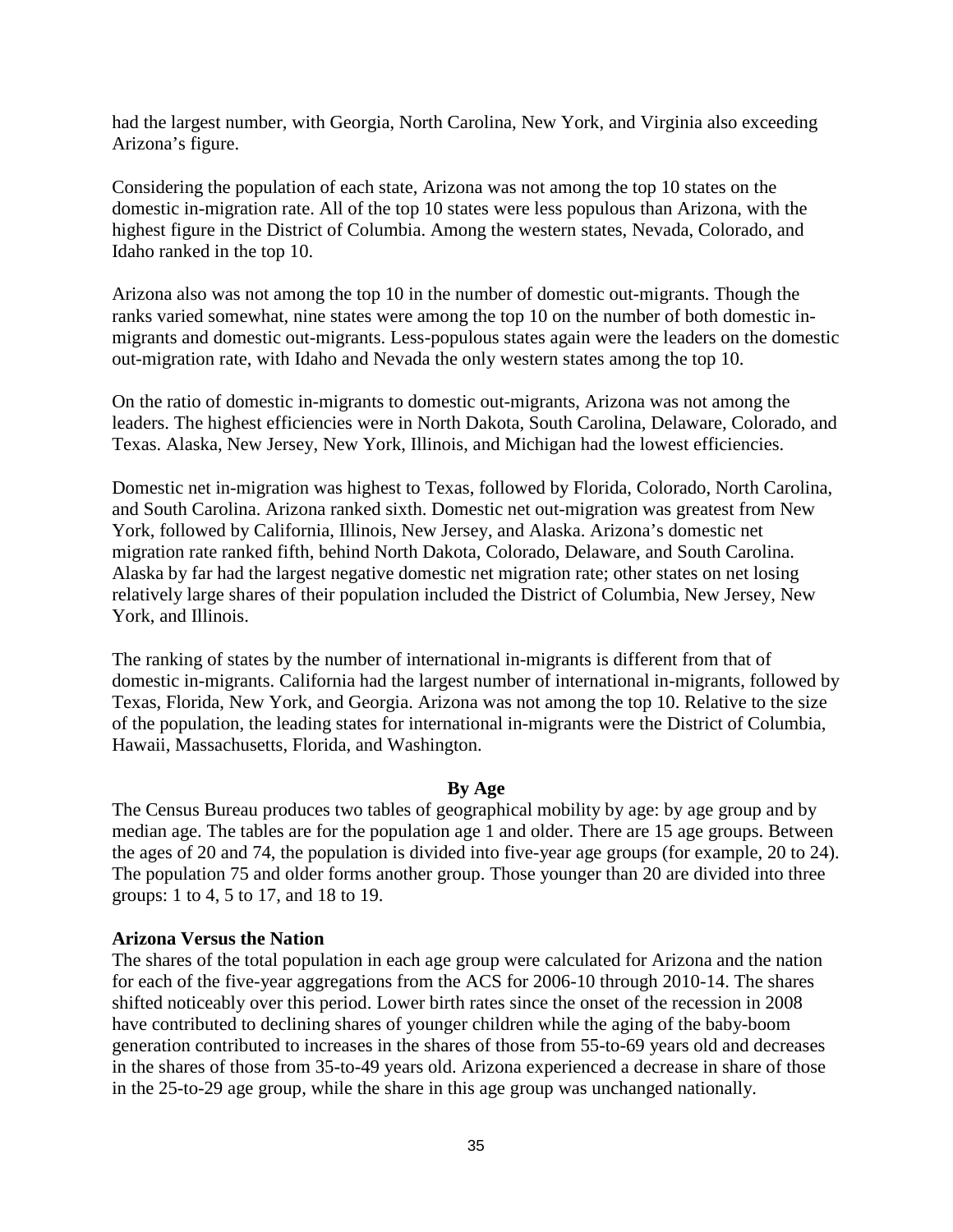had the largest number, with Georgia, North Carolina, New York, and Virginia also exceeding Arizona's figure.

Considering the population of each state, Arizona was not among the top 10 states on the domestic in-migration rate. All of the top 10 states were less populous than Arizona, with the highest figure in the District of Columbia. Among the western states, Nevada, Colorado, and Idaho ranked in the top 10.

Arizona also was not among the top 10 in the number of domestic out-migrants. Though the ranks varied somewhat, nine states were among the top 10 on the number of both domestic in-migrants and domestic out-migrants. Less-populous states again were the leaders on the domestic out-migration rate, with Idaho and Nevada the only western states among the top 10.

On the ratio of domestic in-migrants to domestic out-migrants, Arizona was not among the leaders. The highest efficiencies were in North Dakota, South Carolina, Delaware, Colorado, and Texas. Alaska, New Jersey, New York, Illinois, and Michigan had the lowest efficiencies.

Domestic net in-migration was highest to Texas, followed by Florida, Colorado, North Carolina, and South Carolina. Arizona ranked sixth. Domestic net out-migration was greatest from New York, followed by California, Illinois, New Jersey, and Alaska. Arizona's domestic net migration rate ranked fifth, behind North Dakota, Colorado, Delaware, and South Carolina. Alaska by far had the largest negative domestic net migration rate; other states on net losing relatively large shares of their population included the District of Columbia, New Jersey, New York, and Illinois.

The ranking of states by the number of international in-migrants is different from that of domestic in-migrants. California had the largest number of international in-migrants, followed by Texas, Florida, New York, and Georgia. Arizona was not among the top 10. Relative to the size of the population, the leading states for international in-migrants were the District of Columbia, Hawaii, Massachusetts, Florida, and Washington.

## By Age

The Census Bureau produces two tables of geographical mobility by age: by age group and by median age. The tables are for the population age 1 and older. There are 15 age groups. Between the ages of 20 and 74, the population is divided into five-year age groups (for example, 20 to 24). The population 75 and older forms another group. Those younger than 20 are divided into three groups: 1 to 4, 5 to 17, and 18 to 19.

### Arizona Versus the Nation

The shares of the total population in each age group were calculated for Arizona and the nation for each of the five-year aggregations from the ACS for 2006-10 through 2010-14. The shares shifted noticeably over this period. Lower birth rates since the onset of the recession in 2008 have contributed to declining shares of younger children while the aging of the baby-boom generation contributed to increases in the shares of those from 55-to-69 years old and decreases in the shares of those from 35-to-49 years old. Arizona experienced a decrease in share of those in the 25-to-29 age group, while the share in this age group was unchanged nationally.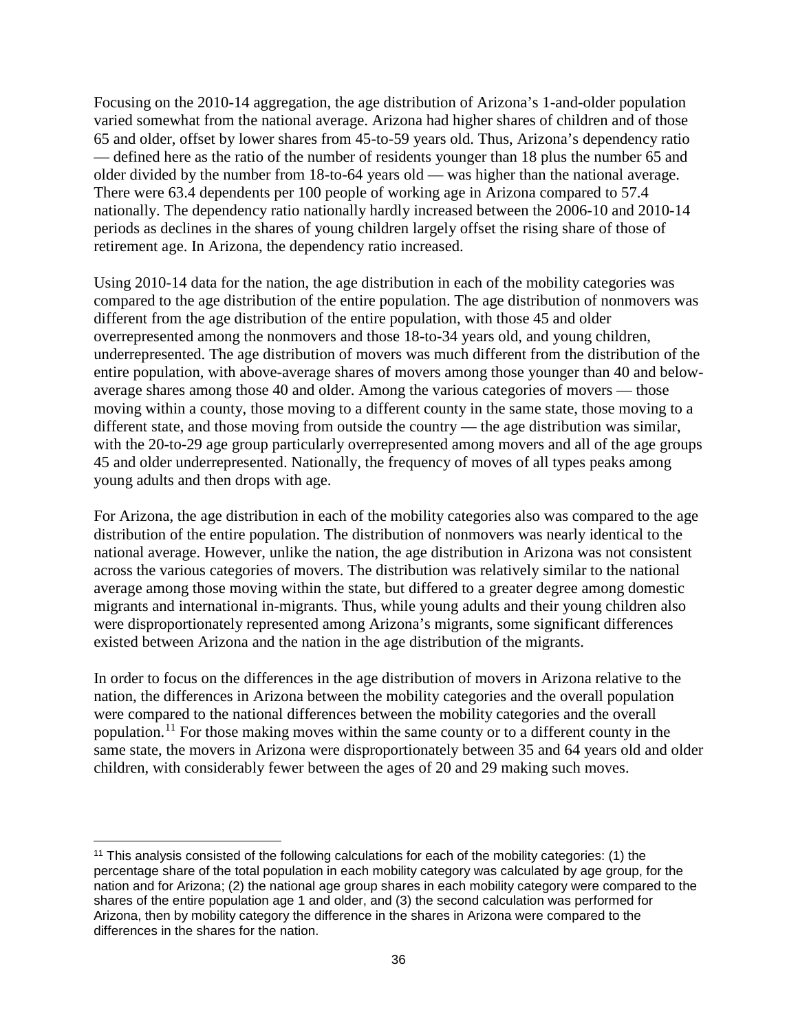Focusing on the 2010-14 aggregation, the age distribution of Arizona's 1-and-older population varied somewhat from the national average. Arizona had higher shares of children and of those 65 and older, offset by lower shares from 45-to-59 years old. Thus, Arizona's dependency ratio — defined here as the ratio of the number of residents younger than 18 plus the number 65 and older divided by the number from 18-to-64 years old — was higher than the national average. There were 63.4 dependents per 100 people of working age in Arizona compared to 57.4 nationally. The dependency ratio nationally hardly increased between the 2006-10 and 2010-14 periods as declines in the shares of young children largely offset the rising share of those of retirement age. In Arizona, the dependency ratio increased.

Using 2010-14 data for the nation, the age distribution in each of the mobility categories was compared to the age distribution of the entire population. The age distribution of nonmovers was different from the age distribution of the entire population, with those 45 and older overrepresented among the nonmovers and those 18-to-34 years old, and young children, underrepresented. The age distribution of movers was much different from the distribution of the entire population, with above-average shares of movers among those younger than 40 and below-average shares among those 40 and older. Among the various categories of movers — those moving within a county, those moving to a different county in the same state, those moving to a different state, and those moving from outside the country — the age distribution was similar, with the 20-to-29 age group particularly overrepresented among movers and all of the age groups 45 and older underrepresented. Nationally, the frequency of moves of all types peaks among young adults and then drops with age.

For Arizona, the age distribution in each of the mobility categories also was compared to the age distribution of the entire population. The distribution of nonmovers was nearly identical to the national average. However, unlike the nation, the age distribution in Arizona was not consistent across the various categories of movers. The distribution was relatively similar to the national average among those moving within the state, but differed to a greater degree among domestic migrants and international in-migrants. Thus, while young adults and their young children also were disproportionately represented among Arizona's migrants, some significant differences existed between Arizona and the nation in the age distribution of the migrants.

In order to focus on the differences in the age distribution of movers in Arizona relative to the nation, the differences in Arizona between the mobility categories and the overall population were compared to the national differences between the mobility categories and the overall population.[11] For those making moves within the same county or to a different county in the same state, the movers in Arizona were disproportionately between 35 and 64 years old and older children, with considerably fewer between the ages of 20 and 29 making such moves.

[11] This analysis consisted of the following calculations for each of the mobility categories: (1) the percentage share of the total population in each mobility category was calculated by age group, for the nation and for Arizona; (2) the national age group shares in each mobility category were compared to the shares of the entire population age 1 and older, and (3) the second calculation was performed for Arizona, then by mobility category the difference in the shares in Arizona were compared to the differences in the shares for the nation.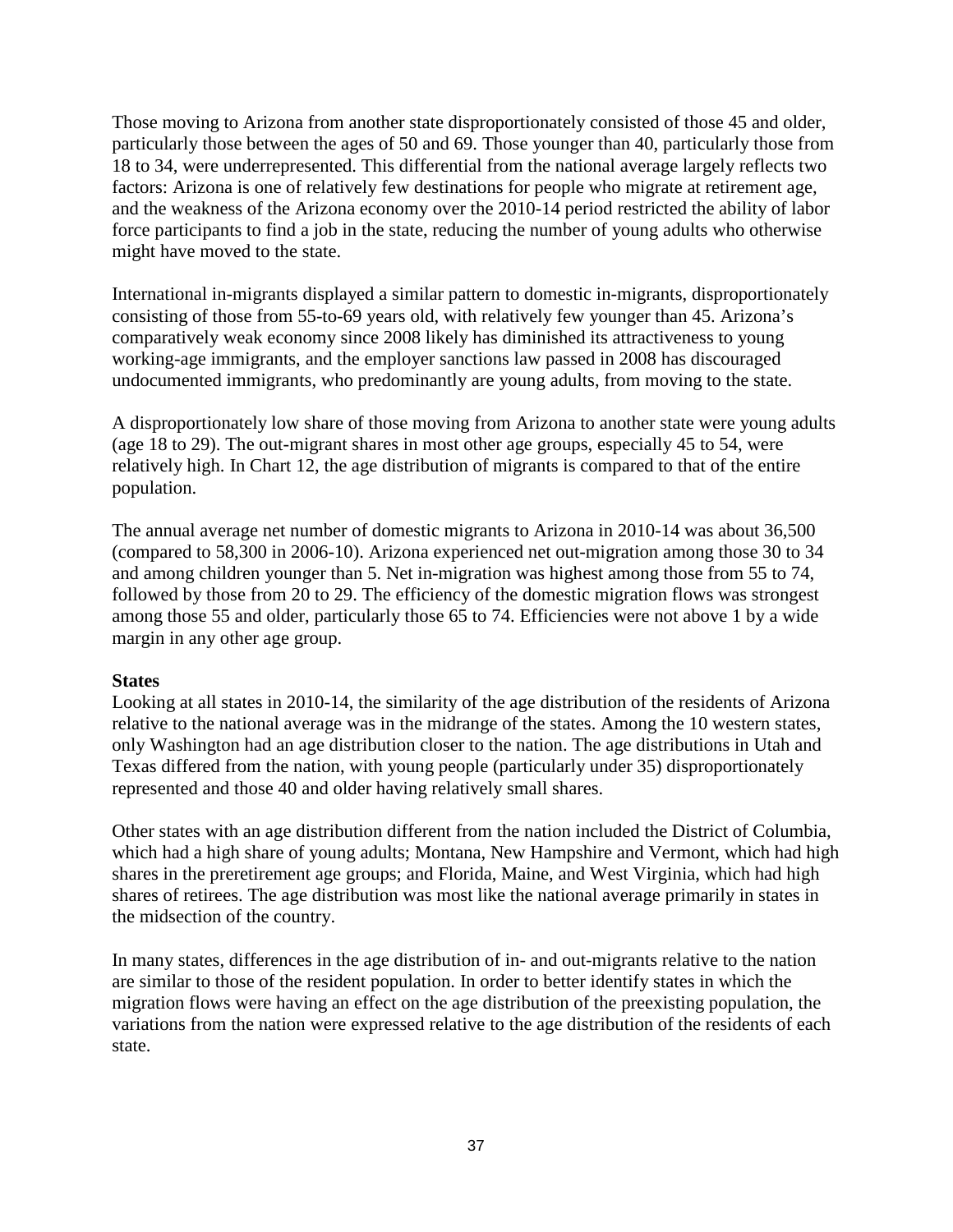Those moving to Arizona from another state disproportionately consisted of those 45 and older, particularly those between the ages of 50 and 69. Those younger than 40, particularly those from 18 to 34, were underrepresented. This differential from the national average largely reflects two factors: Arizona is one of relatively few destinations for people who migrate at retirement age, and the weakness of the Arizona economy over the 2010-14 period restricted the ability of labor force participants to find a job in the state, reducing the number of young adults who otherwise might have moved to the state.

International in-migrants displayed a similar pattern to domestic in-migrants, disproportionately consisting of those from 55-to-69 years old, with relatively few younger than 45. Arizona's comparatively weak economy since 2008 likely has diminished its attractiveness to young working-age immigrants, and the employer sanctions law passed in 2008 has discouraged undocumented immigrants, who predominantly are young adults, from moving to the state.

A disproportionately low share of those moving from Arizona to another state were young adults (age 18 to 29). The out-migrant shares in most other age groups, especially 45 to 54, were relatively high. In Chart 12, the age distribution of migrants is compared to that of the entire population.

The annual average net number of domestic migrants to Arizona in 2010-14 was about 36,500 (compared to 58,300 in 2006-10). Arizona experienced net out-migration among those 30 to 34 and among children younger than 5. Net in-migration was highest among those from 55 to 74, followed by those from 20 to 29. The efficiency of the domestic migration flows was strongest among those 55 and older, particularly those 65 to 74. Efficiencies were not above 1 by a wide margin in any other age group.

**States**

Looking at all states in 2010-14, the similarity of the age distribution of the residents of Arizona relative to the national average was in the midrange of the states. Among the 10 western states, only Washington had an age distribution closer to the nation. The age distributions in Utah and Texas differed from the nation, with young people (particularly under 35) disproportionately represented and those 40 and older having relatively small shares.

Other states with an age distribution different from the nation included the District of Columbia, which had a high share of young adults; Montana, New Hampshire and Vermont, which had high shares in the preretirement age groups; and Florida, Maine, and West Virginia, which had high shares of retirees. The age distribution was most like the national average primarily in states in the midsection of the country.

In many states, differences in the age distribution of in- and out-migrants relative to the nation are similar to those of the resident population. In order to better identify states in which the migration flows were having an effect on the age distribution of the preexisting population, the variations from the nation were expressed relative to the age distribution of the residents of each state.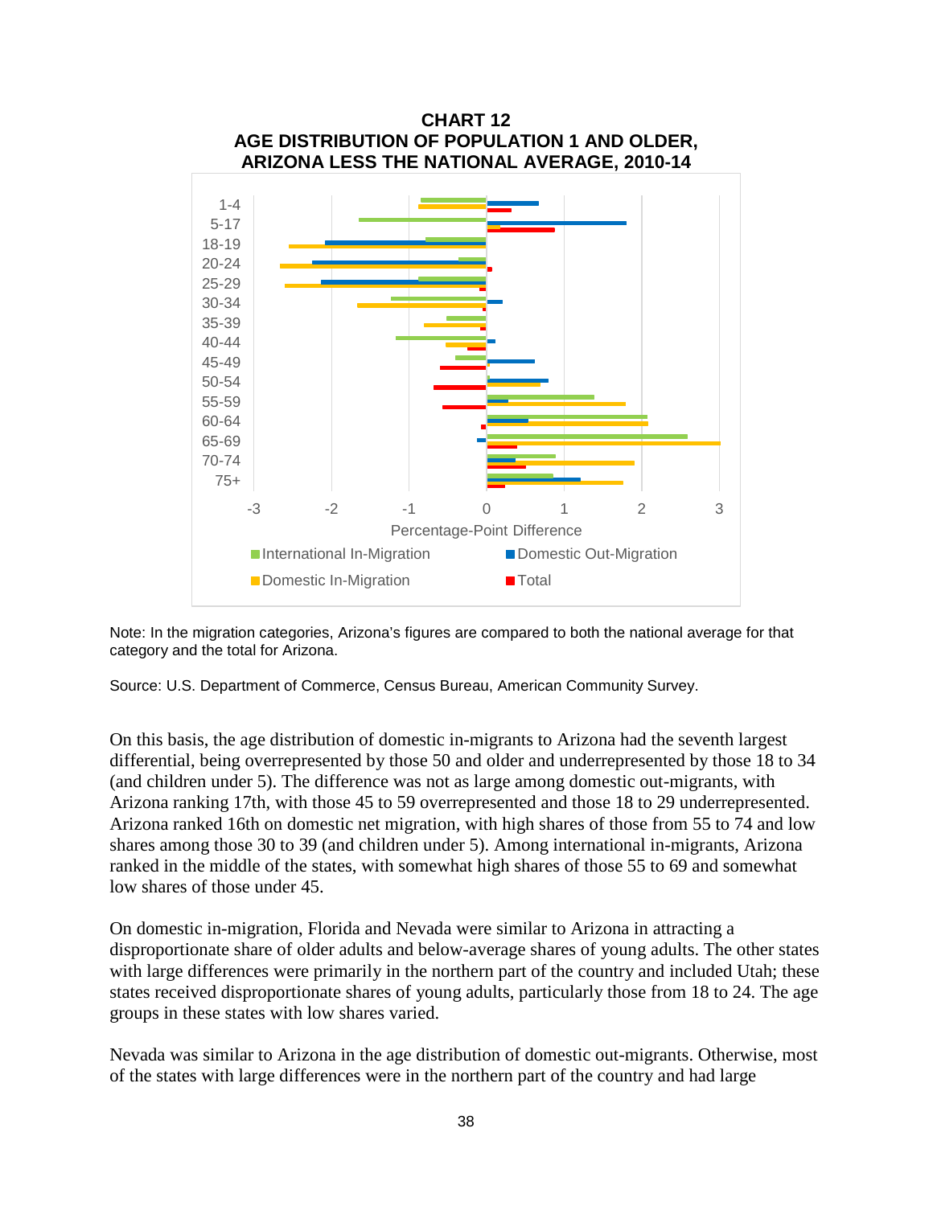**CHART 12**
**AGE DISTRIBUTION OF POPULATION 1 AND OLDER, ARIZONA LESS THE NATIONAL AVERAGE, 2010-14**

Note: In the migration categories, Arizona's figures are compared to both the national average for that category and the total for Arizona.

Source: U.S. Department of Commerce, Census Bureau, American Community Survey.

On this basis, the age distribution of domestic in-migrants to Arizona had the seventh largest differential, being overrepresented by those 50 and older and underrepresented by those 18 to 34 (and children under 5). The difference was not as large among domestic out-migrants, with Arizona ranking 17th, with those 45 to 59 overrepresented and those 18 to 29 underrepresented. Arizona ranked 16th on domestic net migration, with high shares of those from 55 to 74 and low shares among those 30 to 39 (and children under 5). Among international in-migrants, Arizona ranked in the middle of the states, with somewhat high shares of those 55 to 69 and somewhat low shares of those under 45.

On domestic in-migration, Florida and Nevada were similar to Arizona in attracting a disproportionate share of older adults and below-average shares of young adults. The other states with large differences were primarily in the northern part of the country and included Utah; these states received disproportionate shares of young adults, particularly those from 18 to 24. The age groups in these states with low shares varied.

Nevada was similar to Arizona in the age distribution of domestic out-migrants. Otherwise, most of the states with large differences were in the northern part of the country and had large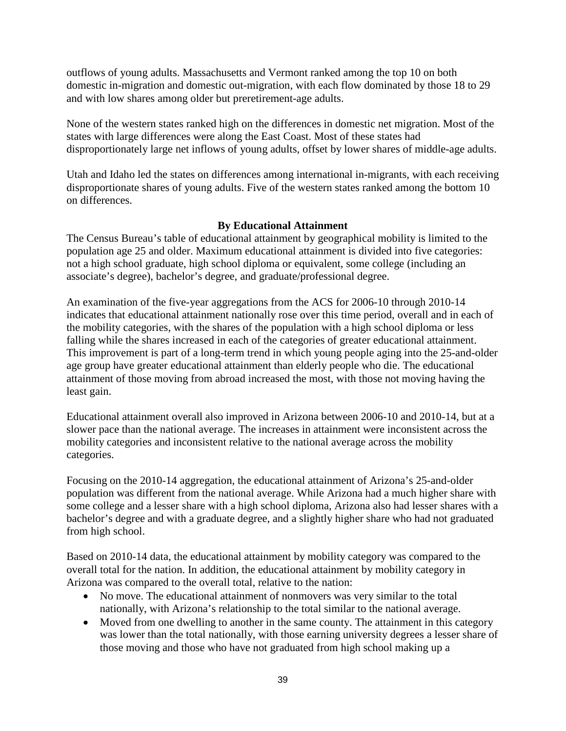outflows of young adults. Massachusetts and Vermont ranked among the top 10 on both domestic in-migration and domestic out-migration, with each flow dominated by those 18 to 29 and with low shares among older but preretirement-age adults.

None of the western states ranked high on the differences in domestic net migration. Most of the states with large differences were along the East Coast. Most of these states had disproportionately large net inflows of young adults, offset by lower shares of middle-age adults.

Utah and Idaho led the states on differences among international in-migrants, with each receiving disproportionate shares of young adults. Five of the western states ranked among the bottom 10 on differences.

### By Educational Attainment

The Census Bureau's table of educational attainment by geographical mobility is limited to the population age 25 and older. Maximum educational attainment is divided into five categories: not a high school graduate, high school diploma or equivalent, some college (including an associate's degree), bachelor's degree, and graduate/professional degree.

An examination of the five-year aggregations from the ACS for 2006-10 through 2010-14 indicates that educational attainment nationally rose over this time period, overall and in each of the mobility categories, with the shares of the population with a high school diploma or less falling while the shares increased in each of the categories of greater educational attainment. This improvement is part of a long-term trend in which young people aging into the 25-and-older age group have greater educational attainment than elderly people who die. The educational attainment of those moving from abroad increased the most, with those not moving having the least gain.

Educational attainment overall also improved in Arizona between 2006-10 and 2010-14, but at a slower pace than the national average. The increases in attainment were inconsistent across the mobility categories and inconsistent relative to the national average across the mobility categories.

Focusing on the 2010-14 aggregation, the educational attainment of Arizona's 25-and-older population was different from the national average. While Arizona had a much higher share with some college and a lesser share with a high school diploma, Arizona also had lesser shares with a bachelor's degree and with a graduate degree, and a slightly higher share who had not graduated from high school.

Based on 2010-14 data, the educational attainment by mobility category was compared to the overall total for the nation. In addition, the educational attainment by mobility category in Arizona was compared to the overall total, relative to the nation:

- No move. The educational attainment of nonmovers was very similar to the total nationally, with Arizona's relationship to the total similar to the national average.
- Moved from one dwelling to another in the same county. The attainment in this category was lower than the total nationally, with those earning university degrees a lesser share of those moving and those who have not graduated from high school making up a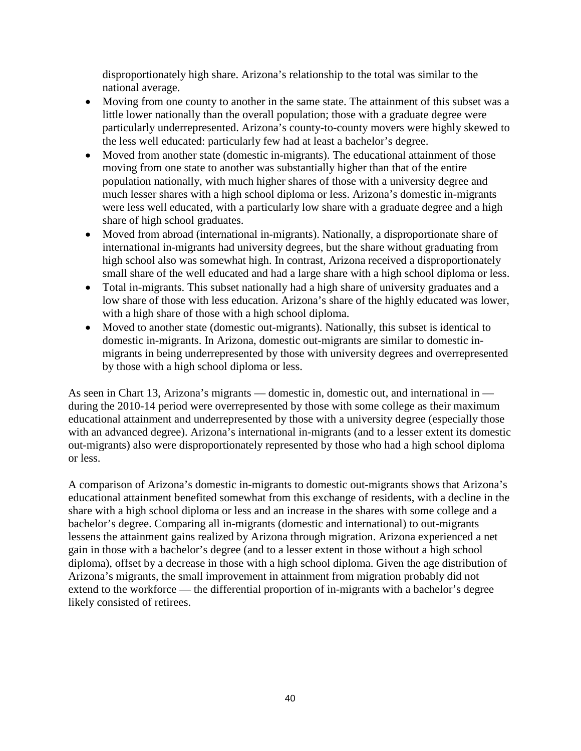disproportionately high share. Arizona's relationship to the total was similar to the national average.

- Moving from one county to another in the same state. The attainment of this subset was a little lower nationally than the overall population; those with a graduate degree were particularly underrepresented. Arizona's county-to-county movers were highly skewed to the less well educated: particularly few had at least a bachelor's degree.
- Moved from another state (domestic in-migrants). The educational attainment of those moving from one state to another was substantially higher than that of the entire population nationally, with much higher shares of those with a university degree and much lesser shares with a high school diploma or less. Arizona's domestic in-migrants were less well educated, with a particularly low share with a graduate degree and a high share of high school graduates.
- Moved from abroad (international in-migrants). Nationally, a disproportionate share of international in-migrants had university degrees, but the share without graduating from high school also was somewhat high. In contrast, Arizona received a disproportionately small share of the well educated and had a large share with a high school diploma or less.
- Total in-migrants. This subset nationally had a high share of university graduates and a low share of those with less education. Arizona's share of the highly educated was lower, with a high share of those with a high school diploma.
- Moved to another state (domestic out-migrants). Nationally, this subset is identical to domestic in-migrants. In Arizona, domestic out-migrants are similar to domestic in-migrants in being underrepresented by those with university degrees and overrepresented by those with a high school diploma or less.

As seen in Chart 13, Arizona's migrants — domestic in, domestic out, and international in — during the 2010-14 period were overrepresented by those with some college as their maximum educational attainment and underrepresented by those with a university degree (especially those with an advanced degree). Arizona's international in-migrants (and to a lesser extent its domestic out-migrants) also were disproportionately represented by those who had a high school diploma or less.

A comparison of Arizona's domestic in-migrants to domestic out-migrants shows that Arizona's educational attainment benefited somewhat from this exchange of residents, with a decline in the share with a high school diploma or less and an increase in the shares with some college and a bachelor's degree. Comparing all in-migrants (domestic and international) to out-migrants lessens the attainment gains realized by Arizona through migration. Arizona experienced a net gain in those with a bachelor's degree (and to a lesser extent in those without a high school diploma), offset by a decrease in those with a high school diploma. Given the age distribution of Arizona's migrants, the small improvement in attainment from migration probably did not extend to the workforce — the differential proportion of in-migrants with a bachelor's degree likely consisted of retirees.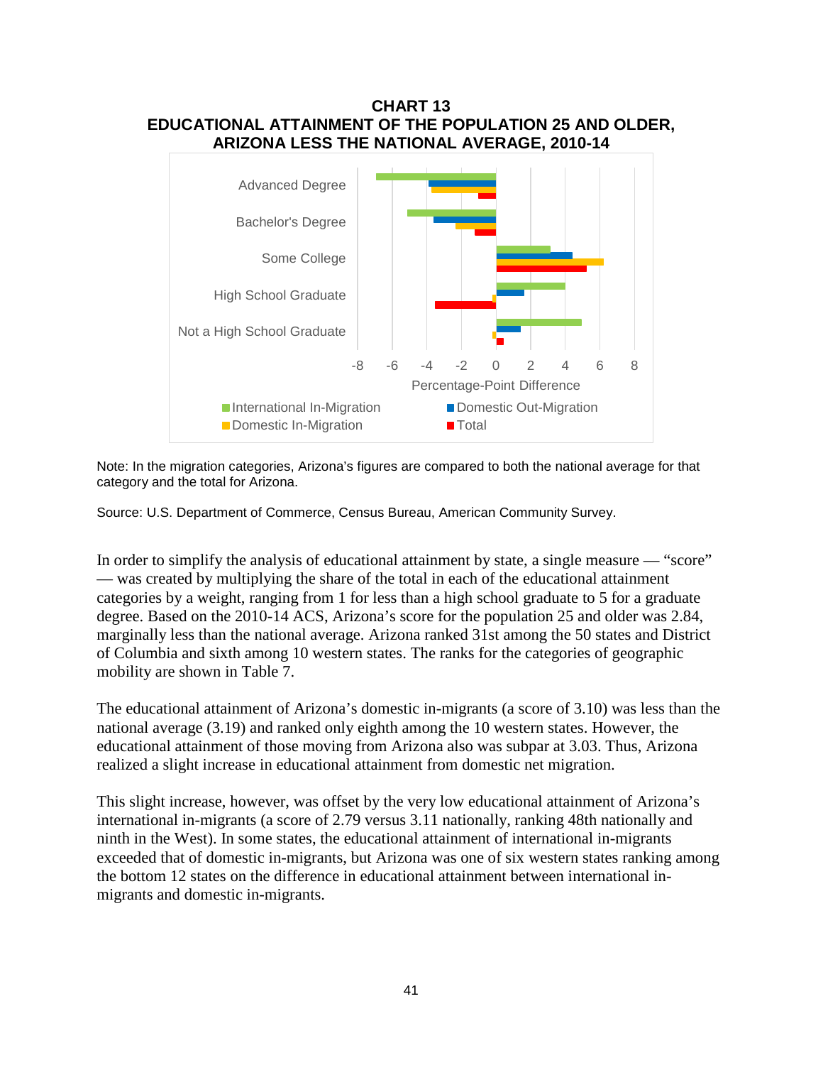**CHART 13**
**EDUCATIONAL ATTAINMENT OF THE POPULATION 25 AND OLDER, ARIZONA LESS THE NATIONAL AVERAGE, 2010-14**

Note: In the migration categories, Arizona's figures are compared to both the national average for that category and the total for Arizona.

Source: U.S. Department of Commerce, Census Bureau, American Community Survey.

In order to simplify the analysis of educational attainment by state, a single measure — "score" — was created by multiplying the share of the total in each of the educational attainment categories by a weight, ranging from 1 for less than a high school graduate to 5 for a graduate degree. Based on the 2010-14 ACS, Arizona's score for the population 25 and older was 2.84, marginally less than the national average. Arizona ranked 31st among the 50 states and District of Columbia and sixth among 10 western states. The ranks for the categories of geographic mobility are shown in Table 7.

The educational attainment of Arizona's domestic in-migrants (a score of 3.10) was less than the national average (3.19) and ranked only eighth among the 10 western states. However, the educational attainment of those moving from Arizona also was subpar at 3.03. Thus, Arizona realized a slight increase in educational attainment from domestic net migration.

This slight increase, however, was offset by the very low educational attainment of Arizona's international in-migrants (a score of 2.79 versus 3.11 nationally, ranking 48th nationally and ninth in the West). In some states, the educational attainment of international in-migrants exceeded that of domestic in-migrants, but Arizona was one of six western states ranking among the bottom 12 states on the difference in educational attainment between international in-migrants and domestic in-migrants.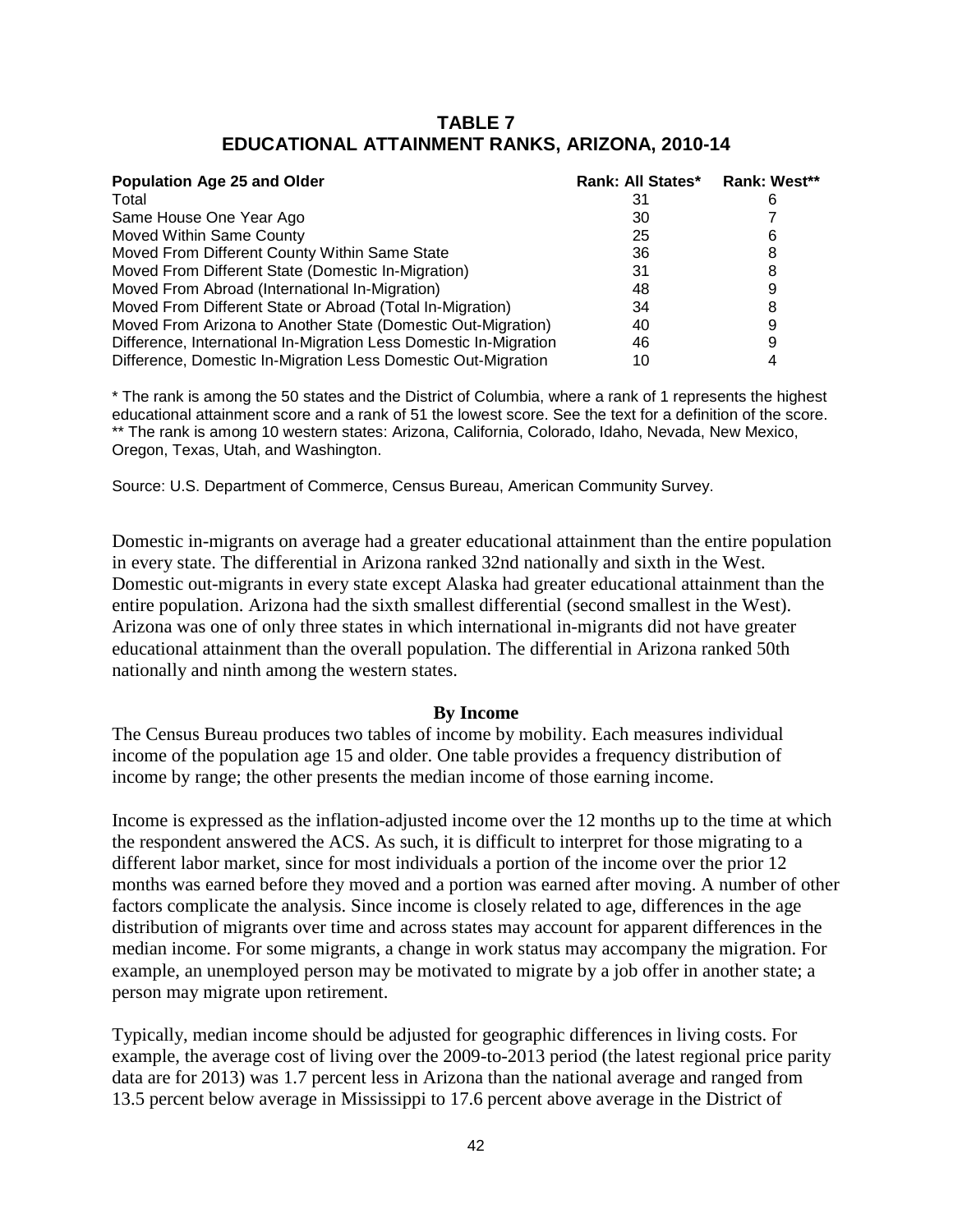## TABLE 7
## EDUCATIONAL ATTAINMENT RANKS, ARIZONA, 2010-14

| Population Age 25 and Older | Rank: All States* | Rank: West** |
|---|---|---|
| Total | 31 | 6 |
| Same House One Year Ago | 30 | 7 |
| Moved Within Same County | 25 | 6 |
| Moved From Different County Within Same State | 36 | 8 |
| Moved From Different State (Domestic In-Migration) | 31 | 8 |
| Moved From Abroad (International In-Migration) | 48 | 9 |
| Moved From Different State or Abroad (Total In-Migration) | 34 | 8 |
| Moved From Arizona to Another State (Domestic Out-Migration) | 40 | 9 |
| Difference, International In-Migration Less Domestic In-Migration | 46 | 9 |
| Difference, Domestic In-Migration Less Domestic Out-Migration | 10 | 4 |

* The rank is among the 50 states and the District of Columbia, where a rank of 1 represents the highest educational attainment score and a rank of 51 the lowest score. See the text for a definition of the score.
** The rank is among 10 western states: Arizona, California, Colorado, Idaho, Nevada, New Mexico, Oregon, Texas, Utah, and Washington.

Source: U.S. Department of Commerce, Census Bureau, American Community Survey.

Domestic in-migrants on average had a greater educational attainment than the entire population in every state. The differential in Arizona ranked 32nd nationally and sixth in the West. Domestic out-migrants in every state except Alaska had greater educational attainment than the entire population. Arizona had the sixth smallest differential (second smallest in the West). Arizona was one of only three states in which international in-migrants did not have greater educational attainment than the overall population. The differential in Arizona ranked 50th nationally and ninth among the western states.

### By Income

The Census Bureau produces two tables of income by mobility. Each measures individual income of the population age 15 and older. One table provides a frequency distribution of income by range; the other presents the median income of those earning income.

Income is expressed as the inflation-adjusted income over the 12 months up to the time at which the respondent answered the ACS. As such, it is difficult to interpret for those migrating to a different labor market, since for most individuals a portion of the income over the prior 12 months was earned before they moved and a portion was earned after moving. A number of other factors complicate the analysis. Since income is closely related to age, differences in the age distribution of migrants over time and across states may account for apparent differences in the median income. For some migrants, a change in work status may accompany the migration. For example, an unemployed person may be motivated to migrate by a job offer in another state; a person may migrate upon retirement.

Typically, median income should be adjusted for geographic differences in living costs. For example, the average cost of living over the 2009-to-2013 period (the latest regional price parity data are for 2013) was 1.7 percent less in Arizona than the national average and ranged from 13.5 percent below average in Mississippi to 17.6 percent above average in the District of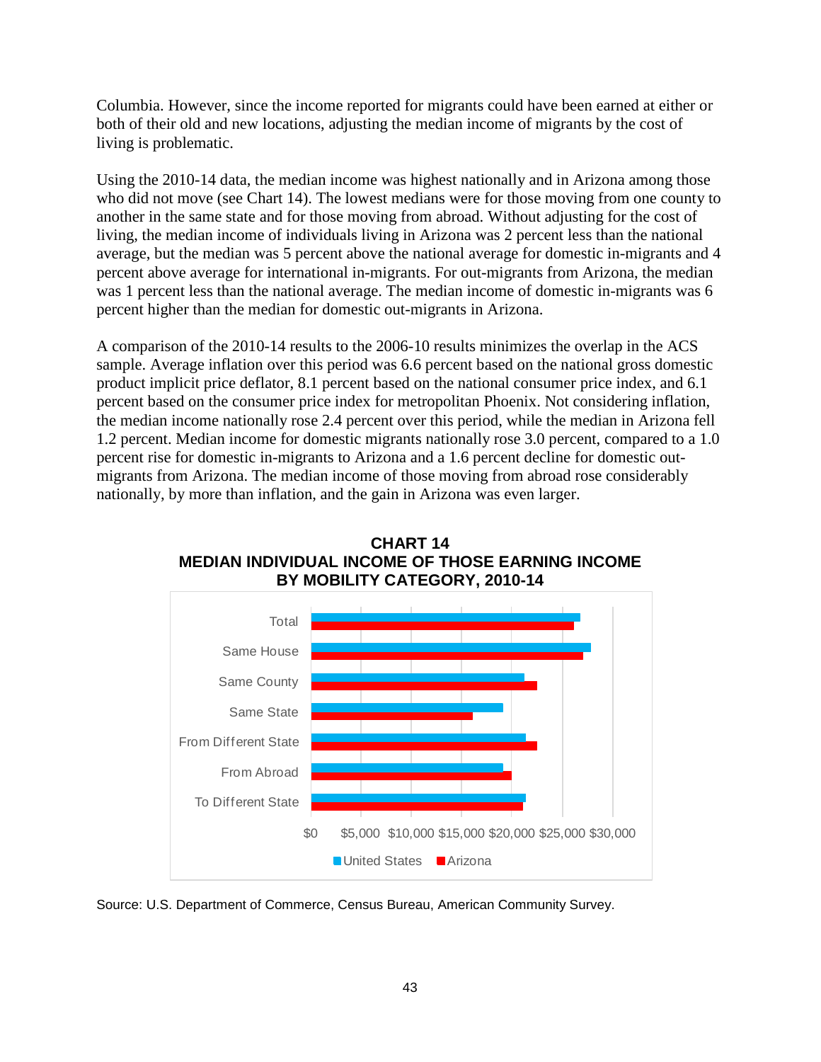Columbia. However, since the income reported for migrants could have been earned at either or both of their old and new locations, adjusting the median income of migrants by the cost of living is problematic.

Using the 2010-14 data, the median income was highest nationally and in Arizona among those who did not move (see Chart 14). The lowest medians were for those moving from one county to another in the same state and for those moving from abroad. Without adjusting for the cost of living, the median income of individuals living in Arizona was 2 percent less than the national average, but the median was 5 percent above the national average for domestic in-migrants and 4 percent above average for international in-migrants. For out-migrants from Arizona, the median was 1 percent less than the national average. The median income of domestic in-migrants was 6 percent higher than the median for domestic out-migrants in Arizona.

A comparison of the 2010-14 results to the 2006-10 results minimizes the overlap in the ACS sample. Average inflation over this period was 6.6 percent based on the national gross domestic product implicit price deflator, 8.1 percent based on the national consumer price index, and 6.1 percent based on the consumer price index for metropolitan Phoenix. Not considering inflation, the median income nationally rose 2.4 percent over this period, while the median in Arizona fell 1.2 percent. Median income for domestic migrants nationally rose 3.0 percent, compared to a 1.0 percent rise for domestic in-migrants to Arizona and a 1.6 percent decline for domestic out-migrants from Arizona. The median income of those moving from abroad rose considerably nationally, by more than inflation, and the gain in Arizona was even larger.

**CHART 14**
**MEDIAN INDIVIDUAL INCOME OF THOSE EARNING INCOME BY MOBILITY CATEGORY, 2010-14**

Categories: Total, Same House, Same County, Same State, From Different State, From Abroad, To Different State

Axis: $0, $5,000, $10,000, $15,000, $20,000, $25,000, $30,000

Legend: United States, Arizona

Source: U.S. Department of Commerce, Census Bureau, American Community Survey.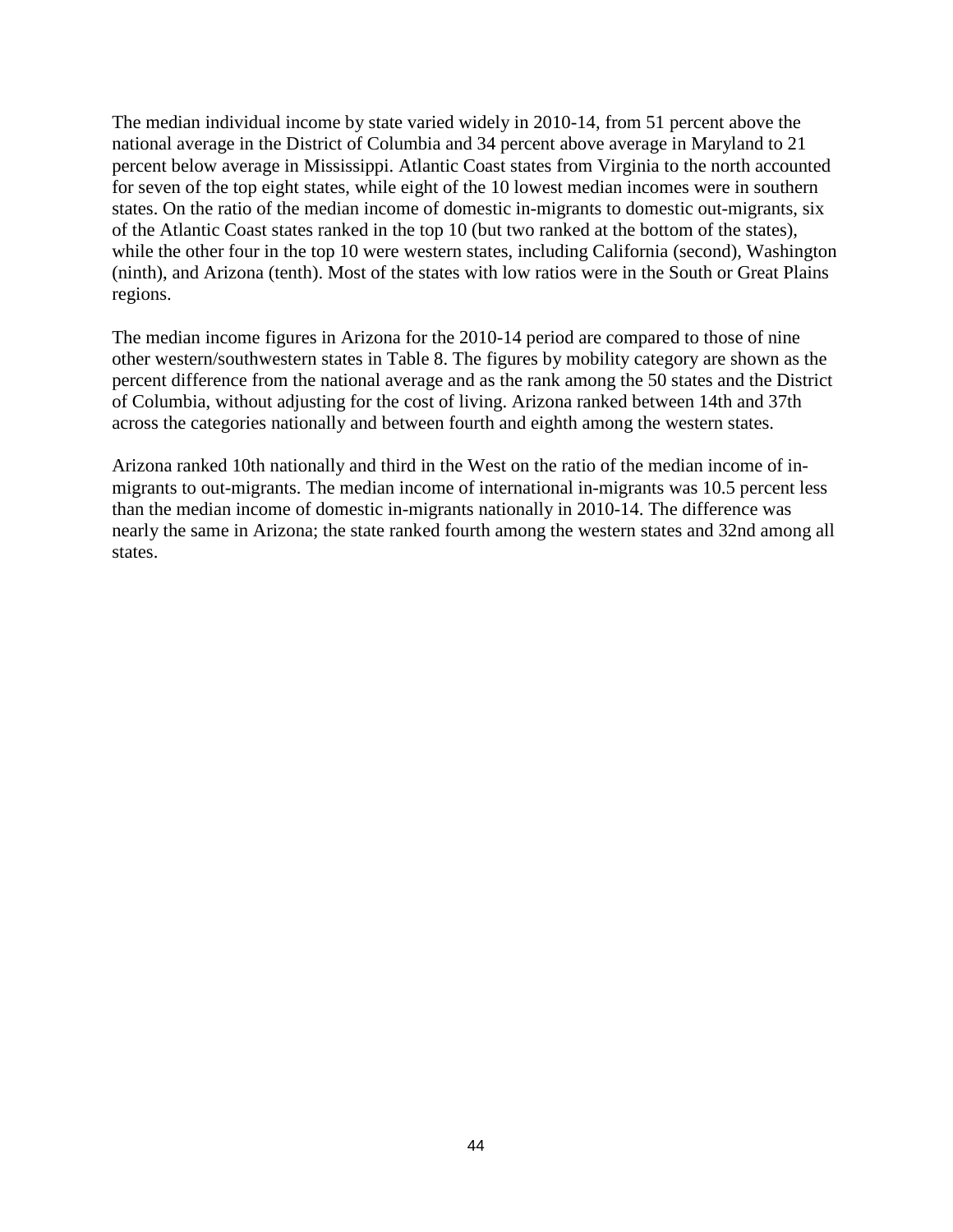The median individual income by state varied widely in 2010-14, from 51 percent above the national average in the District of Columbia and 34 percent above average in Maryland to 21 percent below average in Mississippi. Atlantic Coast states from Virginia to the north accounted for seven of the top eight states, while eight of the 10 lowest median incomes were in southern states. On the ratio of the median income of domestic in-migrants to domestic out-migrants, six of the Atlantic Coast states ranked in the top 10 (but two ranked at the bottom of the states), while the other four in the top 10 were western states, including California (second), Washington (ninth), and Arizona (tenth). Most of the states with low ratios were in the South or Great Plains regions.

The median income figures in Arizona for the 2010-14 period are compared to those of nine other western/southwestern states in Table 8. The figures by mobility category are shown as the percent difference from the national average and as the rank among the 50 states and the District of Columbia, without adjusting for the cost of living. Arizona ranked between 14th and 37th across the categories nationally and between fourth and eighth among the western states.

Arizona ranked 10th nationally and third in the West on the ratio of the median income of in-migrants to out-migrants. The median income of international in-migrants was 10.5 percent less than the median income of domestic in-migrants nationally in 2010-14. The difference was nearly the same in Arizona; the state ranked fourth among the western states and 32nd among all states.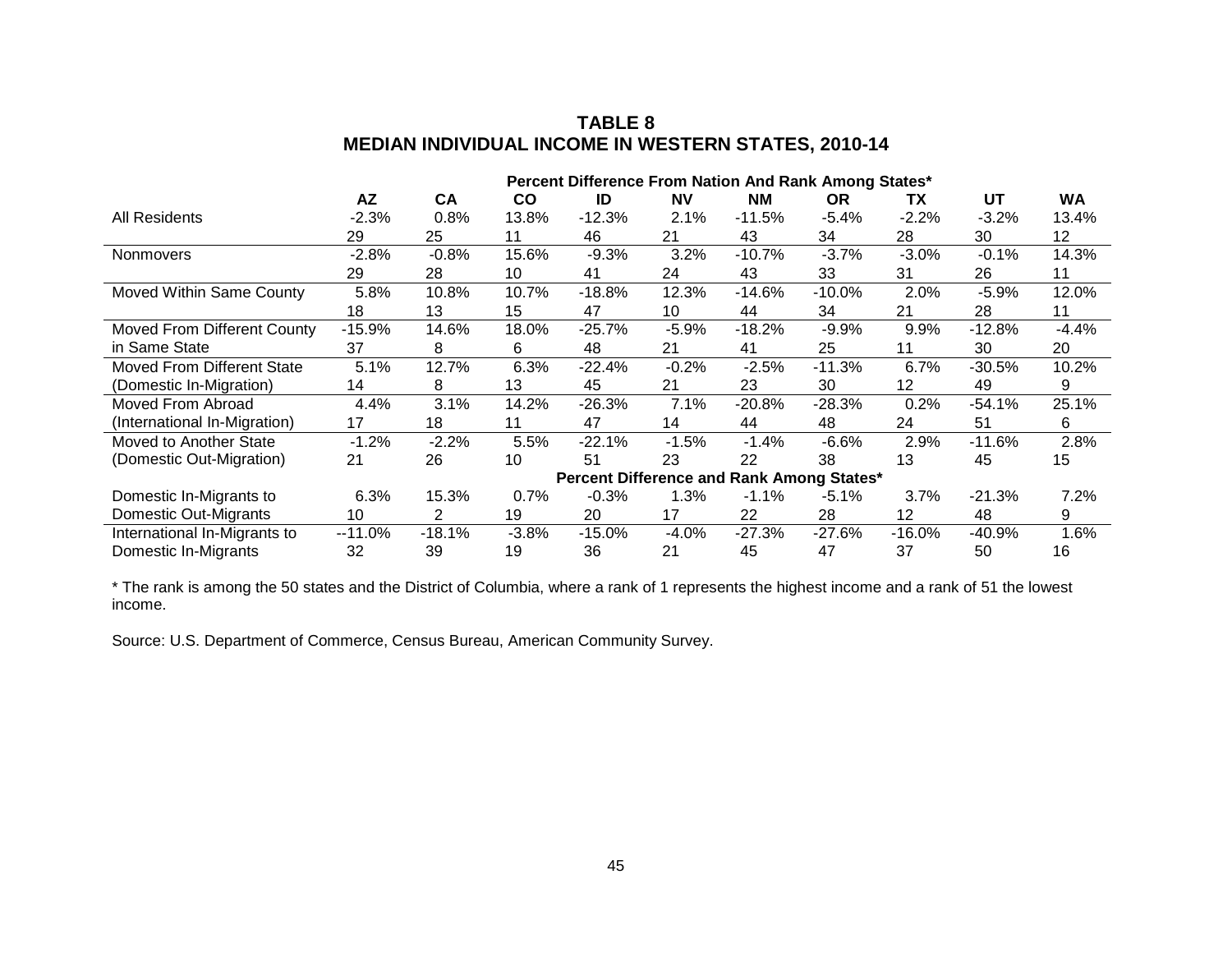# TABLE 8
## MEDIAN INDIVIDUAL INCOME IN WESTERN STATES, 2010-14

| | Percent Difference From Nation And Rank Among States* | | | | | | | | | |
|---|---|---|---|---|---|---|---|---|---|---|
| | **AZ** | **CA** | **CO** | **ID** | **NV** | **NM** | **OR** | **TX** | **UT** | **WA** |
| All Residents | -2.3% | 0.8% | 13.8% | -12.3% | 2.1% | -11.5% | -5.4% | -2.2% | -3.2% | 13.4% |
| | 29 | 25 | 11 | 46 | 21 | 43 | 34 | 28 | 30 | 12 |
| Nonmovers | -2.8% | -0.8% | 15.6% | -9.3% | 3.2% | -10.7% | -3.7% | -3.0% | -0.1% | 14.3% |
| | 29 | 28 | 10 | 41 | 24 | 43 | 33 | 31 | 26 | 11 |
| Moved Within Same County | 5.8% | 10.8% | 10.7% | -18.8% | 12.3% | -14.6% | -10.0% | 2.0% | -5.9% | 12.0% |
| | 18 | 13 | 15 | 47 | 10 | 44 | 34 | 21 | 28 | 11 |
| Moved From Different County | -15.9% | 14.6% | 18.0% | -25.7% | -5.9% | -18.2% | -9.9% | 9.9% | -12.8% | -4.4% |
| in Same State | 37 | 8 | 6 | 48 | 21 | 41 | 25 | 11 | 30 | 20 |
| Moved From Different State | 5.1% | 12.7% | 6.3% | -22.4% | -0.2% | -2.5% | -11.3% | 6.7% | -30.5% | 10.2% |
| (Domestic In-Migration) | 14 | 8 | 13 | 45 | 21 | 23 | 30 | 12 | 49 | 9 |
| Moved From Abroad | 4.4% | 3.1% | 14.2% | -26.3% | 7.1% | -20.8% | -28.3% | 0.2% | -54.1% | 25.1% |
| (International In-Migration) | 17 | 18 | 11 | 47 | 14 | 44 | 48 | 24 | 51 | 6 |
| Moved to Another State | -1.2% | -2.2% | 5.5% | -22.1% | -1.5% | -1.4% | -6.6% | 2.9% | -11.6% | 2.8% |
| (Domestic Out-Migration) | 21 | 26 | 10 | 51 | 23 | 22 | 38 | 13 | 45 | 15 |
| | Percent Difference and Rank Among States* | | | | | | | | | |
| Domestic In-Migrants to | 6.3% | 15.3% | 0.7% | -0.3% | 1.3% | -1.1% | -5.1% | 3.7% | -21.3% | 7.2% |
| Domestic Out-Migrants | 10 | 2 | 19 | 20 | 17 | 22 | 28 | 12 | 48 | 9 |
| International In-Migrants to | --11.0% | -18.1% | -3.8% | -15.0% | -4.0% | -27.3% | -27.6% | -16.0% | -40.9% | 1.6% |
| Domestic In-Migrants | 32 | 39 | 19 | 36 | 21 | 45 | 47 | 37 | 50 | 16 |

* The rank is among the 50 states and the District of Columbia, where a rank of 1 represents the highest income and a rank of 51 the lowest income.

Source: U.S. Department of Commerce, Census Bureau, American Community Survey.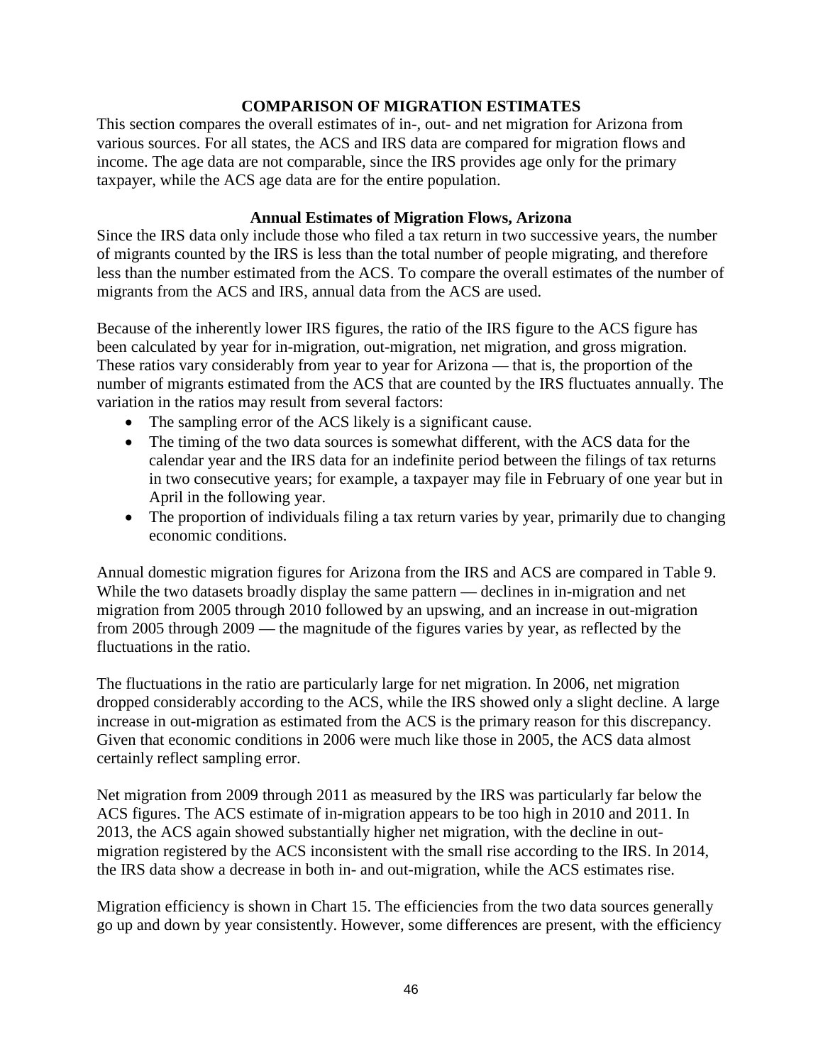## COMPARISON OF MIGRATION ESTIMATES

This section compares the overall estimates of in-, out- and net migration for Arizona from various sources. For all states, the ACS and IRS data are compared for migration flows and income. The age data are not comparable, since the IRS provides age only for the primary taxpayer, while the ACS age data are for the entire population.

### Annual Estimates of Migration Flows, Arizona

Since the IRS data only include those who filed a tax return in two successive years, the number of migrants counted by the IRS is less than the total number of people migrating, and therefore less than the number estimated from the ACS. To compare the overall estimates of the number of migrants from the ACS and IRS, annual data from the ACS are used.

Because of the inherently lower IRS figures, the ratio of the IRS figure to the ACS figure has been calculated by year for in-migration, out-migration, net migration, and gross migration. These ratios vary considerably from year to year for Arizona — that is, the proportion of the number of migrants estimated from the ACS that are counted by the IRS fluctuates annually. The variation in the ratios may result from several factors:

- The sampling error of the ACS likely is a significant cause.
- The timing of the two data sources is somewhat different, with the ACS data for the calendar year and the IRS data for an indefinite period between the filings of tax returns in two consecutive years; for example, a taxpayer may file in February of one year but in April in the following year.
- The proportion of individuals filing a tax return varies by year, primarily due to changing economic conditions.

Annual domestic migration figures for Arizona from the IRS and ACS are compared in Table 9. While the two datasets broadly display the same pattern — declines in in-migration and net migration from 2005 through 2010 followed by an upswing, and an increase in out-migration from 2005 through 2009 — the magnitude of the figures varies by year, as reflected by the fluctuations in the ratio.

The fluctuations in the ratio are particularly large for net migration. In 2006, net migration dropped considerably according to the ACS, while the IRS showed only a slight decline. A large increase in out-migration as estimated from the ACS is the primary reason for this discrepancy. Given that economic conditions in 2006 were much like those in 2005, the ACS data almost certainly reflect sampling error.

Net migration from 2009 through 2011 as measured by the IRS was particularly far below the ACS figures. The ACS estimate of in-migration appears to be too high in 2010 and 2011. In 2013, the ACS again showed substantially higher net migration, with the decline in out-migration registered by the ACS inconsistent with the small rise according to the IRS. In 2014, the IRS data show a decrease in both in- and out-migration, while the ACS estimates rise.

Migration efficiency is shown in Chart 15. The efficiencies from the two data sources generally go up and down by year consistently. However, some differences are present, with the efficiency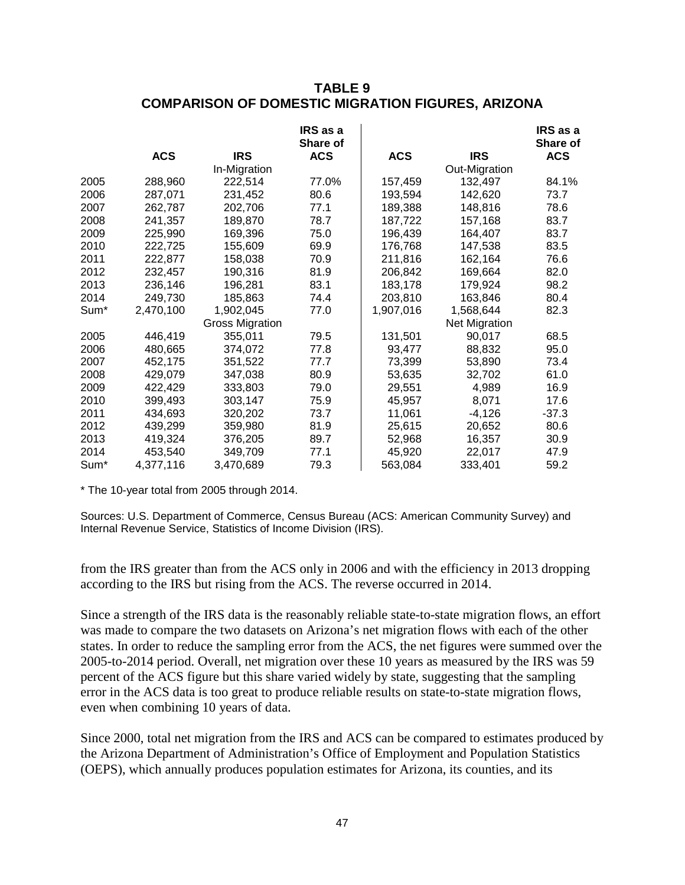**TABLE 9**
**COMPARISON OF DOMESTIC MIGRATION FIGURES, ARIZONA**

| | ACS | IRS | IRS as a Share of ACS | ACS | IRS | IRS as a Share of ACS |
|---|---|---|---|---|---|---|
| | | In-Migration | | | Out-Migration | |
| 2005 | 288,960 | 222,514 | 77.0% | 157,459 | 132,497 | 84.1% |
| 2006 | 287,071 | 231,452 | 80.6 | 193,594 | 142,620 | 73.7 |
| 2007 | 262,787 | 202,706 | 77.1 | 189,388 | 148,816 | 78.6 |
| 2008 | 241,357 | 189,870 | 78.7 | 187,722 | 157,168 | 83.7 |
| 2009 | 225,990 | 169,396 | 75.0 | 196,439 | 164,407 | 83.7 |
| 2010 | 222,725 | 155,609 | 69.9 | 176,768 | 147,538 | 83.5 |
| 2011 | 222,877 | 158,038 | 70.9 | 211,816 | 162,164 | 76.6 |
| 2012 | 232,457 | 190,316 | 81.9 | 206,842 | 169,664 | 82.0 |
| 2013 | 236,146 | 196,281 | 83.1 | 183,178 | 179,924 | 98.2 |
| 2014 | 249,730 | 185,863 | 74.4 | 203,810 | 163,846 | 80.4 |
| Sum* | 2,470,100 | 1,902,045 | 77.0 | 1,907,016 | 1,568,644 | 82.3 |
| | | Gross Migration | | | Net Migration | |
| 2005 | 446,419 | 355,011 | 79.5 | 131,501 | 90,017 | 68.5 |
| 2006 | 480,665 | 374,072 | 77.8 | 93,477 | 88,832 | 95.0 |
| 2007 | 452,175 | 351,522 | 77.7 | 73,399 | 53,890 | 73.4 |
| 2008 | 429,079 | 347,038 | 80.9 | 53,635 | 32,702 | 61.0 |
| 2009 | 422,429 | 333,803 | 79.0 | 29,551 | 4,989 | 16.9 |
| 2010 | 399,493 | 303,147 | 75.9 | 45,957 | 8,071 | 17.6 |
| 2011 | 434,693 | 320,202 | 73.7 | 11,061 | -4,126 | -37.3 |
| 2012 | 439,299 | 359,980 | 81.9 | 25,615 | 20,652 | 80.6 |
| 2013 | 419,324 | 376,205 | 89.7 | 52,968 | 16,357 | 30.9 |
| 2014 | 453,540 | 349,709 | 77.1 | 45,920 | 22,017 | 47.9 |
| Sum* | 4,377,116 | 3,470,689 | 79.3 | 563,084 | 333,401 | 59.2 |

* The 10-year total from 2005 through 2014.

Sources: U.S. Department of Commerce, Census Bureau (ACS: American Community Survey) and Internal Revenue Service, Statistics of Income Division (IRS).

from the IRS greater than from the ACS only in 2006 and with the efficiency in 2013 dropping according to the IRS but rising from the ACS. The reverse occurred in 2014.

Since a strength of the IRS data is the reasonably reliable state-to-state migration flows, an effort was made to compare the two datasets on Arizona's net migration flows with each of the other states. In order to reduce the sampling error from the ACS, the net figures were summed over the 2005-to-2014 period. Overall, net migration over these 10 years as measured by the IRS was 59 percent of the ACS figure but this share varied widely by state, suggesting that the sampling error in the ACS data is too great to produce reliable results on state-to-state migration flows, even when combining 10 years of data.

Since 2000, total net migration from the IRS and ACS can be compared to estimates produced by the Arizona Department of Administration's Office of Employment and Population Statistics (OEPS), which annually produces population estimates for Arizona, its counties, and its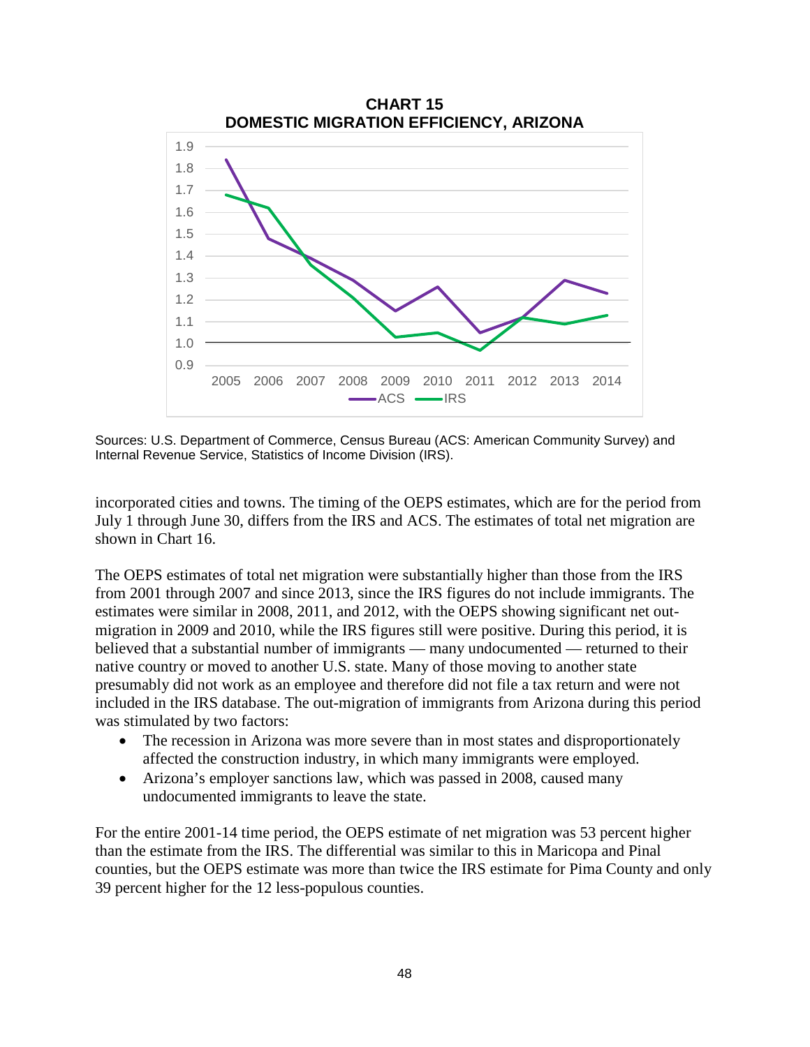**CHART 15**
**DOMESTIC MIGRATION EFFICIENCY, ARIZONA**

Sources: U.S. Department of Commerce, Census Bureau (ACS: American Community Survey) and Internal Revenue Service, Statistics of Income Division (IRS).

incorporated cities and towns. The timing of the OEPS estimates, which are for the period from July 1 through June 30, differs from the IRS and ACS. The estimates of total net migration are shown in Chart 16.

The OEPS estimates of total net migration were substantially higher than those from the IRS from 2001 through 2007 and since 2013, since the IRS figures do not include immigrants. The estimates were similar in 2008, 2011, and 2012, with the OEPS showing significant net out-migration in 2009 and 2010, while the IRS figures still were positive. During this period, it is believed that a substantial number of immigrants — many undocumented — returned to their native country or moved to another U.S. state. Many of those moving to another state presumably did not work as an employee and therefore did not file a tax return and were not included in the IRS database. The out-migration of immigrants from Arizona during this period was stimulated by two factors:

- The recession in Arizona was more severe than in most states and disproportionately affected the construction industry, in which many immigrants were employed.
- Arizona's employer sanctions law, which was passed in 2008, caused many undocumented immigrants to leave the state.

For the entire 2001-14 time period, the OEPS estimate of net migration was 53 percent higher than the estimate from the IRS. The differential was similar to this in Maricopa and Pinal counties, but the OEPS estimate was more than twice the IRS estimate for Pima County and only 39 percent higher for the 12 less-populous counties.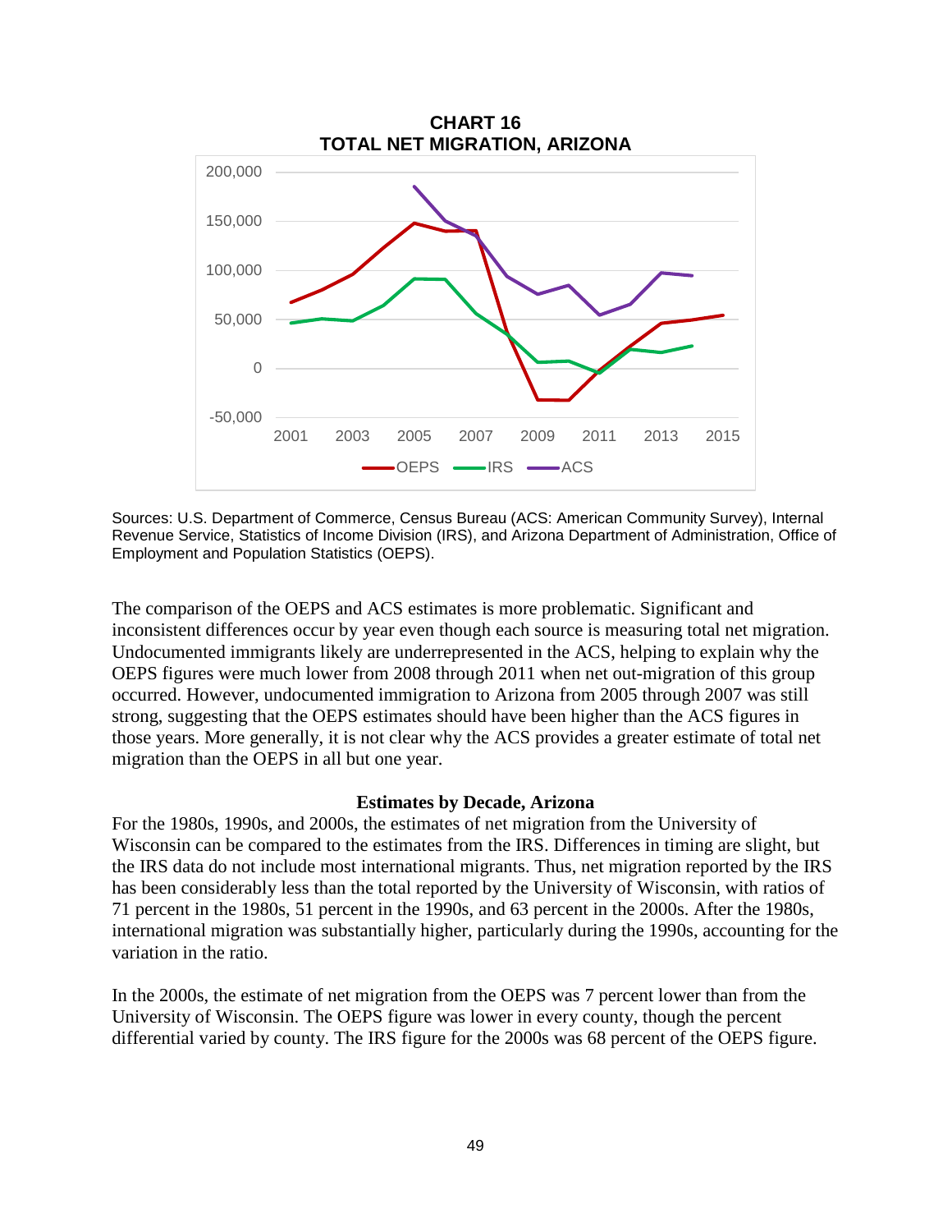**CHART 16**
**TOTAL NET MIGRATION, ARIZONA**

Sources: U.S. Department of Commerce, Census Bureau (ACS: American Community Survey), Internal Revenue Service, Statistics of Income Division (IRS), and Arizona Department of Administration, Office of Employment and Population Statistics (OEPS).

The comparison of the OEPS and ACS estimates is more problematic. Significant and inconsistent differences occur by year even though each source is measuring total net migration. Undocumented immigrants likely are underrepresented in the ACS, helping to explain why the OEPS figures were much lower from 2008 through 2011 when net out-migration of this group occurred. However, undocumented immigration to Arizona from 2005 through 2007 was still strong, suggesting that the OEPS estimates should have been higher than the ACS figures in those years. More generally, it is not clear why the ACS provides a greater estimate of total net migration than the OEPS in all but one year.

### Estimates by Decade, Arizona

For the 1980s, 1990s, and 2000s, the estimates of net migration from the University of Wisconsin can be compared to the estimates from the IRS. Differences in timing are slight, but the IRS data do not include most international migrants. Thus, net migration reported by the IRS has been considerably less than the total reported by the University of Wisconsin, with ratios of 71 percent in the 1980s, 51 percent in the 1990s, and 63 percent in the 2000s. After the 1980s, international migration was substantially higher, particularly during the 1990s, accounting for the variation in the ratio.

In the 2000s, the estimate of net migration from the OEPS was 7 percent lower than from the University of Wisconsin. The OEPS figure was lower in every county, though the percent differential varied by county. The IRS figure for the 2000s was 68 percent of the OEPS figure.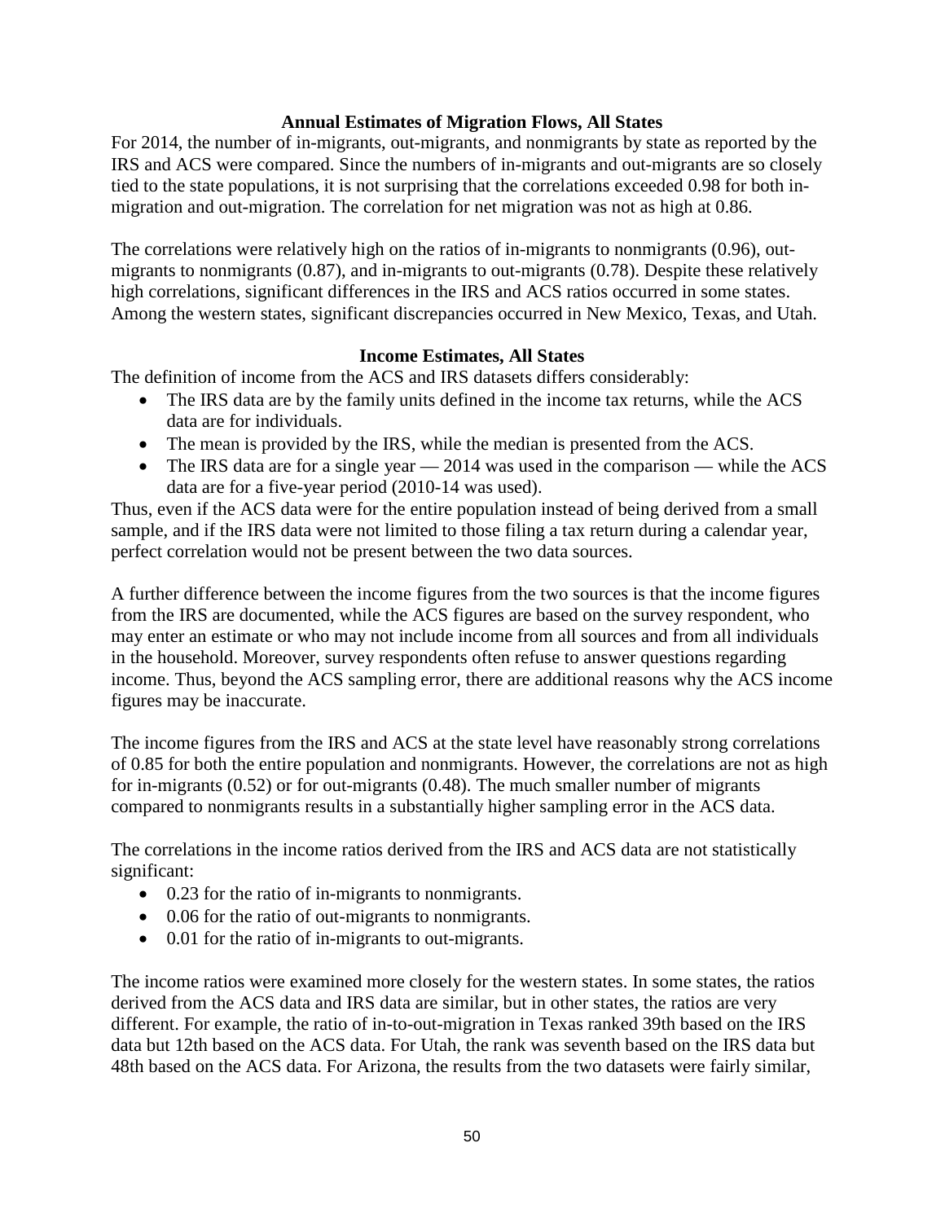### Annual Estimates of Migration Flows, All States

For 2014, the number of in-migrants, out-migrants, and nonmigrants by state as reported by the IRS and ACS were compared. Since the numbers of in-migrants and out-migrants are so closely tied to the state populations, it is not surprising that the correlations exceeded 0.98 for both in-migration and out-migration. The correlation for net migration was not as high at 0.86.

The correlations were relatively high on the ratios of in-migrants to nonmigrants (0.96), out-migrants to nonmigrants (0.87), and in-migrants to out-migrants (0.78). Despite these relatively high correlations, significant differences in the IRS and ACS ratios occurred in some states. Among the western states, significant discrepancies occurred in New Mexico, Texas, and Utah.

### Income Estimates, All States

The definition of income from the ACS and IRS datasets differs considerably:

- The IRS data are by the family units defined in the income tax returns, while the ACS data are for individuals.
- The mean is provided by the IRS, while the median is presented from the ACS.
- The IRS data are for a single year — 2014 was used in the comparison — while the ACS data are for a five-year period (2010-14 was used).

Thus, even if the ACS data were for the entire population instead of being derived from a small sample, and if the IRS data were not limited to those filing a tax return during a calendar year, perfect correlation would not be present between the two data sources.

A further difference between the income figures from the two sources is that the income figures from the IRS are documented, while the ACS figures are based on the survey respondent, who may enter an estimate or who may not include income from all sources and from all individuals in the household. Moreover, survey respondents often refuse to answer questions regarding income. Thus, beyond the ACS sampling error, there are additional reasons why the ACS income figures may be inaccurate.

The income figures from the IRS and ACS at the state level have reasonably strong correlations of 0.85 for both the entire population and nonmigrants. However, the correlations are not as high for in-migrants (0.52) or for out-migrants (0.48). The much smaller number of migrants compared to nonmigrants results in a substantially higher sampling error in the ACS data.

The correlations in the income ratios derived from the IRS and ACS data are not statistically significant:

- 0.23 for the ratio of in-migrants to nonmigrants.
- 0.06 for the ratio of out-migrants to nonmigrants.
- 0.01 for the ratio of in-migrants to out-migrants.

The income ratios were examined more closely for the western states. In some states, the ratios derived from the ACS data and IRS data are similar, but in other states, the ratios are very different. For example, the ratio of in-to-out-migration in Texas ranked 39th based on the IRS data but 12th based on the ACS data. For Utah, the rank was seventh based on the IRS data but 48th based on the ACS data. For Arizona, the results from the two datasets were fairly similar,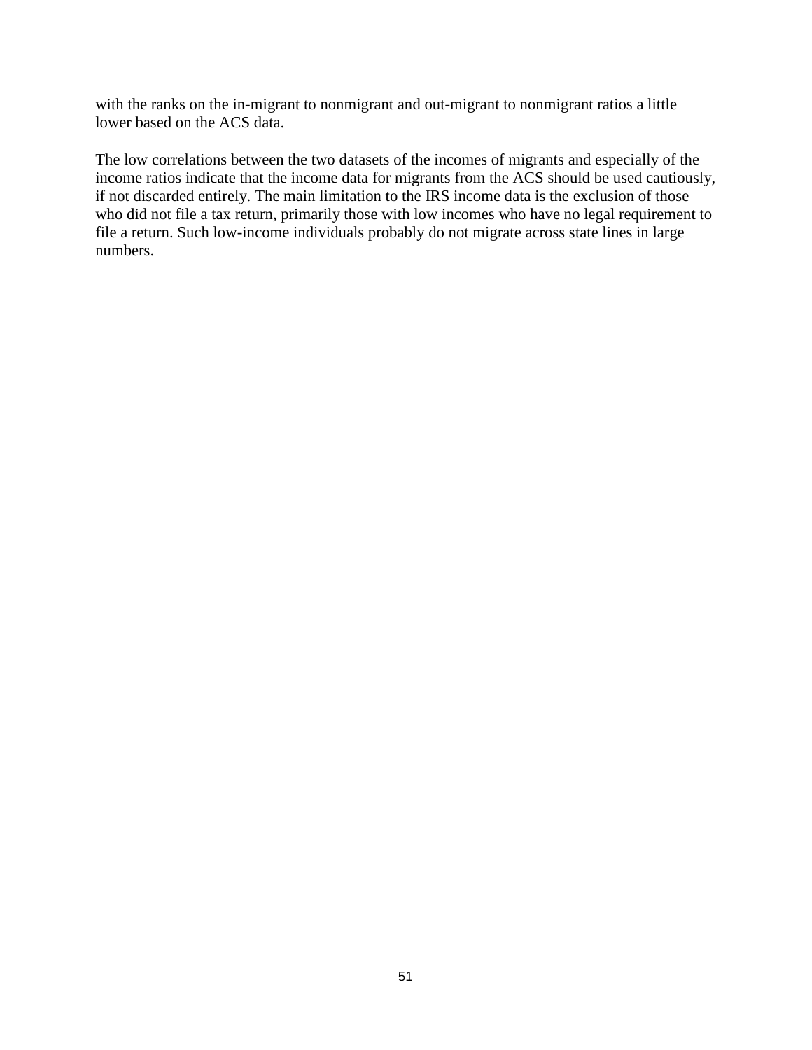with the ranks on the in-migrant to nonmigrant and out-migrant to nonmigrant ratios a little lower based on the ACS data.

The low correlations between the two datasets of the incomes of migrants and especially of the income ratios indicate that the income data for migrants from the ACS should be used cautiously, if not discarded entirely. The main limitation to the IRS income data is the exclusion of those who did not file a tax return, primarily those with low incomes who have no legal requirement to file a return. Such low-income individuals probably do not migrate across state lines in large numbers.